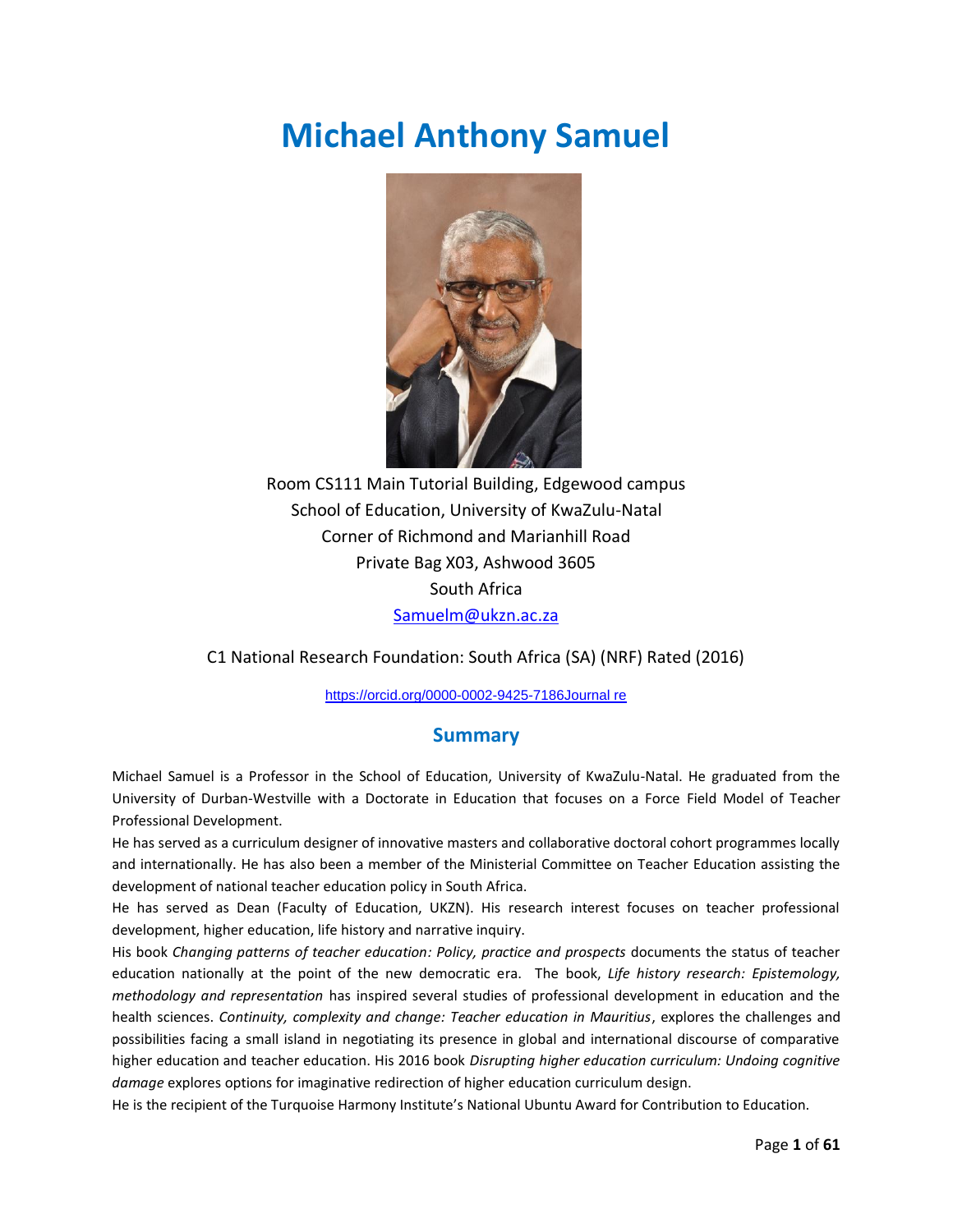# Michael Anthony Samuel

Room CS111 Main Tutorial Building, Edgewood campus
School of Education, University of KwaZulu-Natal
Corner of Richmond and Marianhill Road
Private Bag X03, Ashwood 3605
South Africa
Samuelm@ukzn.ac.za

C1 National Research Foundation: South Africa (SA) (NRF) Rated (2016)

https://orcid.org/0000-0002-9425-7186Journal re

## Summary

Michael Samuel is a Professor in the School of Education, University of KwaZulu-Natal. He graduated from the University of Durban-Westville with a Doctorate in Education that focuses on a Force Field Model of Teacher Professional Development.

He has served as a curriculum designer of innovative masters and collaborative doctoral cohort programmes locally and internationally. He has also been a member of the Ministerial Committee on Teacher Education assisting the development of national teacher education policy in South Africa.

He has served as Dean (Faculty of Education, UKZN). His research interest focuses on teacher professional development, higher education, life history and narrative inquiry.

His book *Changing patterns of teacher education: Policy, practice and prospects* documents the status of teacher education nationally at the point of the new democratic era. The book, *Life history research: Epistemology, methodology and representation* has inspired several studies of professional development in education and the health sciences. *Continuity, complexity and change: Teacher education in Mauritius*, explores the challenges and possibilities facing a small island in negotiating its presence in global and international discourse of comparative higher education and teacher education. His 2016 book *Disrupting higher education curriculum: Undoing cognitive damage* explores options for imaginative redirection of higher education curriculum design.

He is the recipient of the Turquoise Harmony Institute's National Ubuntu Award for Contribution to Education.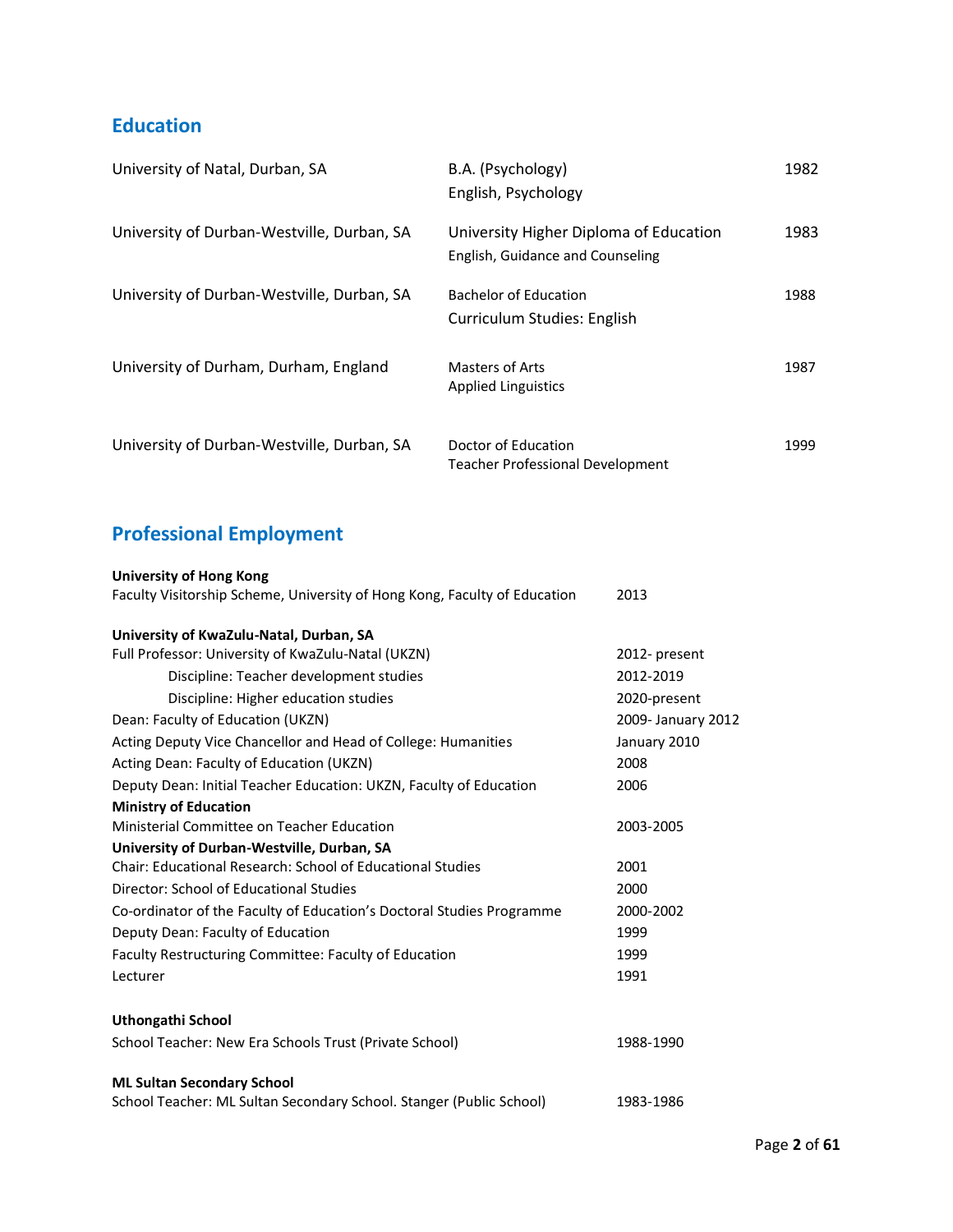## Education

| | | |
|---|---|---|
| University of Natal, Durban, SA | B.A. (Psychology)<br>English, Psychology | 1982 |
| University of Durban-Westville, Durban, SA | University Higher Diploma of Education<br>English, Guidance and Counseling | 1983 |
| University of Durban-Westville, Durban, SA | Bachelor of Education<br>Curriculum Studies: English | 1988 |
| University of Durham, Durham, England | Masters of Arts<br>Applied Linguistics | 1987 |
| University of Durban-Westville, Durban, SA | Doctor of Education<br>Teacher Professional Development | 1999 |

## Professional Employment

| | |
|---|---|
| **University of Hong Kong** | |
| Faculty Visitorship Scheme, University of Hong Kong, Faculty of Education | 2013 |
| **University of KwaZulu-Natal, Durban, SA** | |
| Full Professor: University of KwaZulu-Natal (UKZN) | 2012- present |
| Discipline: Teacher development studies | 2012-2019 |
| Discipline: Higher education studies | 2020-present |
| Dean: Faculty of Education (UKZN) | 2009- January 2012 |
| Acting Deputy Vice Chancellor and Head of College: Humanities | January 2010 |
| Acting Dean: Faculty of Education (UKZN) | 2008 |
| Deputy Dean: Initial Teacher Education: UKZN, Faculty of Education | 2006 |
| **Ministry of Education** | |
| Ministerial Committee on Teacher Education | 2003-2005 |
| **University of Durban-Westville, Durban, SA** | |
| Chair: Educational Research: School of Educational Studies | 2001 |
| Director: School of Educational Studies | 2000 |
| Co-ordinator of the Faculty of Education's Doctoral Studies Programme | 2000-2002 |
| Deputy Dean: Faculty of Education | 1999 |
| Faculty Restructuring Committee: Faculty of Education | 1999 |
| Lecturer | 1991 |
| **Uthongathi School** | |
| School Teacher: New Era Schools Trust (Private School) | 1988-1990 |
| **ML Sultan Secondary School** | |
| School Teacher: ML Sultan Secondary School. Stanger (Public School) | 1983-1986 |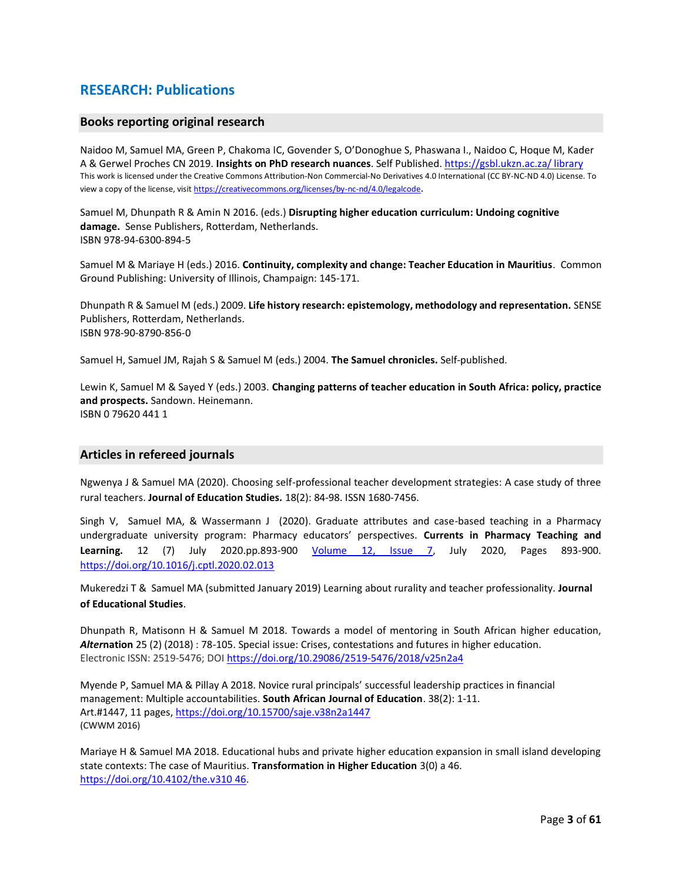## RESEARCH: Publications

### Books reporting original research

Naidoo M, Samuel MA, Green P, Chakoma IC, Govender S, O'Donoghue S, Phaswana I., Naidoo C, Hoque M, Kader A & Gerwel Proches CN 2019. **Insights on PhD research nuances**. Self Published. https://gsbl.ukzn.ac.za/ library
This work is licensed under the Creative Commons Attribution-Non Commercial-No Derivatives 4.0 International (CC BY-NC-ND 4.0) License. To view a copy of the license, visit https://creativecommons.org/licenses/by-nc-nd/4.0/legalcode.

Samuel M, Dhunpath R & Amin N 2016. (eds.) **Disrupting higher education curriculum: Undoing cognitive damage.** Sense Publishers, Rotterdam, Netherlands.
ISBN 978-94-6300-894-5

Samuel M & Mariaye H (eds.) 2016. **Continuity, complexity and change: Teacher Education in Mauritius**. Common Ground Publishing: University of Illinois, Champaign: 145-171.

Dhunpath R & Samuel M (eds.) 2009. **Life history research: epistemology, methodology and representation.** SENSE Publishers, Rotterdam, Netherlands.
ISBN 978-90-8790-856-0

Samuel H, Samuel JM, Rajah S & Samuel M (eds.) 2004. **The Samuel chronicles.** Self-published.

Lewin K, Samuel M & Sayed Y (eds.) 2003. **Changing patterns of teacher education in South Africa: policy, practice and prospects.** Sandown. Heinemann.
ISBN 0 79620 441 1

### Articles in refereed journals

Ngwenya J & Samuel MA (2020). Choosing self-professional teacher development strategies: A case study of three rural teachers. **Journal of Education Studies.** 18(2): 84-98. ISSN 1680-7456.

Singh V, Samuel MA, & Wassermann J (2020). Graduate attributes and case-based teaching in a Pharmacy undergraduate university program: Pharmacy educators' perspectives. **Currents in Pharmacy Teaching and Learning.** 12 (7) July 2020.pp.893-900 Volume 12, Issue 7, July 2020, Pages 893-900. https://doi.org/10.1016/j.cptl.2020.02.013

Mukeredzi T & Samuel MA (submitted January 2019) Learning about rurality and teacher professionality. **Journal of Educational Studies**.

Dhunpath R, Matisonn H & Samuel M 2018. Towards a model of mentoring in South African higher education, ***Alter*nation** 25 (2) (2018) : 78-105. Special issue: Crises, contestations and futures in higher education.
Electronic ISSN: 2519-5476; DOI https://doi.org/10.29086/2519-5476/2018/v25n2a4

Myende P, Samuel MA & Pillay A 2018. Novice rural principals' successful leadership practices in financial management: Multiple accountabilities. **South African Journal of Education**. 38(2): 1-11.
Art.#1447, 11 pages, https://doi.org/10.15700/saje.v38n2a1447
(CWWM 2016)

Mariaye H & Samuel MA 2018. Educational hubs and private higher education expansion in small island developing state contexts: The case of Mauritius. **Transformation in Higher Education** 3(0) a 46.
https://doi.org/10.4102/the.v310 46.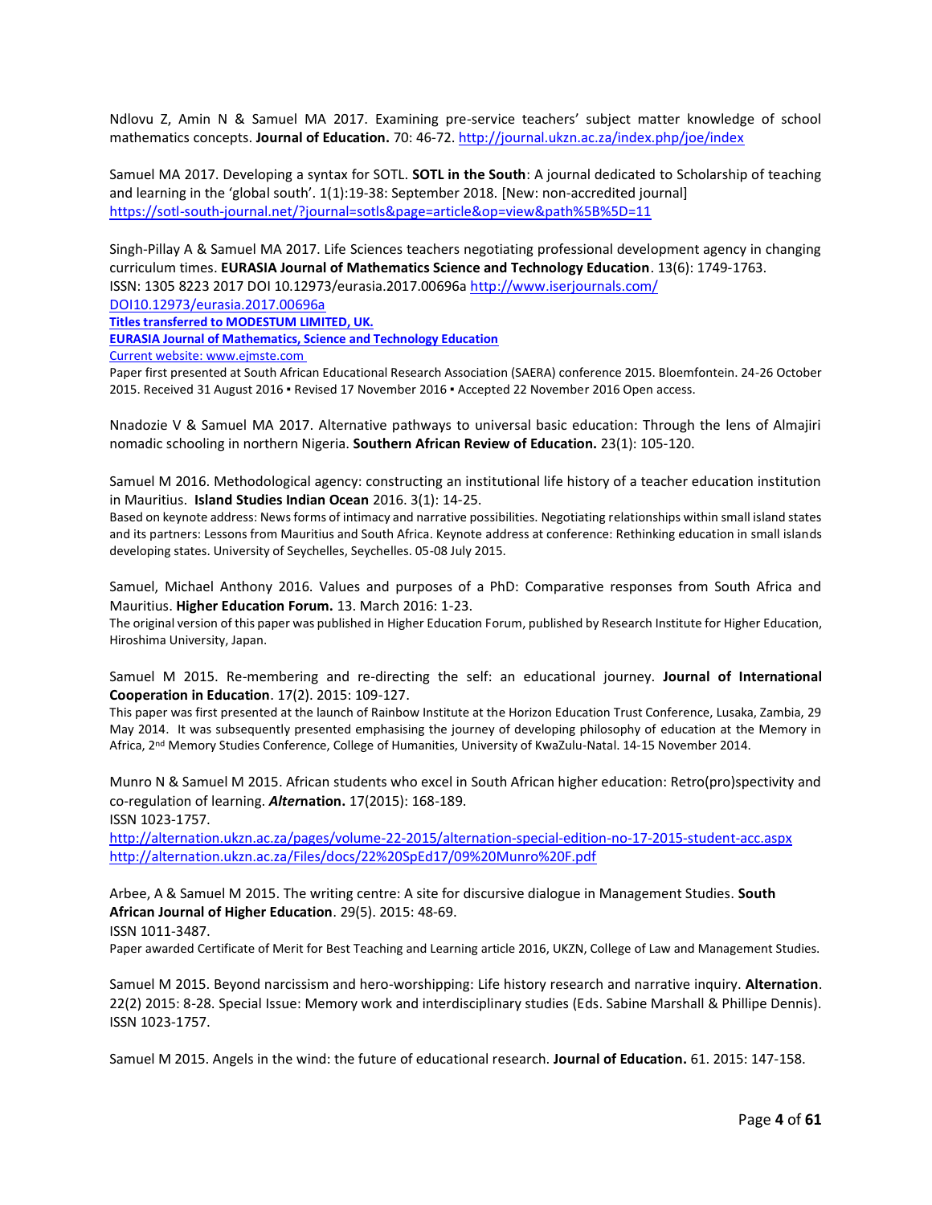Ndlovu Z, Amin N & Samuel MA 2017. Examining pre-service teachers' subject matter knowledge of school mathematics concepts. **Journal of Education.** 70: 46-72. http://journal.ukzn.ac.za/index.php/joe/index

Samuel MA 2017. Developing a syntax for SOTL. **SOTL in the South**: A journal dedicated to Scholarship of teaching and learning in the 'global south'. 1(1):19-38: September 2018. [New: non-accredited journal] https://sotl-south-journal.net/?journal=sotls&page=article&op=view&path%5B%5D=11

Singh-Pillay A & Samuel MA 2017. Life Sciences teachers negotiating professional development agency in changing curriculum times. **EURASIA Journal of Mathematics Science and Technology Education**. 13(6): 1749-1763. ISSN: 1305 8223 2017 DOI 10.12973/eurasia.2017.00696a http://www.iserjournals.com/DOI10.12973/eurasia.2017.00696a
**Titles transferred to MODESTUM LIMITED, UK.**
**EURASIA Journal of Mathematics, Science and Technology Education**
Current website: www.ejmste.com
Paper first presented at South African Educational Research Association (SAERA) conference 2015. Bloemfontein. 24-26 October 2015. Received 31 August 2016 ▪ Revised 17 November 2016 ▪ Accepted 22 November 2016 Open access.

Nnadozie V & Samuel MA 2017. Alternative pathways to universal basic education: Through the lens of Almajiri nomadic schooling in northern Nigeria. **Southern African Review of Education.** 23(1): 105-120.

Samuel M 2016. Methodological agency: constructing an institutional life history of a teacher education institution in Mauritius. **Island Studies Indian Ocean** 2016. 3(1): 14-25.
Based on keynote address: News forms of intimacy and narrative possibilities. Negotiating relationships within small island states and its partners: Lessons from Mauritius and South Africa. Keynote address at conference: Rethinking education in small islands developing states. University of Seychelles, Seychelles. 05-08 July 2015.

Samuel, Michael Anthony 2016. Values and purposes of a PhD: Comparative responses from South Africa and Mauritius. **Higher Education Forum.** 13. March 2016: 1-23.
The original version of this paper was published in Higher Education Forum, published by Research Institute for Higher Education, Hiroshima University, Japan.

Samuel M 2015. Re-membering and re-directing the self: an educational journey. **Journal of International Cooperation in Education**. 17(2). 2015: 109-127.
This paper was first presented at the launch of Rainbow Institute at the Horizon Education Trust Conference, Lusaka, Zambia, 29 May 2014. It was subsequently presented emphasising the journey of developing philosophy of education at the Memory in Africa, 2nd Memory Studies Conference, College of Humanities, University of KwaZulu-Natal. 14-15 November 2014.

Munro N & Samuel M 2015. African students who excel in South African higher education: Retro(pro)spectivity and co-regulation of learning. ***Alter*nation.** 17(2015): 168-189.
ISSN 1023-1757.
http://alternation.ukzn.ac.za/pages/volume-22-2015/alternation-special-edition-no-17-2015-student-acc.aspx
http://alternation.ukzn.ac.za/Files/docs/22%20SpEd17/09%20Munro%20F.pdf

Arbee, A & Samuel M 2015. The writing centre: A site for discursive dialogue in Management Studies. **South African Journal of Higher Education**. 29(5). 2015: 48-69.
ISSN 1011-3487.
Paper awarded Certificate of Merit for Best Teaching and Learning article 2016, UKZN, College of Law and Management Studies.

Samuel M 2015. Beyond narcissism and hero-worshipping: Life history research and narrative inquiry. **Alternation**. 22(2) 2015: 8-28. Special Issue: Memory work and interdisciplinary studies (Eds. Sabine Marshall & Phillipe Dennis). ISSN 1023-1757.

Samuel M 2015. Angels in the wind: the future of educational research. **Journal of Education.** 61. 2015: 147-158.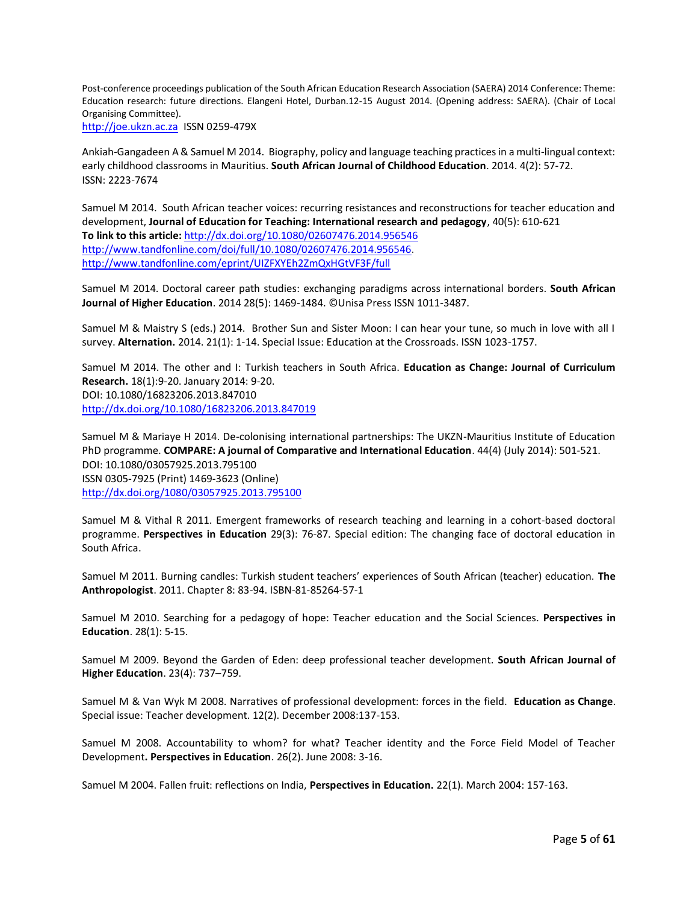Post-conference proceedings publication of the South African Education Research Association (SAERA) 2014 Conference: Theme: Education research: future directions. Elangeni Hotel, Durban.12-15 August 2014. (Opening address: SAERA). (Chair of Local Organising Committee).
http://joe.ukzn.ac.za ISSN 0259-479X

Ankiah-Gangadeen A & Samuel M 2014. Biography, policy and language teaching practices in a multi-lingual context: early childhood classrooms in Mauritius. **South African Journal of Childhood Education**. 2014. 4(2): 57-72. ISSN: 2223-7674

Samuel M 2014. South African teacher voices: recurring resistances and reconstructions for teacher education and development, **Journal of Education for Teaching: International research and pedagogy**, 40(5): 610-621
**To link to this article:** http://dx.doi.org/10.1080/02607476.2014.956546
http://www.tandfonline.com/doi/full/10.1080/02607476.2014.956546.
http://www.tandfonline.com/eprint/UIZFXYEh2ZmQxHGtVF3F/full

Samuel M 2014. Doctoral career path studies: exchanging paradigms across international borders. **South African Journal of Higher Education**. 2014 28(5): 1469-1484. ©Unisa Press ISSN 1011-3487.

Samuel M & Maistry S (eds.) 2014. Brother Sun and Sister Moon: I can hear your tune, so much in love with all I survey. **Alternation.** 2014. 21(1): 1-14. Special Issue: Education at the Crossroads. ISSN 1023-1757.

Samuel M 2014. The other and I: Turkish teachers in South Africa. **Education as Change: Journal of Curriculum Research.** 18(1):9-20. January 2014: 9-20.
DOI: 10.1080/16823206.2013.847010
http://dx.doi.org/10.1080/16823206.2013.847019

Samuel M & Mariaye H 2014. De-colonising international partnerships: The UKZN-Mauritius Institute of Education PhD programme. **COMPARE: A journal of Comparative and International Education**. 44(4) (July 2014): 501-521.
DOI: 10.1080/03057925.2013.795100
ISSN 0305-7925 (Print) 1469-3623 (Online)
http://dx.doi.org/1080/03057925.2013.795100

Samuel M & Vithal R 2011. Emergent frameworks of research teaching and learning in a cohort-based doctoral programme. **Perspectives in Education** 29(3): 76-87. Special edition: The changing face of doctoral education in South Africa.

Samuel M 2011. Burning candles: Turkish student teachers' experiences of South African (teacher) education. **The Anthropologist**. 2011. Chapter 8: 83-94. ISBN-81-85264-57-1

Samuel M 2010. Searching for a pedagogy of hope: Teacher education and the Social Sciences. **Perspectives in Education**. 28(1): 5-15.

Samuel M 2009. Beyond the Garden of Eden: deep professional teacher development. **South African Journal of Higher Education**. 23(4): 737–759.

Samuel M & Van Wyk M 2008. Narratives of professional development: forces in the field. **Education as Change**. Special issue: Teacher development. 12(2). December 2008:137-153.

Samuel M 2008. Accountability to whom? for what? Teacher identity and the Force Field Model of Teacher Development**. Perspectives in Education**. 26(2). June 2008: 3-16.

Samuel M 2004. Fallen fruit: reflections on India, **Perspectives in Education.** 22(1). March 2004: 157-163.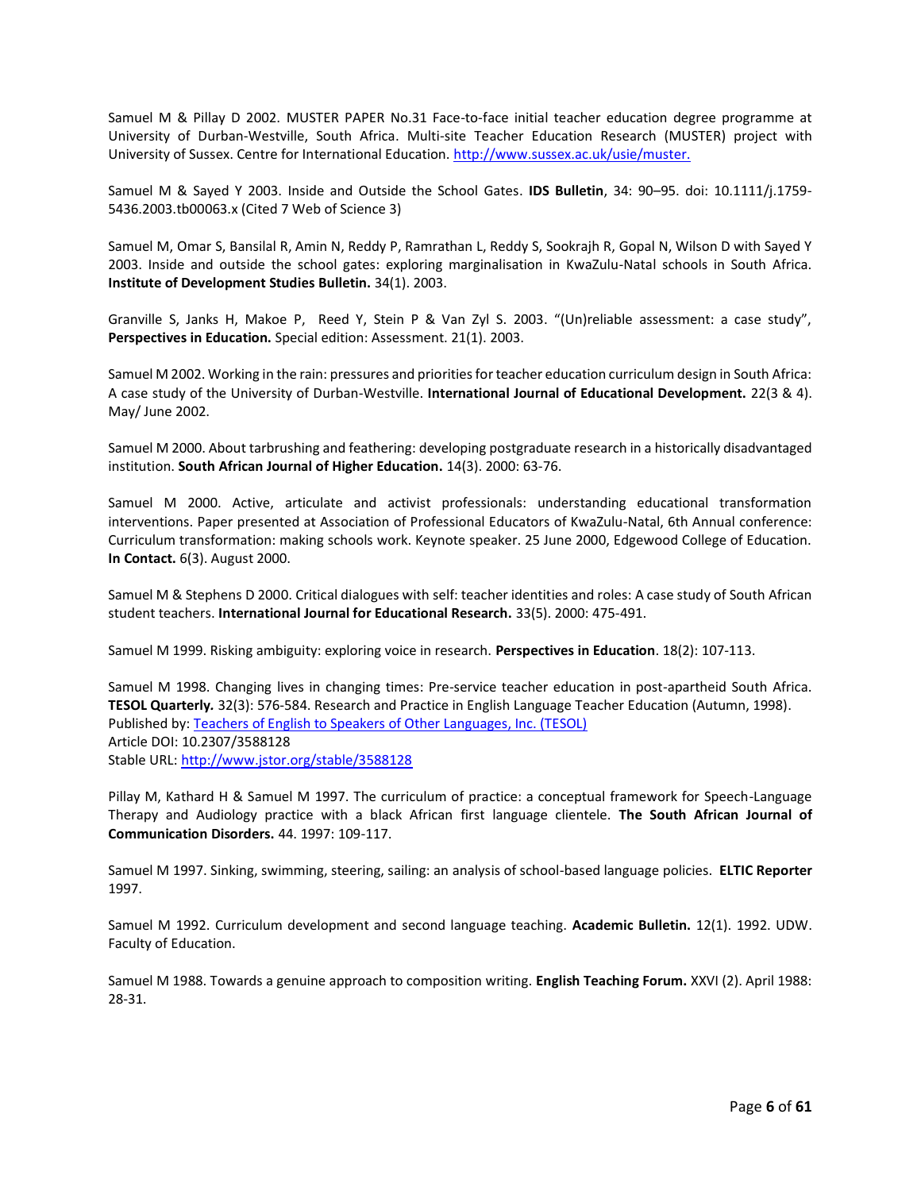Samuel M & Pillay D 2002. MUSTER PAPER No.31 Face-to-face initial teacher education degree programme at University of Durban-Westville, South Africa. Multi-site Teacher Education Research (MUSTER) project with University of Sussex. Centre for International Education. [http://www.sussex.ac.uk/usie/muster.](http://www.sussex.ac.uk/usie/muster.)

Samuel M & Sayed Y 2003. Inside and Outside the School Gates. **IDS Bulletin**, 34: 90–95. doi: 10.1111/j.1759-5436.2003.tb00063.x (Cited 7 Web of Science 3)

Samuel M, Omar S, Bansilal R, Amin N, Reddy P, Ramrathan L, Reddy S, Sookrajh R, Gopal N, Wilson D with Sayed Y 2003. Inside and outside the school gates: exploring marginalisation in KwaZulu-Natal schools in South Africa. **Institute of Development Studies Bulletin.** 34(1). 2003.

Granville S, Janks H, Makoe P, Reed Y, Stein P & Van Zyl S. 2003. "(Un)reliable assessment: a case study", **Perspectives in Education.** Special edition: Assessment. 21(1). 2003.

Samuel M 2002. Working in the rain: pressures and priorities for teacher education curriculum design in South Africa: A case study of the University of Durban-Westville. **International Journal of Educational Development.** 22(3 & 4). May/ June 2002.

Samuel M 2000. About tarbrushing and feathering: developing postgraduate research in a historically disadvantaged institution. **South African Journal of Higher Education.** 14(3). 2000: 63-76.

Samuel M 2000. Active, articulate and activist professionals: understanding educational transformation interventions. Paper presented at Association of Professional Educators of KwaZulu-Natal, 6th Annual conference: Curriculum transformation: making schools work. Keynote speaker. 25 June 2000, Edgewood College of Education. **In Contact.** 6(3). August 2000.

Samuel M & Stephens D 2000. Critical dialogues with self: teacher identities and roles: A case study of South African student teachers. **International Journal for Educational Research.** 33(5). 2000: 475-491.

Samuel M 1999. Risking ambiguity: exploring voice in research. **Perspectives in Education**. 18(2): 107-113.

Samuel M 1998. Changing lives in changing times: Pre-service teacher education in post-apartheid South Africa. **TESOL Quarterly.** 32(3): 576-584. Research and Practice in English Language Teacher Education (Autumn, 1998).
Published by: Teachers of English to Speakers of Other Languages, Inc. (TESOL)
Article DOI: 10.2307/3588128
Stable URL: [http://www.jstor.org/stable/3588128](http://www.jstor.org/stable/3588128)

Pillay M, Kathard H & Samuel M 1997. The curriculum of practice: a conceptual framework for Speech-Language Therapy and Audiology practice with a black African first language clientele. **The South African Journal of Communication Disorders.** 44. 1997: 109-117.

Samuel M 1997. Sinking, swimming, steering, sailing: an analysis of school-based language policies. **ELTIC Reporter** 1997.

Samuel M 1992. Curriculum development and second language teaching. **Academic Bulletin.** 12(1). 1992. UDW. Faculty of Education.

Samuel M 1988. Towards a genuine approach to composition writing. **English Teaching Forum.** XXVI (2). April 1988: 28-31.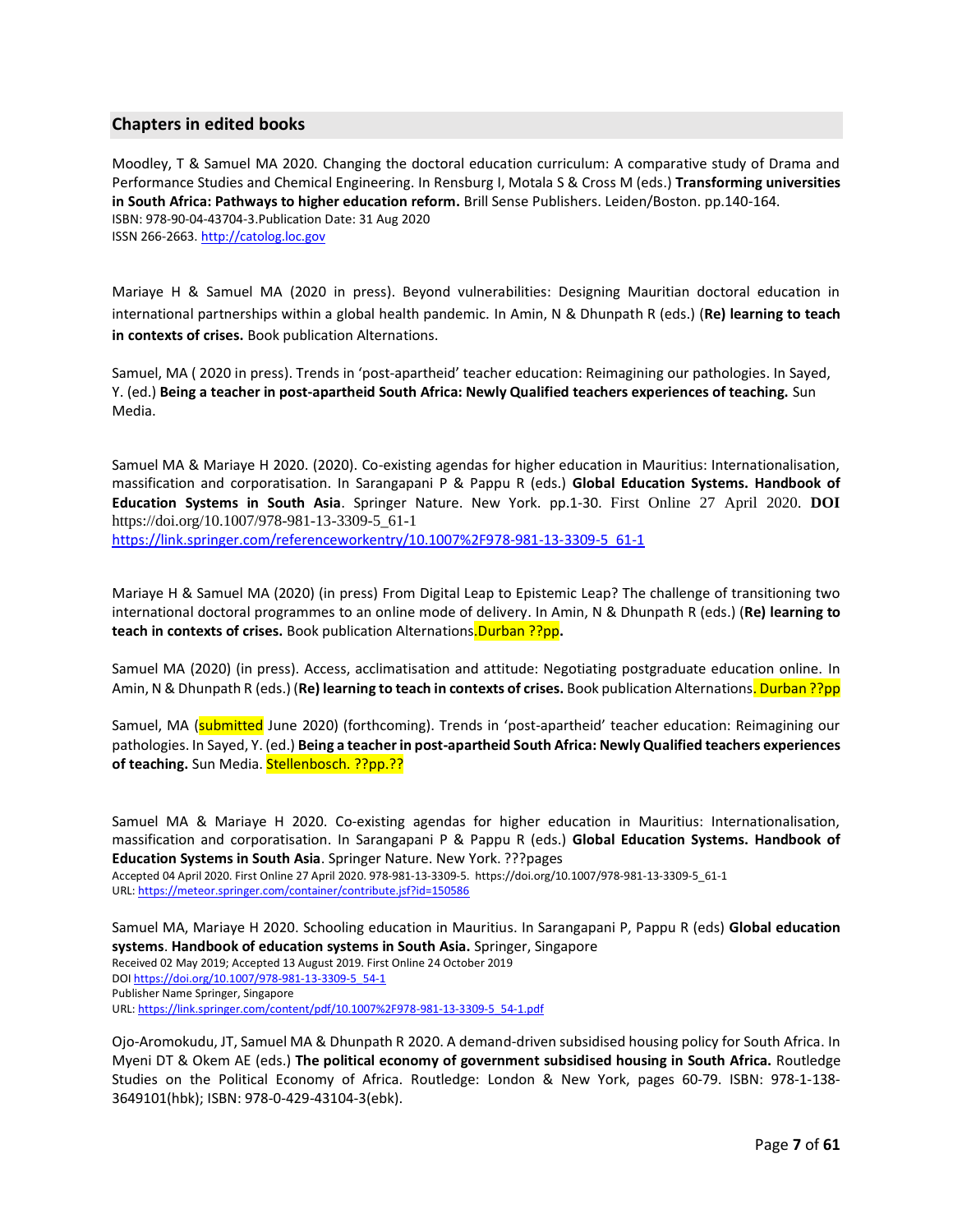## Chapters in edited books

Moodley, T & Samuel MA 2020. Changing the doctoral education curriculum: A comparative study of Drama and Performance Studies and Chemical Engineering. In Rensburg I, Motala S & Cross M (eds.) **Transforming universities in South Africa: Pathways to higher education reform.** Brill Sense Publishers. Leiden/Boston. pp.140-164.
ISBN: 978-90-04-43704-3.Publication Date: 31 Aug 2020
ISSN 266-2663. http://catolog.loc.gov

Mariaye H & Samuel MA (2020 in press). Beyond vulnerabilities: Designing Mauritian doctoral education in international partnerships within a global health pandemic. In Amin, N & Dhunpath R (eds.) (**Re) learning to teach in contexts of crises.** Book publication Alternations.

Samuel, MA ( 2020 in press). Trends in 'post-apartheid' teacher education: Reimagining our pathologies. In Sayed, Y. (ed.) **Being a teacher in post-apartheid South Africa: Newly Qualified teachers experiences of teaching.** Sun Media.

Samuel MA & Mariaye H 2020. (2020). Co-existing agendas for higher education in Mauritius: Internationalisation, massification and corporatisation. In Sarangapani P & Pappu R (eds.) **Global Education Systems. Handbook of Education Systems in South Asia**. Springer Nature. New York. pp.1-30. First Online 27 April 2020. **DOI** https://doi.org/10.1007/978-981-13-3309-5_61-1
https://link.springer.com/referenceworkentry/10.1007%2F978-981-13-3309-5_61-1

Mariaye H & Samuel MA (2020) (in press) From Digital Leap to Epistemic Leap? The challenge of transitioning two international doctoral programmes to an online mode of delivery. In Amin, N & Dhunpath R (eds.) (**Re) learning to teach in contexts of crises.** Book publication Alternations.Durban ??pp**.**

Samuel MA (2020) (in press). Access, acclimatisation and attitude: Negotiating postgraduate education online. In Amin, N & Dhunpath R (eds.) (**Re) learning to teach in contexts of crises.** Book publication Alternations. Durban ??pp

Samuel, MA (submitted June 2020) (forthcoming). Trends in 'post-apartheid' teacher education: Reimagining our pathologies. In Sayed, Y. (ed.) **Being a teacher in post-apartheid South Africa: Newly Qualified teachers experiences of teaching.** Sun Media. Stellenbosch. ??pp.??

Samuel MA & Mariaye H 2020. Co-existing agendas for higher education in Mauritius: Internationalisation, massification and corporatisation. In Sarangapani P & Pappu R (eds.) **Global Education Systems. Handbook of Education Systems in South Asia**. Springer Nature. New York. ???pages
Accepted 04 April 2020. First Online 27 April 2020. 978-981-13-3309-5. https://doi.org/10.1007/978-981-13-3309-5_61-1
URL: https://meteor.springer.com/container/contribute.jsf?id=150586

Samuel MA, Mariaye H 2020. Schooling education in Mauritius. In Sarangapani P, Pappu R (eds) **Global education systems**. **Handbook of education systems in South Asia.** Springer, Singapore
Received 02 May 2019; Accepted 13 August 2019. First Online 24 October 2019
DOI https://doi.org/10.1007/978-981-13-3309-5_54-1
Publisher Name Springer, Singapore
URL: https://link.springer.com/content/pdf/10.1007%2F978-981-13-3309-5_54-1.pdf

Ojo-Aromokudu, JT, Samuel MA & Dhunpath R 2020. A demand-driven subsidised housing policy for South Africa. In Myeni DT & Okem AE (eds.) **The political economy of government subsidised housing in South Africa.** Routledge Studies on the Political Economy of Africa. Routledge: London & New York, pages 60-79. ISBN: 978-1-138-3649101(hbk); ISBN: 978-0-429-43104-3(ebk).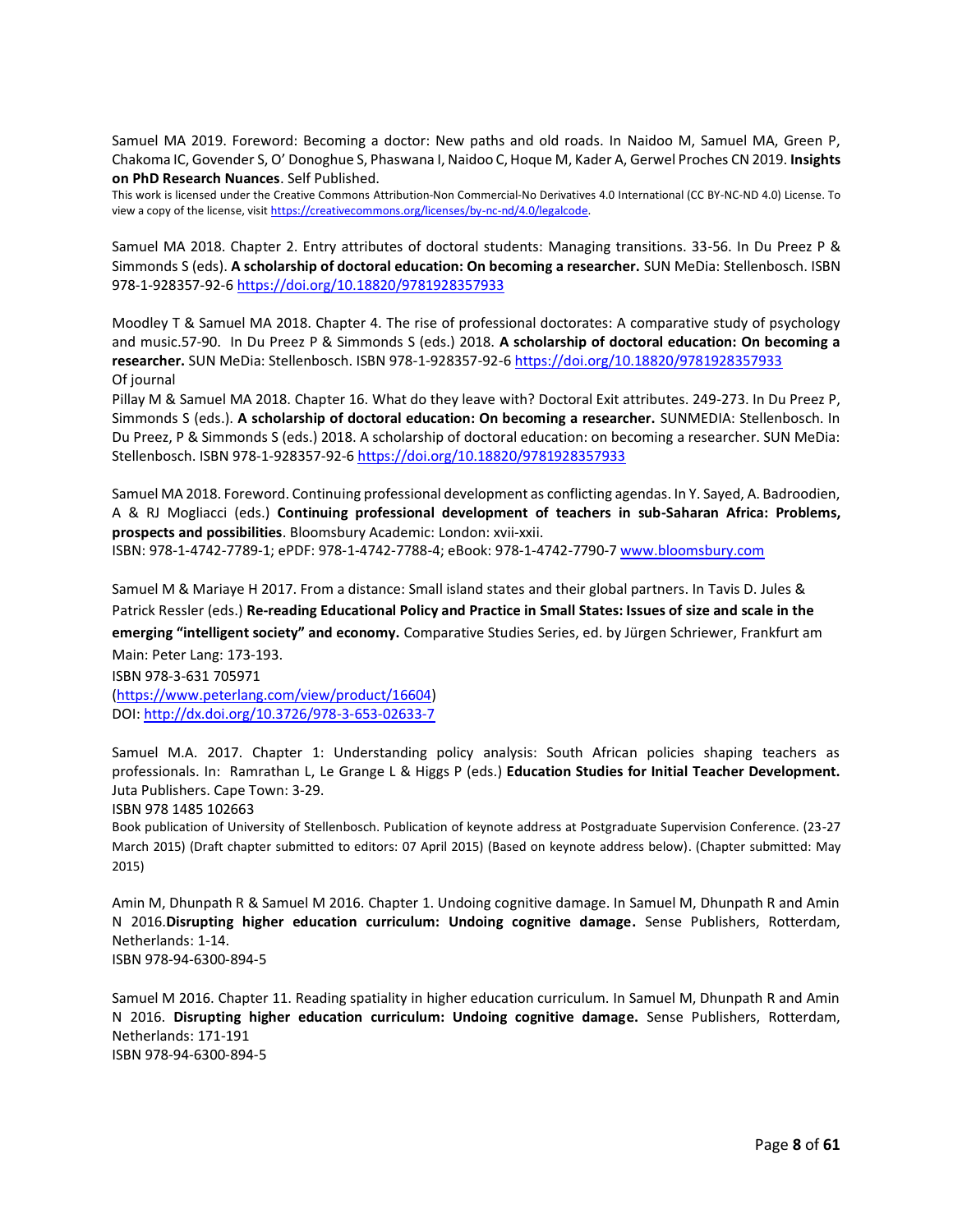Samuel MA 2019. Foreword: Becoming a doctor: New paths and old roads. In Naidoo M, Samuel MA, Green P, Chakoma IC, Govender S, O' Donoghue S, Phaswana I, Naidoo C, Hoque M, Kader A, Gerwel Proches CN 2019. **Insights on PhD Research Nuances**. Self Published.
This work is licensed under the Creative Commons Attribution-Non Commercial-No Derivatives 4.0 International (CC BY-NC-ND 4.0) License. To view a copy of the license, visit https://creativecommons.org/licenses/by-nc-nd/4.0/legalcode.

Samuel MA 2018. Chapter 2. Entry attributes of doctoral students: Managing transitions. 33-56. In Du Preez P & Simmonds S (eds). **A scholarship of doctoral education: On becoming a researcher.** SUN MeDia: Stellenbosch. ISBN 978-1-928357-92-6 https://doi.org/10.18820/9781928357933

Moodley T & Samuel MA 2018. Chapter 4. The rise of professional doctorates: A comparative study of psychology and music.57-90. In Du Preez P & Simmonds S (eds.) 2018. **A scholarship of doctoral education: On becoming a researcher.** SUN MeDia: Stellenbosch. ISBN 978-1-928357-92-6 https://doi.org/10.18820/9781928357933
Of journal
Pillay M & Samuel MA 2018. Chapter 16. What do they leave with? Doctoral Exit attributes. 249-273. In Du Preez P, Simmonds S (eds.). **A scholarship of doctoral education: On becoming a researcher.** SUNMEDIA: Stellenbosch. In Du Preez, P & Simmonds S (eds.) 2018. A scholarship of doctoral education: on becoming a researcher. SUN MeDia: Stellenbosch. ISBN 978-1-928357-92-6 https://doi.org/10.18820/9781928357933

Samuel MA 2018. Foreword. Continuing professional development as conflicting agendas. In Y. Sayed, A. Badroodien, A & RJ Mogliacci (eds.) **Continuing professional development of teachers in sub-Saharan Africa: Problems, prospects and possibilities**. Bloomsbury Academic: London: xvii-xxii.
ISBN: 978-1-4742-7789-1; ePDF: 978-1-4742-7788-4; eBook: 978-1-4742-7790-7 www.bloomsbury.com

Samuel M & Mariaye H 2017. From a distance: Small island states and their global partners. In Tavis D. Jules & Patrick Ressler (eds.) **Re-reading Educational Policy and Practice in Small States: Issues of size and scale in the emerging "intelligent society" and economy.** Comparative Studies Series, ed. by Jürgen Schriewer, Frankfurt am Main: Peter Lang: 173-193.
ISBN 978-3-631 705971
(https://www.peterlang.com/view/product/16604)
DOI: http://dx.doi.org/10.3726/978-3-653-02633-7

Samuel M.A. 2017. Chapter 1: Understanding policy analysis: South African policies shaping teachers as professionals. In: Ramrathan L, Le Grange L & Higgs P (eds.) **Education Studies for Initial Teacher Development.** Juta Publishers. Cape Town: 3-29.
ISBN 978 1485 102663
Book publication of University of Stellenbosch. Publication of keynote address at Postgraduate Supervision Conference. (23-27 March 2015) (Draft chapter submitted to editors: 07 April 2015) (Based on keynote address below). (Chapter submitted: May 2015)

Amin M, Dhunpath R & Samuel M 2016. Chapter 1. Undoing cognitive damage. In Samuel M, Dhunpath R and Amin N 2016.**Disrupting higher education curriculum: Undoing cognitive damage.** Sense Publishers, Rotterdam, Netherlands: 1-14.
ISBN 978-94-6300-894-5

Samuel M 2016. Chapter 11. Reading spatiality in higher education curriculum. In Samuel M, Dhunpath R and Amin N 2016. **Disrupting higher education curriculum: Undoing cognitive damage.** Sense Publishers, Rotterdam, Netherlands: 171-191
ISBN 978-94-6300-894-5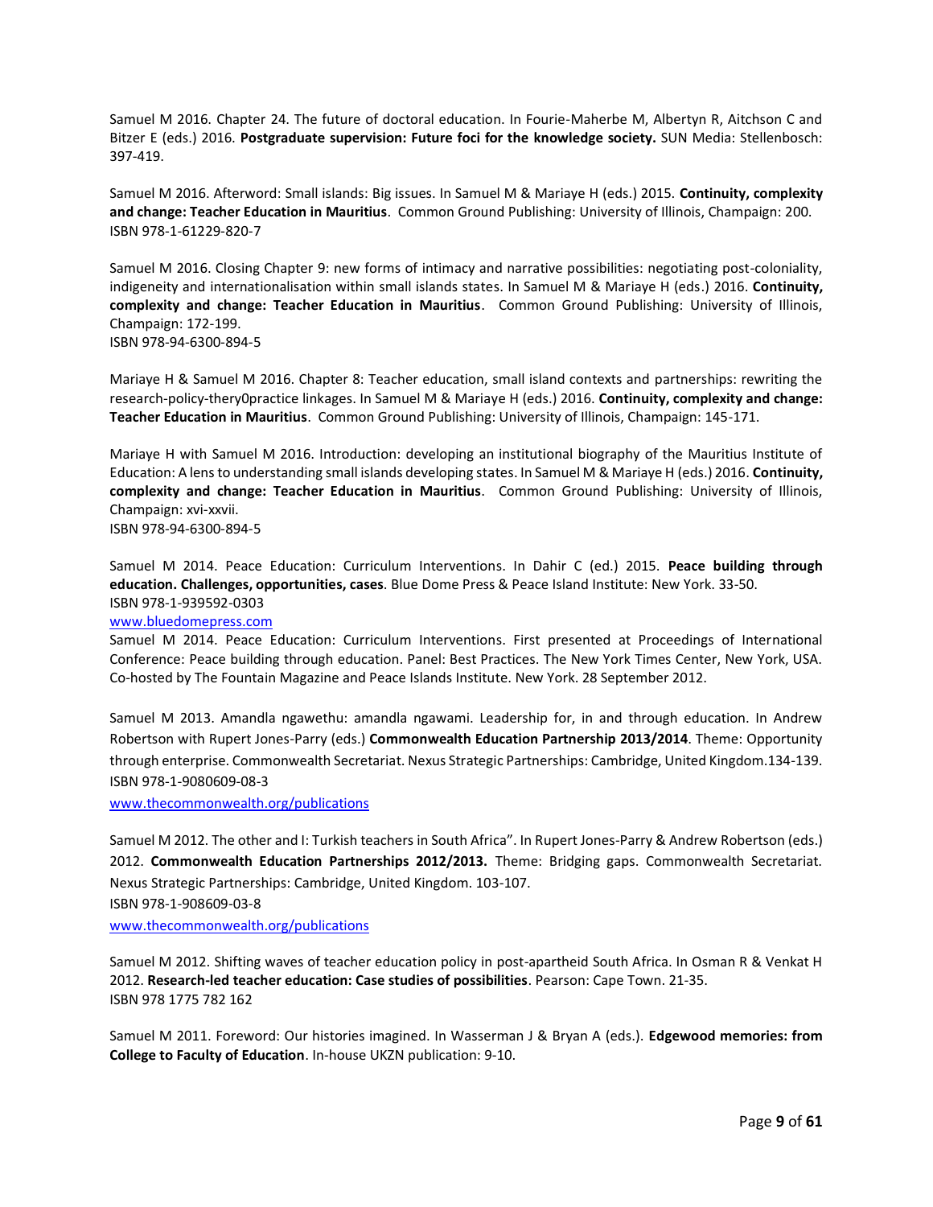Samuel M 2016. Chapter 24. The future of doctoral education. In Fourie-Maherbe M, Albertyn R, Aitchson C and Bitzer E (eds.) 2016. **Postgraduate supervision: Future foci for the knowledge society.** SUN Media: Stellenbosch: 397-419.

Samuel M 2016. Afterword: Small islands: Big issues. In Samuel M & Mariaye H (eds.) 2015. **Continuity, complexity and change: Teacher Education in Mauritius**. Common Ground Publishing: University of Illinois, Champaign: 200. ISBN 978-1-61229-820-7

Samuel M 2016. Closing Chapter 9: new forms of intimacy and narrative possibilities: negotiating post-coloniality, indigeneity and internationalisation within small islands states. In Samuel M & Mariaye H (eds.) 2016. **Continuity, complexity and change: Teacher Education in Mauritius**. Common Ground Publishing: University of Illinois, Champaign: 172-199.
ISBN 978-94-6300-894-5

Mariaye H & Samuel M 2016. Chapter 8: Teacher education, small island contexts and partnerships: rewriting the research-policy-thery0practice linkages. In Samuel M & Mariaye H (eds.) 2016. **Continuity, complexity and change: Teacher Education in Mauritius**. Common Ground Publishing: University of Illinois, Champaign: 145-171.

Mariaye H with Samuel M 2016. Introduction: developing an institutional biography of the Mauritius Institute of Education: A lens to understanding small islands developing states. In Samuel M & Mariaye H (eds.) 2016. **Continuity, complexity and change: Teacher Education in Mauritius**. Common Ground Publishing: University of Illinois, Champaign: xvi-xxvii.
ISBN 978-94-6300-894-5

Samuel M 2014. Peace Education: Curriculum Interventions. In Dahir C (ed.) 2015. **Peace building through education. Challenges, opportunities, cases**. Blue Dome Press & Peace Island Institute: New York. 33-50.
ISBN 978-1-939592-0303
www.bluedomepress.com
Samuel M 2014. Peace Education: Curriculum Interventions. First presented at Proceedings of International Conference: Peace building through education. Panel: Best Practices. The New York Times Center, New York, USA. Co-hosted by The Fountain Magazine and Peace Islands Institute. New York. 28 September 2012.

Samuel M 2013. Amandla ngawethu: amandla ngawami. Leadership for, in and through education. In Andrew Robertson with Rupert Jones-Parry (eds.) **Commonwealth Education Partnership 2013/2014**. Theme: Opportunity through enterprise. Commonwealth Secretariat. Nexus Strategic Partnerships: Cambridge, United Kingdom.134-139.
ISBN 978-1-9080609-08-3
www.thecommonwealth.org/publications

Samuel M 2012. The other and I: Turkish teachers in South Africa". In Rupert Jones-Parry & Andrew Robertson (eds.) 2012. **Commonwealth Education Partnerships 2012/2013.** Theme: Bridging gaps. Commonwealth Secretariat. Nexus Strategic Partnerships: Cambridge, United Kingdom. 103-107.
ISBN 978-1-908609-03-8
www.thecommonwealth.org/publications

Samuel M 2012. Shifting waves of teacher education policy in post-apartheid South Africa. In Osman R & Venkat H 2012. **Research-led teacher education: Case studies of possibilities**. Pearson: Cape Town. 21-35.
ISBN 978 1775 782 162

Samuel M 2011. Foreword: Our histories imagined. In Wasserman J & Bryan A (eds.). **Edgewood memories: from College to Faculty of Education**. In-house UKZN publication: 9-10.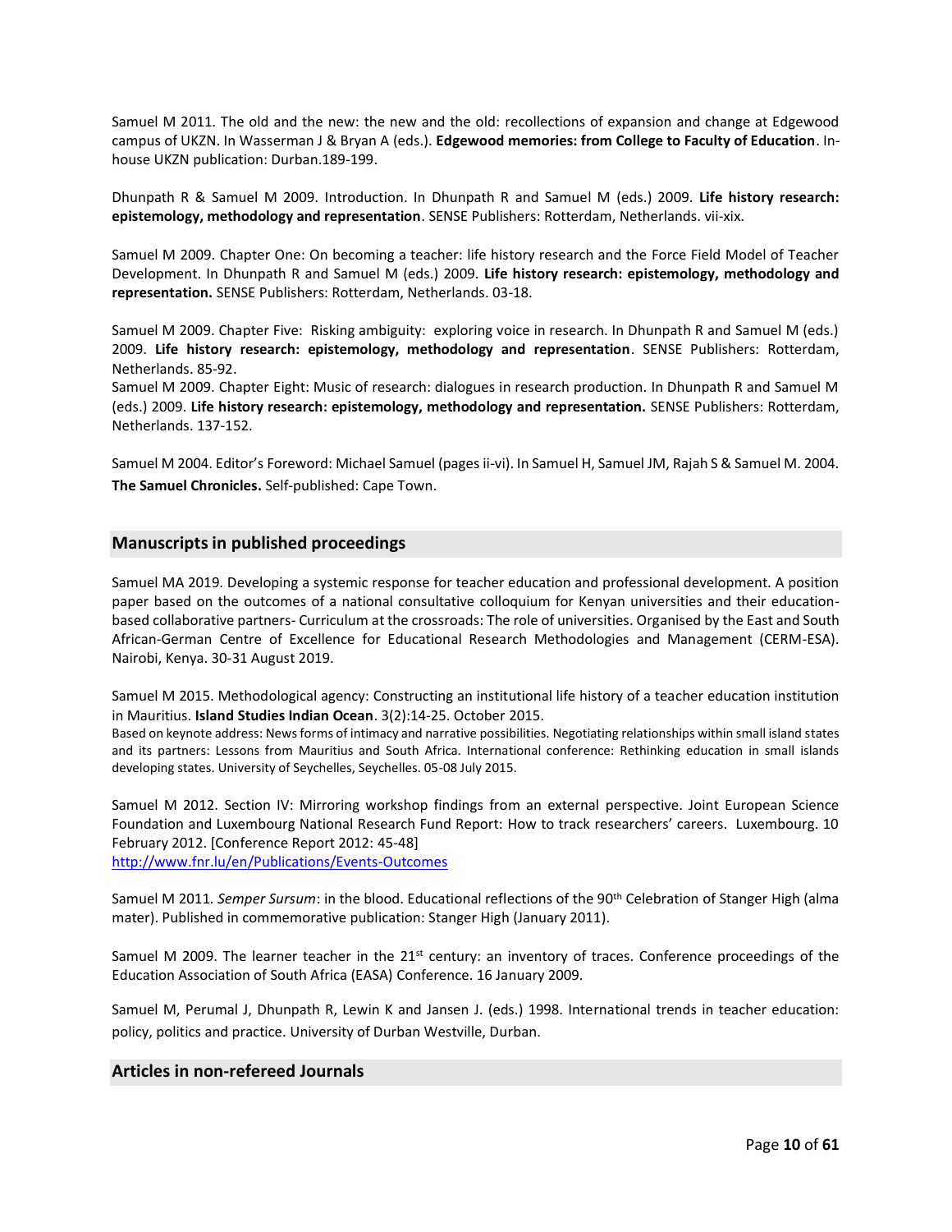Samuel M 2011. The old and the new: the new and the old: recollections of expansion and change at Edgewood campus of UKZN. In Wasserman J & Bryan A (eds.). **Edgewood memories: from College to Faculty of Education**. In-house UKZN publication: Durban.189-199.

Dhunpath R & Samuel M 2009. Introduction. In Dhunpath R and Samuel M (eds.) 2009. **Life history research: epistemology, methodology and representation**. SENSE Publishers: Rotterdam, Netherlands. vii-xix.

Samuel M 2009. Chapter One: On becoming a teacher: life history research and the Force Field Model of Teacher Development. In Dhunpath R and Samuel M (eds.) 2009. **Life history research: epistemology, methodology and representation.** SENSE Publishers: Rotterdam, Netherlands. 03-18.

Samuel M 2009. Chapter Five: Risking ambiguity: exploring voice in research. In Dhunpath R and Samuel M (eds.) 2009. **Life history research: epistemology, methodology and representation**. SENSE Publishers: Rotterdam, Netherlands. 85-92.

Samuel M 2009. Chapter Eight: Music of research: dialogues in research production. In Dhunpath R and Samuel M (eds.) 2009. **Life history research: epistemology, methodology and representation.** SENSE Publishers: Rotterdam, Netherlands. 137-152.

Samuel M 2004. Editor's Foreword: Michael Samuel (pages ii-vi). In Samuel H, Samuel JM, Rajah S & Samuel M. 2004. **The Samuel Chronicles.** Self-published: Cape Town.

## Manuscripts in published proceedings

Samuel MA 2019. Developing a systemic response for teacher education and professional development. A position paper based on the outcomes of a national consultative colloquium for Kenyan universities and their education-based collaborative partners- Curriculum at the crossroads: The role of universities. Organised by the East and South African-German Centre of Excellence for Educational Research Methodologies and Management (CERM-ESA). Nairobi, Kenya. 30-31 August 2019.

Samuel M 2015. Methodological agency: Constructing an institutional life history of a teacher education institution in Mauritius. **Island Studies Indian Ocean**. 3(2):14-25. October 2015.
Based on keynote address: News forms of intimacy and narrative possibilities. Negotiating relationships within small island states and its partners: Lessons from Mauritius and South Africa. International conference: Rethinking education in small islands developing states. University of Seychelles, Seychelles. 05-08 July 2015.

Samuel M 2012. Section IV: Mirroring workshop findings from an external perspective. Joint European Science Foundation and Luxembourg National Research Fund Report: How to track researchers' careers. Luxembourg. 10 February 2012. [Conference Report 2012: 45-48]
http://www.fnr.lu/en/Publications/Events-Outcomes

Samuel M 2011. *Semper Sursum*: in the blood. Educational reflections of the 90th Celebration of Stanger High (alma mater). Published in commemorative publication: Stanger High (January 2011).

Samuel M 2009. The learner teacher in the 21st century: an inventory of traces. Conference proceedings of the Education Association of South Africa (EASA) Conference. 16 January 2009.

Samuel M, Perumal J, Dhunpath R, Lewin K and Jansen J. (eds.) 1998. International trends in teacher education: policy, politics and practice. University of Durban Westville, Durban.

## Articles in non-refereed Journals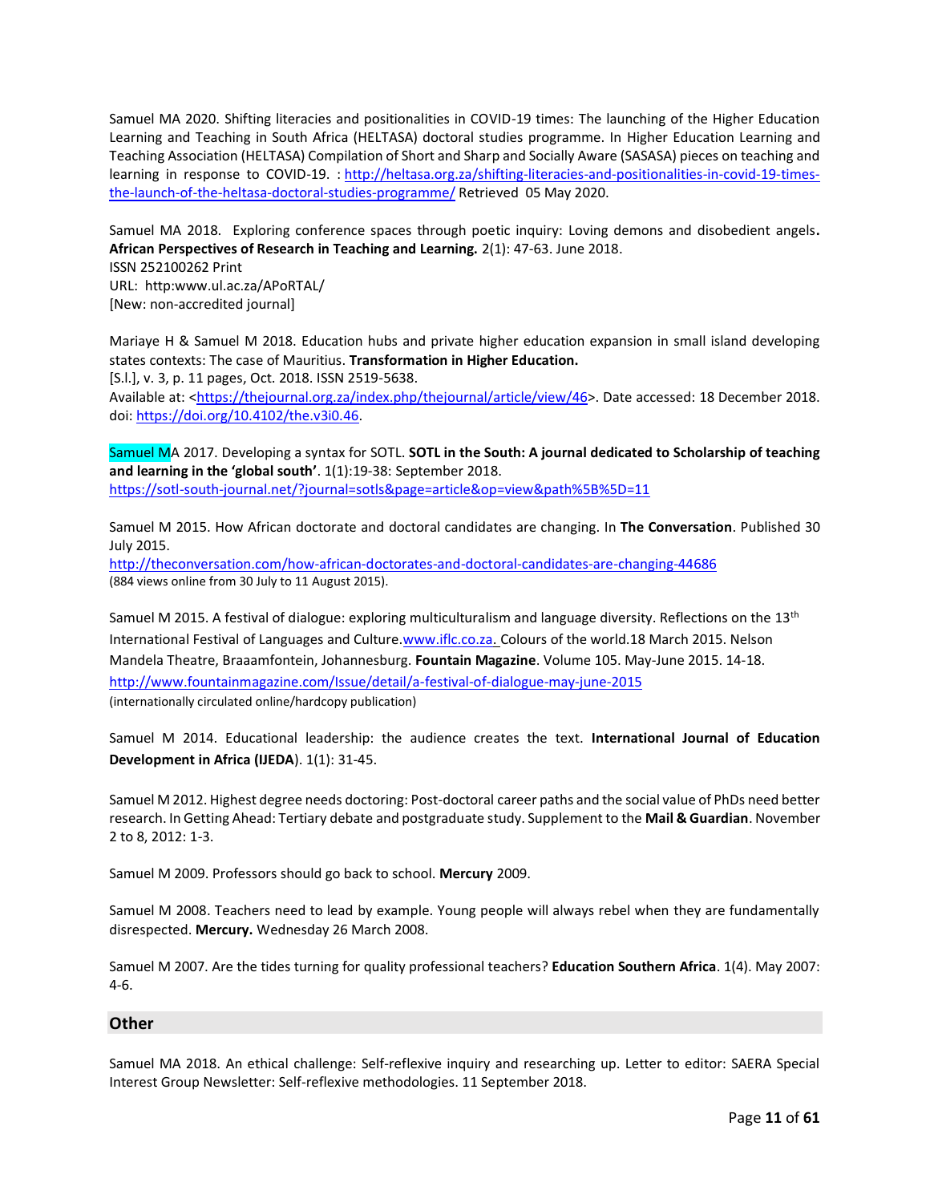Samuel MA 2020. Shifting literacies and positionalities in COVID-19 times: The launching of the Higher Education Learning and Teaching in South Africa (HELTASA) doctoral studies programme. In Higher Education Learning and Teaching Association (HELTASA) Compilation of Short and Sharp and Socially Aware (SASASA) pieces on teaching and learning in response to COVID-19. : http://heltasa.org.za/shifting-literacies-and-positionalities-in-covid-19-times-the-launch-of-the-heltasa-doctoral-studies-programme/ Retrieved 05 May 2020.

Samuel MA 2018. Exploring conference spaces through poetic inquiry: Loving demons and disobedient angels. **African Perspectives of Research in Teaching and Learning.** 2(1): 47-63. June 2018.
ISSN 252100262 Print
URL: http:www.ul.ac.za/APoRTAL/
[New: non-accredited journal]

Mariaye H & Samuel M 2018. Education hubs and private higher education expansion in small island developing states contexts: The case of Mauritius. **Transformation in Higher Education.**
[S.l.], v. 3, p. 11 pages, Oct. 2018. ISSN 2519-5638.
Available at: <https://thejournal.org.za/index.php/thejournal/article/view/46>. Date accessed: 18 December 2018.
doi: https://doi.org/10.4102/the.v3i0.46.

Samuel MA 2017. Developing a syntax for SOTL. **SOTL in the South: A journal dedicated to Scholarship of teaching and learning in the 'global south'**. 1(1):19-38: September 2018.
https://sotl-south-journal.net/?journal=sotls&page=article&op=view&path%5B%5D=11

Samuel M 2015. How African doctorate and doctoral candidates are changing. In **The Conversation**. Published 30 July 2015.
http://theconversation.com/how-african-doctorates-and-doctoral-candidates-are-changing-44686
(884 views online from 30 July to 11 August 2015).

Samuel M 2015. A festival of dialogue: exploring multiculturalism and language diversity. Reflections on the 13th International Festival of Languages and Culture.www.iflc.co.za. Colours of the world.18 March 2015. Nelson Mandela Theatre, Braaamfontein, Johannesburg. **Fountain Magazine**. Volume 105. May-June 2015. 14-18.
http://www.fountainmagazine.com/Issue/detail/a-festival-of-dialogue-may-june-2015
(internationally circulated online/hardcopy publication)

Samuel M 2014. Educational leadership: the audience creates the text. **International Journal of Education Development in Africa (IJEDA**). 1(1): 31-45.

Samuel M 2012. Highest degree needs doctoring: Post-doctoral career paths and the social value of PhDs need better research. In Getting Ahead: Tertiary debate and postgraduate study. Supplement to the **Mail & Guardian**. November 2 to 8, 2012: 1-3.

Samuel M 2009. Professors should go back to school. **Mercury** 2009.

Samuel M 2008. Teachers need to lead by example. Young people will always rebel when they are fundamentally disrespected. **Mercury.** Wednesday 26 March 2008.

Samuel M 2007. Are the tides turning for quality professional teachers? **Education Southern Africa**. 1(4). May 2007: 4-6.

## Other

Samuel MA 2018. An ethical challenge: Self-reflexive inquiry and researching up. Letter to editor: SAERA Special Interest Group Newsletter: Self-reflexive methodologies. 11 September 2018.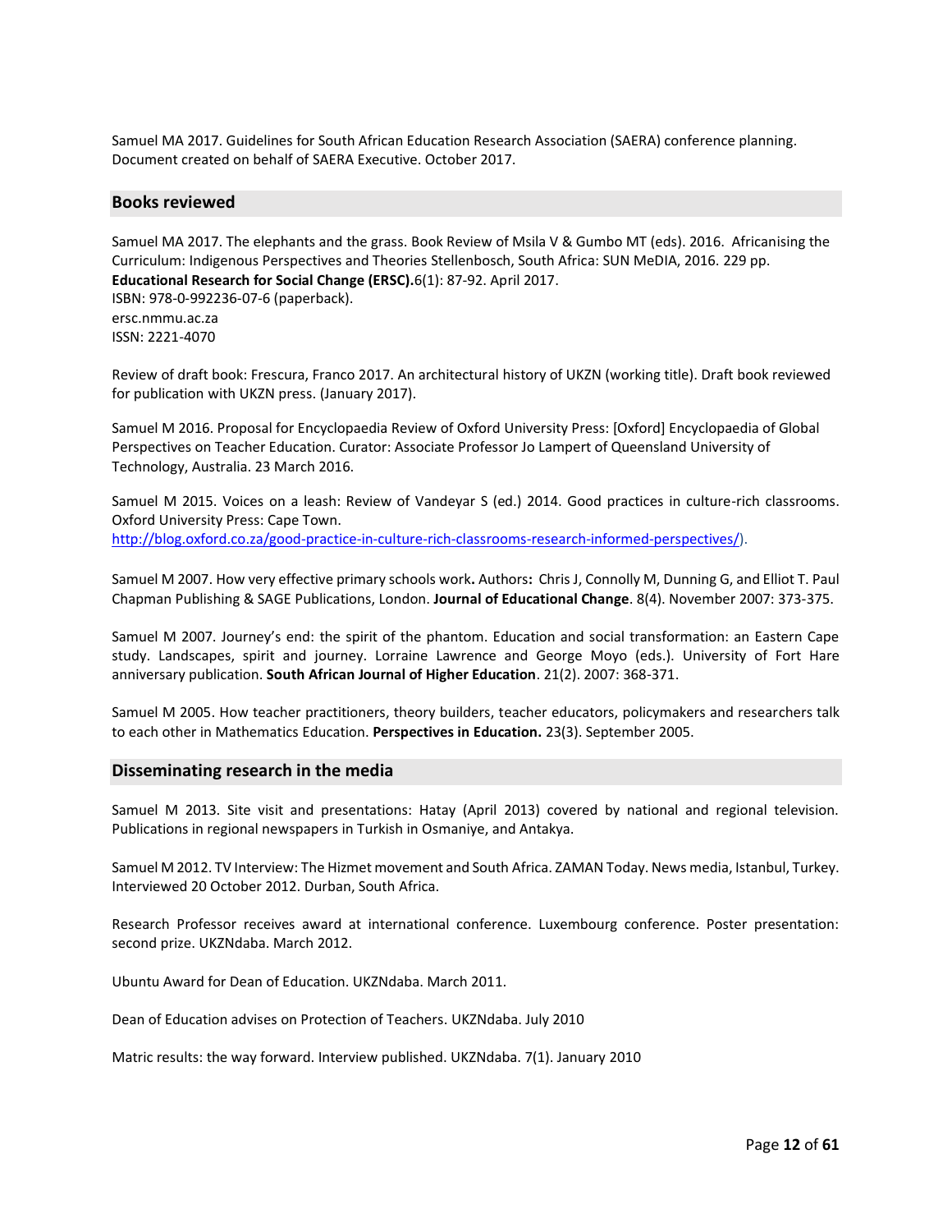Samuel MA 2017. Guidelines for South African Education Research Association (SAERA) conference planning. Document created on behalf of SAERA Executive. October 2017.

## Books reviewed

Samuel MA 2017. The elephants and the grass. Book Review of Msila V & Gumbo MT (eds). 2016. Africanising the Curriculum: Indigenous Perspectives and Theories Stellenbosch, South Africa: SUN MeDIA, 2016. 229 pp. **Educational Research for Social Change (ERSC).**6(1): 87-92. April 2017.
ISBN: 978-0-992236-07-6 (paperback).
ersc.nmmu.ac.za
ISSN: 2221-4070

Review of draft book: Frescura, Franco 2017. An architectural history of UKZN (working title). Draft book reviewed for publication with UKZN press. (January 2017).

Samuel M 2016. Proposal for Encyclopaedia Review of Oxford University Press: [Oxford] Encyclopaedia of Global Perspectives on Teacher Education. Curator: Associate Professor Jo Lampert of Queensland University of Technology, Australia. 23 March 2016.

Samuel M 2015. Voices on a leash: Review of Vandeyar S (ed.) 2014. Good practices in culture-rich classrooms. Oxford University Press: Cape Town.
http://blog.oxford.co.za/good-practice-in-culture-rich-classrooms-research-informed-perspectives/).

Samuel M 2007. How very effective primary schools work**.** Authors**:** Chris J, Connolly M, Dunning G, and Elliot T. Paul Chapman Publishing & SAGE Publications, London. **Journal of Educational Change**. 8(4). November 2007: 373-375.

Samuel M 2007. Journey's end: the spirit of the phantom. Education and social transformation: an Eastern Cape study. Landscapes, spirit and journey. Lorraine Lawrence and George Moyo (eds.). University of Fort Hare anniversary publication. **South African Journal of Higher Education**. 21(2). 2007: 368-371.

Samuel M 2005. How teacher practitioners, theory builders, teacher educators, policymakers and researchers talk to each other in Mathematics Education. **Perspectives in Education.** 23(3). September 2005.

## Disseminating research in the media

Samuel M 2013. Site visit and presentations: Hatay (April 2013) covered by national and regional television. Publications in regional newspapers in Turkish in Osmaniye, and Antakya.

Samuel M 2012. TV Interview: The Hizmet movement and South Africa. ZAMAN Today. News media, Istanbul, Turkey. Interviewed 20 October 2012. Durban, South Africa.

Research Professor receives award at international conference. Luxembourg conference. Poster presentation: second prize. UKZNdaba. March 2012.

Ubuntu Award for Dean of Education. UKZNdaba. March 2011.

Dean of Education advises on Protection of Teachers. UKZNdaba. July 2010

Matric results: the way forward. Interview published. UKZNdaba. 7(1). January 2010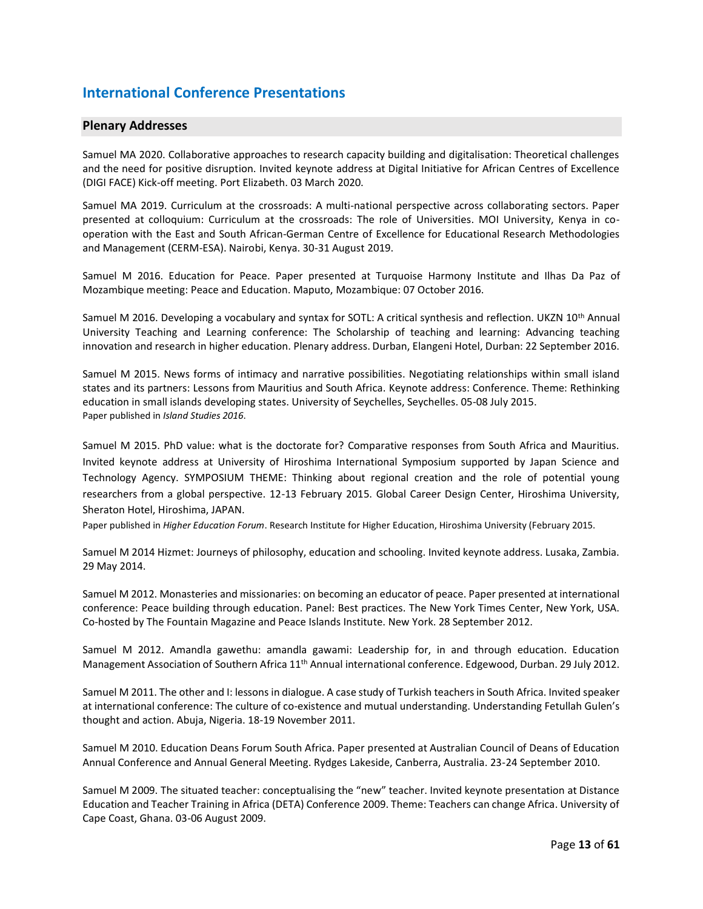## International Conference Presentations

### Plenary Addresses

Samuel MA 2020. Collaborative approaches to research capacity building and digitalisation: Theoretical challenges and the need for positive disruption. Invited keynote address at Digital Initiative for African Centres of Excellence (DIGI FACE) Kick-off meeting. Port Elizabeth. 03 March 2020.

Samuel MA 2019. Curriculum at the crossroads: A multi-national perspective across collaborating sectors. Paper presented at colloquium: Curriculum at the crossroads: The role of Universities. MOI University, Kenya in co-operation with the East and South African-German Centre of Excellence for Educational Research Methodologies and Management (CERM-ESA). Nairobi, Kenya. 30-31 August 2019.

Samuel M 2016. Education for Peace. Paper presented at Turquoise Harmony Institute and Ilhas Da Paz of Mozambique meeting: Peace and Education. Maputo, Mozambique: 07 October 2016.

Samuel M 2016. Developing a vocabulary and syntax for SOTL: A critical synthesis and reflection. UKZN 10th Annual University Teaching and Learning conference: The Scholarship of teaching and learning: Advancing teaching innovation and research in higher education. Plenary address. Durban, Elangeni Hotel, Durban: 22 September 2016.

Samuel M 2015. News forms of intimacy and narrative possibilities. Negotiating relationships within small island states and its partners: Lessons from Mauritius and South Africa. Keynote address: Conference. Theme: Rethinking education in small islands developing states. University of Seychelles, Seychelles. 05-08 July 2015.
Paper published in *Island Studies 2016*.

Samuel M 2015. PhD value: what is the doctorate for? Comparative responses from South Africa and Mauritius. Invited keynote address at University of Hiroshima International Symposium supported by Japan Science and Technology Agency. SYMPOSIUM THEME: Thinking about regional creation and the role of potential young researchers from a global perspective. 12-13 February 2015. Global Career Design Center, Hiroshima University, Sheraton Hotel, Hiroshima, JAPAN.
Paper published in *Higher Education Forum*. Research Institute for Higher Education, Hiroshima University (February 2015.

Samuel M 2014 Hizmet: Journeys of philosophy, education and schooling. Invited keynote address. Lusaka, Zambia. 29 May 2014.

Samuel M 2012. Monasteries and missionaries: on becoming an educator of peace. Paper presented at international conference: Peace building through education. Panel: Best practices. The New York Times Center, New York, USA. Co-hosted by The Fountain Magazine and Peace Islands Institute. New York. 28 September 2012.

Samuel M 2012. Amandla gawethu: amandla gawami: Leadership for, in and through education. Education Management Association of Southern Africa 11th Annual international conference. Edgewood, Durban. 29 July 2012.

Samuel M 2011. The other and I: lessons in dialogue. A case study of Turkish teachers in South Africa. Invited speaker at international conference: The culture of co-existence and mutual understanding. Understanding Fetullah Gulen's thought and action. Abuja, Nigeria. 18-19 November 2011.

Samuel M 2010. Education Deans Forum South Africa. Paper presented at Australian Council of Deans of Education Annual Conference and Annual General Meeting. Rydges Lakeside, Canberra, Australia. 23-24 September 2010.

Samuel M 2009. The situated teacher: conceptualising the "new" teacher. Invited keynote presentation at Distance Education and Teacher Training in Africa (DETA) Conference 2009. Theme: Teachers can change Africa. University of Cape Coast, Ghana. 03-06 August 2009.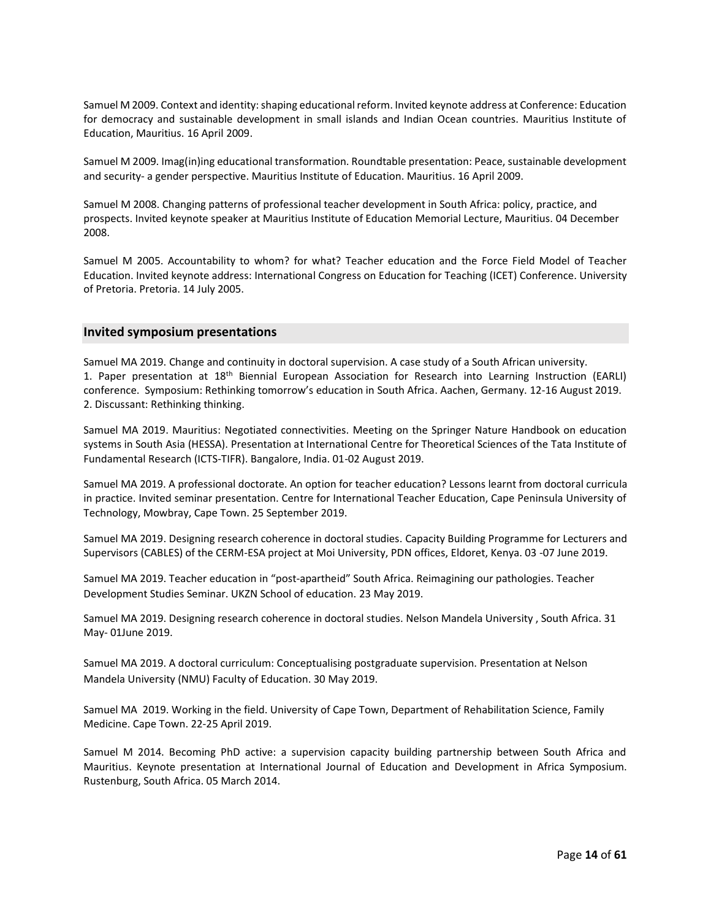Samuel M 2009. Context and identity: shaping educational reform. Invited keynote address at Conference: Education for democracy and sustainable development in small islands and Indian Ocean countries. Mauritius Institute of Education, Mauritius. 16 April 2009.

Samuel M 2009. Imag(in)ing educational transformation. Roundtable presentation: Peace, sustainable development and security- a gender perspective. Mauritius Institute of Education. Mauritius. 16 April 2009.

Samuel M 2008. Changing patterns of professional teacher development in South Africa: policy, practice, and prospects. Invited keynote speaker at Mauritius Institute of Education Memorial Lecture, Mauritius. 04 December 2008.

Samuel M 2005. Accountability to whom? for what? Teacher education and the Force Field Model of Teacher Education. Invited keynote address: International Congress on Education for Teaching (ICET) Conference. University of Pretoria. Pretoria. 14 July 2005.

## Invited symposium presentations

Samuel MA 2019. Change and continuity in doctoral supervision. A case study of a South African university.
1. Paper presentation at 18th Biennial European Association for Research into Learning Instruction (EARLI) conference. Symposium: Rethinking tomorrow's education in South Africa. Aachen, Germany. 12-16 August 2019.
2. Discussant: Rethinking thinking.

Samuel MA 2019. Mauritius: Negotiated connectivities. Meeting on the Springer Nature Handbook on education systems in South Asia (HESSA). Presentation at International Centre for Theoretical Sciences of the Tata Institute of Fundamental Research (ICTS-TIFR). Bangalore, India. 01-02 August 2019.

Samuel MA 2019. A professional doctorate. An option for teacher education? Lessons learnt from doctoral curricula in practice. Invited seminar presentation. Centre for International Teacher Education, Cape Peninsula University of Technology, Mowbray, Cape Town. 25 September 2019.

Samuel MA 2019. Designing research coherence in doctoral studies. Capacity Building Programme for Lecturers and Supervisors (CABLES) of the CERM-ESA project at Moi University, PDN offices, Eldoret, Kenya. 03 -07 June 2019.

Samuel MA 2019. Teacher education in "post-apartheid" South Africa. Reimagining our pathologies. Teacher Development Studies Seminar. UKZN School of education. 23 May 2019.

Samuel MA 2019. Designing research coherence in doctoral studies. Nelson Mandela University , South Africa. 31 May- 01June 2019.

Samuel MA 2019. A doctoral curriculum: Conceptualising postgraduate supervision. Presentation at Nelson Mandela University (NMU) Faculty of Education. 30 May 2019.

Samuel MA 2019. Working in the field. University of Cape Town, Department of Rehabilitation Science, Family Medicine. Cape Town. 22-25 April 2019.

Samuel M 2014. Becoming PhD active: a supervision capacity building partnership between South Africa and Mauritius. Keynote presentation at International Journal of Education and Development in Africa Symposium. Rustenburg, South Africa. 05 March 2014.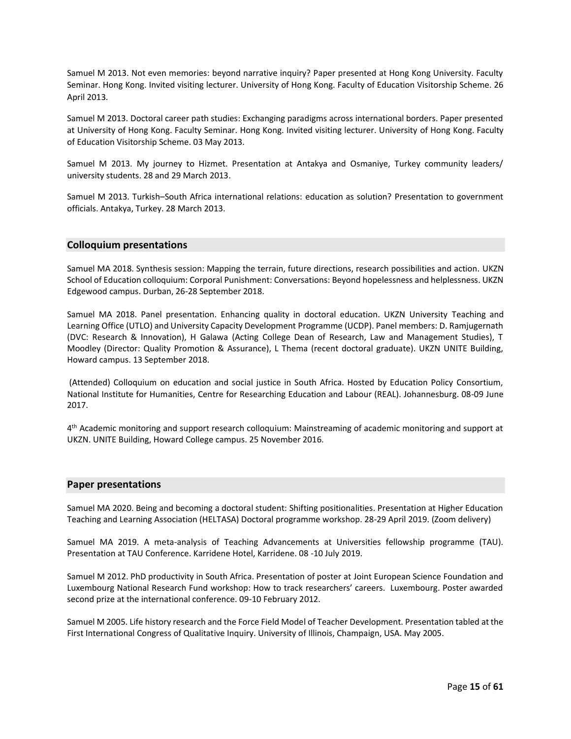Samuel M 2013. Not even memories: beyond narrative inquiry? Paper presented at Hong Kong University. Faculty Seminar. Hong Kong. Invited visiting lecturer. University of Hong Kong. Faculty of Education Visitorship Scheme. 26 April 2013.

Samuel M 2013. Doctoral career path studies: Exchanging paradigms across international borders. Paper presented at University of Hong Kong. Faculty Seminar. Hong Kong. Invited visiting lecturer. University of Hong Kong. Faculty of Education Visitorship Scheme. 03 May 2013.

Samuel M 2013. My journey to Hizmet. Presentation at Antakya and Osmaniye, Turkey community leaders/ university students. 28 and 29 March 2013.

Samuel M 2013. Turkish–South Africa international relations: education as solution? Presentation to government officials. Antakya, Turkey. 28 March 2013.

## Colloquium presentations

Samuel MA 2018. Synthesis session: Mapping the terrain, future directions, research possibilities and action. UKZN School of Education colloquium: Corporal Punishment: Conversations: Beyond hopelessness and helplessness. UKZN Edgewood campus. Durban, 26-28 September 2018.

Samuel MA 2018. Panel presentation. Enhancing quality in doctoral education. UKZN University Teaching and Learning Office (UTLO) and University Capacity Development Programme (UCDP). Panel members: D. Ramjugernath (DVC: Research & Innovation), H Galawa (Acting College Dean of Research, Law and Management Studies), T Moodley (Director: Quality Promotion & Assurance), L Thema (recent doctoral graduate). UKZN UNITE Building, Howard campus. 13 September 2018.

(Attended) Colloquium on education and social justice in South Africa. Hosted by Education Policy Consortium, National Institute for Humanities, Centre for Researching Education and Labour (REAL). Johannesburg. 08-09 June 2017.

4th Academic monitoring and support research colloquium: Mainstreaming of academic monitoring and support at UKZN. UNITE Building, Howard College campus. 25 November 2016.

## Paper presentations

Samuel MA 2020. Being and becoming a doctoral student: Shifting positionalities. Presentation at Higher Education Teaching and Learning Association (HELTASA) Doctoral programme workshop. 28-29 April 2019. (Zoom delivery)

Samuel MA 2019. A meta-analysis of Teaching Advancements at Universities fellowship programme (TAU). Presentation at TAU Conference. Karridene Hotel, Karridene. 08 -10 July 2019.

Samuel M 2012. PhD productivity in South Africa. Presentation of poster at Joint European Science Foundation and Luxembourg National Research Fund workshop: How to track researchers' careers. Luxembourg. Poster awarded second prize at the international conference. 09-10 February 2012.

Samuel M 2005. Life history research and the Force Field Model of Teacher Development. Presentation tabled at the First International Congress of Qualitative Inquiry. University of Illinois, Champaign, USA. May 2005.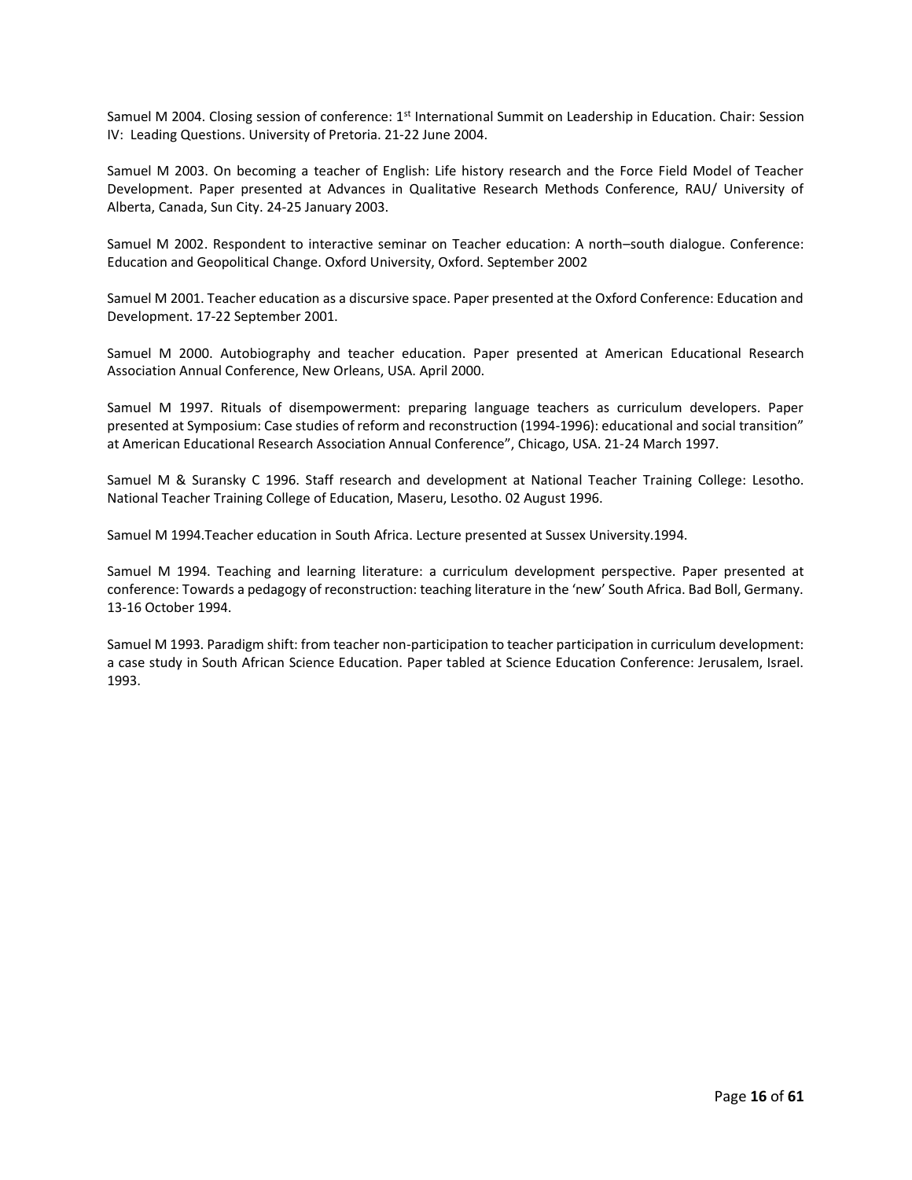Samuel M 2004. Closing session of conference: 1st International Summit on Leadership in Education. Chair: Session IV: Leading Questions. University of Pretoria. 21-22 June 2004.

Samuel M 2003. On becoming a teacher of English: Life history research and the Force Field Model of Teacher Development. Paper presented at Advances in Qualitative Research Methods Conference, RAU/ University of Alberta, Canada, Sun City. 24-25 January 2003.

Samuel M 2002. Respondent to interactive seminar on Teacher education: A north–south dialogue. Conference: Education and Geopolitical Change. Oxford University, Oxford. September 2002

Samuel M 2001. Teacher education as a discursive space. Paper presented at the Oxford Conference: Education and Development. 17-22 September 2001.

Samuel M 2000. Autobiography and teacher education. Paper presented at American Educational Research Association Annual Conference, New Orleans, USA. April 2000.

Samuel M 1997. Rituals of disempowerment: preparing language teachers as curriculum developers. Paper presented at Symposium: Case studies of reform and reconstruction (1994-1996): educational and social transition" at American Educational Research Association Annual Conference", Chicago, USA. 21-24 March 1997.

Samuel M & Suransky C 1996. Staff research and development at National Teacher Training College: Lesotho. National Teacher Training College of Education, Maseru, Lesotho. 02 August 1996.

Samuel M 1994.Teacher education in South Africa. Lecture presented at Sussex University.1994.

Samuel M 1994. Teaching and learning literature: a curriculum development perspective. Paper presented at conference: Towards a pedagogy of reconstruction: teaching literature in the 'new' South Africa. Bad Boll, Germany. 13-16 October 1994.

Samuel M 1993. Paradigm shift: from teacher non-participation to teacher participation in curriculum development: a case study in South African Science Education. Paper tabled at Science Education Conference: Jerusalem, Israel. 1993.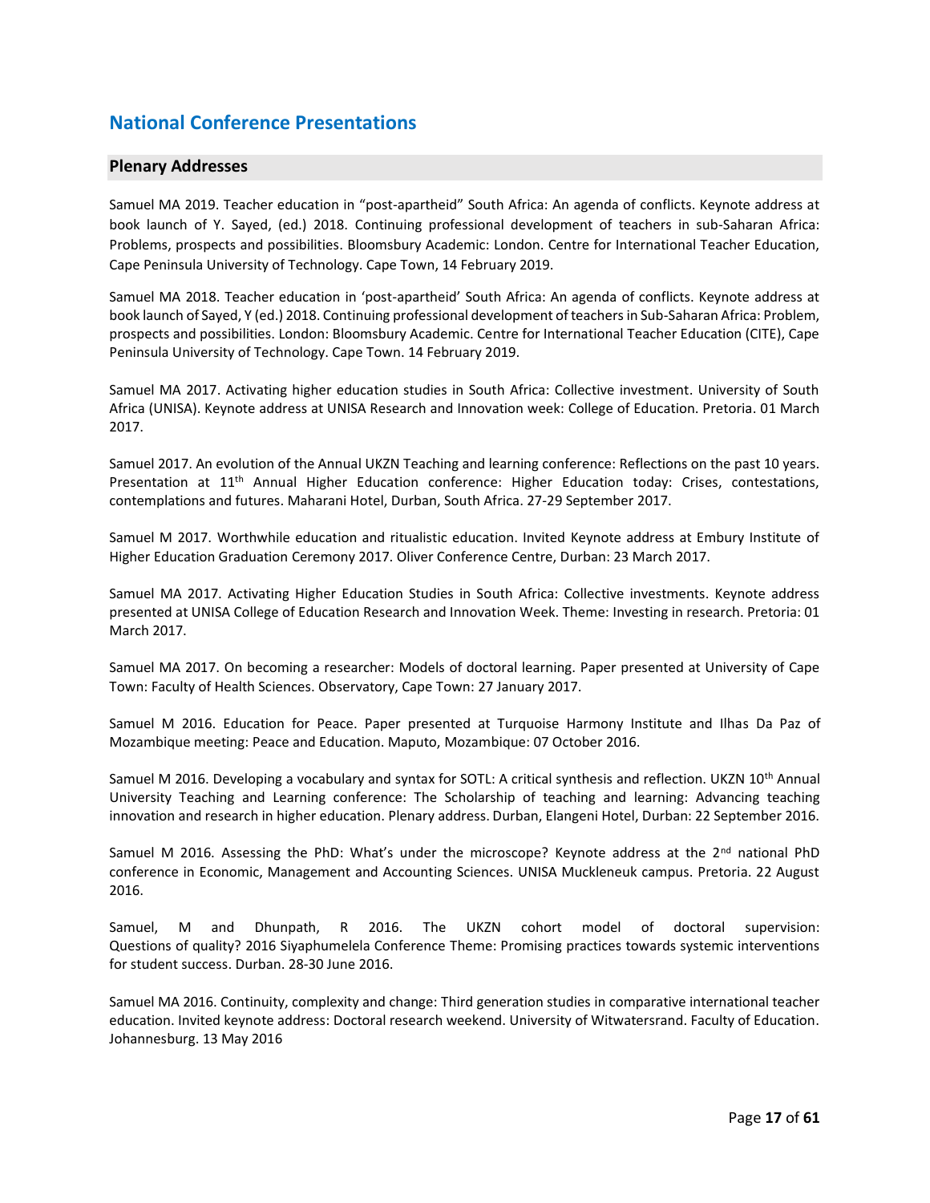## National Conference Presentations

### Plenary Addresses

Samuel MA 2019. Teacher education in "post-apartheid" South Africa: An agenda of conflicts. Keynote address at book launch of Y. Sayed, (ed.) 2018. Continuing professional development of teachers in sub-Saharan Africa: Problems, prospects and possibilities. Bloomsbury Academic: London. Centre for International Teacher Education, Cape Peninsula University of Technology. Cape Town, 14 February 2019.

Samuel MA 2018. Teacher education in 'post-apartheid' South Africa: An agenda of conflicts. Keynote address at book launch of Sayed, Y (ed.) 2018. Continuing professional development of teachers in Sub-Saharan Africa: Problem, prospects and possibilities. London: Bloomsbury Academic. Centre for International Teacher Education (CITE), Cape Peninsula University of Technology. Cape Town. 14 February 2019.

Samuel MA 2017. Activating higher education studies in South Africa: Collective investment. University of South Africa (UNISA). Keynote address at UNISA Research and Innovation week: College of Education. Pretoria. 01 March 2017.

Samuel 2017. An evolution of the Annual UKZN Teaching and learning conference: Reflections on the past 10 years. Presentation at 11th Annual Higher Education conference: Higher Education today: Crises, contestations, contemplations and futures. Maharani Hotel, Durban, South Africa. 27-29 September 2017.

Samuel M 2017. Worthwhile education and ritualistic education. Invited Keynote address at Embury Institute of Higher Education Graduation Ceremony 2017. Oliver Conference Centre, Durban: 23 March 2017.

Samuel MA 2017. Activating Higher Education Studies in South Africa: Collective investments. Keynote address presented at UNISA College of Education Research and Innovation Week. Theme: Investing in research. Pretoria: 01 March 2017.

Samuel MA 2017. On becoming a researcher: Models of doctoral learning. Paper presented at University of Cape Town: Faculty of Health Sciences. Observatory, Cape Town: 27 January 2017.

Samuel M 2016. Education for Peace. Paper presented at Turquoise Harmony Institute and Ilhas Da Paz of Mozambique meeting: Peace and Education. Maputo, Mozambique: 07 October 2016.

Samuel M 2016. Developing a vocabulary and syntax for SOTL: A critical synthesis and reflection. UKZN 10th Annual University Teaching and Learning conference: The Scholarship of teaching and learning: Advancing teaching innovation and research in higher education. Plenary address. Durban, Elangeni Hotel, Durban: 22 September 2016.

Samuel M 2016. Assessing the PhD: What's under the microscope? Keynote address at the 2nd national PhD conference in Economic, Management and Accounting Sciences. UNISA Muckleneuk campus. Pretoria. 22 August 2016.

Samuel, M and Dhunpath, R 2016. The UKZN cohort model of doctoral supervision: Questions of quality? 2016 Siyaphumelela Conference Theme: Promising practices towards systemic interventions for student success. Durban. 28-30 June 2016.

Samuel MA 2016. Continuity, complexity and change: Third generation studies in comparative international teacher education. Invited keynote address: Doctoral research weekend. University of Witwatersrand. Faculty of Education. Johannesburg. 13 May 2016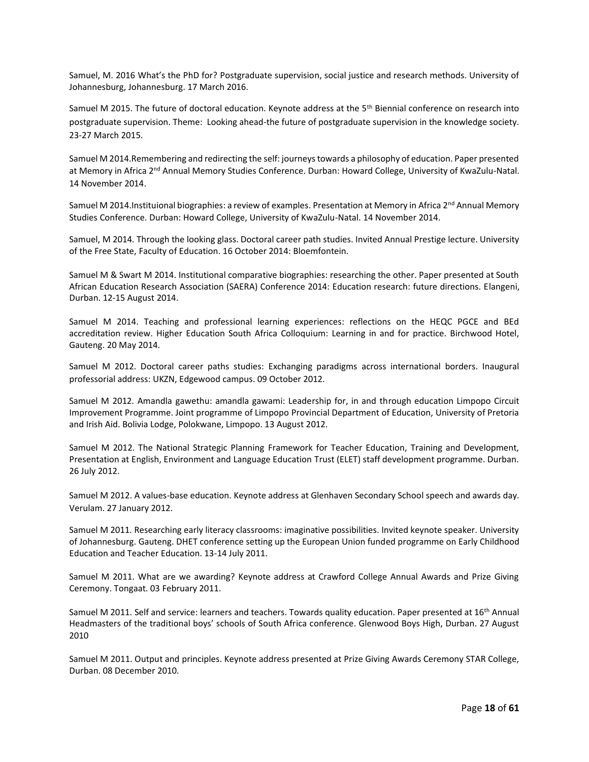Samuel, M. 2016 What's the PhD for? Postgraduate supervision, social justice and research methods. University of Johannesburg, Johannesburg. 17 March 2016.

Samuel M 2015. The future of doctoral education. Keynote address at the 5th Biennial conference on research into postgraduate supervision. Theme: Looking ahead-the future of postgraduate supervision in the knowledge society. 23-27 March 2015.

Samuel M 2014.Remembering and redirecting the self: journeys towards a philosophy of education. Paper presented at Memory in Africa 2nd Annual Memory Studies Conference. Durban: Howard College, University of KwaZulu-Natal. 14 November 2014.

Samuel M 2014.Instituional biographies: a review of examples. Presentation at Memory in Africa 2nd Annual Memory Studies Conference. Durban: Howard College, University of KwaZulu-Natal. 14 November 2014.

Samuel, M 2014. Through the looking glass. Doctoral career path studies. Invited Annual Prestige lecture. University of the Free State, Faculty of Education. 16 October 2014: Bloemfontein.

Samuel M & Swart M 2014. Institutional comparative biographies: researching the other. Paper presented at South African Education Research Association (SAERA) Conference 2014: Education research: future directions. Elangeni, Durban. 12-15 August 2014.

Samuel M 2014. Teaching and professional learning experiences: reflections on the HEQC PGCE and BEd accreditation review. Higher Education South Africa Colloquium: Learning in and for practice. Birchwood Hotel, Gauteng. 20 May 2014.

Samuel M 2012. Doctoral career paths studies: Exchanging paradigms across international borders. Inaugural professorial address: UKZN, Edgewood campus. 09 October 2012.

Samuel M 2012. Amandla gawethu: amandla gawami: Leadership for, in and through education Limpopo Circuit Improvement Programme. Joint programme of Limpopo Provincial Department of Education, University of Pretoria and Irish Aid. Bolivia Lodge, Polokwane, Limpopo. 13 August 2012.

Samuel M 2012. The National Strategic Planning Framework for Teacher Education, Training and Development, Presentation at English, Environment and Language Education Trust (ELET) staff development programme. Durban. 26 July 2012.

Samuel M 2012. A values-base education. Keynote address at Glenhaven Secondary School speech and awards day. Verulam. 27 January 2012.

Samuel M 2011. Researching early literacy classrooms: imaginative possibilities. Invited keynote speaker. University of Johannesburg. Gauteng. DHET conference setting up the European Union funded programme on Early Childhood Education and Teacher Education. 13-14 July 2011.

Samuel M 2011. What are we awarding? Keynote address at Crawford College Annual Awards and Prize Giving Ceremony. Tongaat. 03 February 2011.

Samuel M 2011. Self and service: learners and teachers. Towards quality education. Paper presented at 16th Annual Headmasters of the traditional boys' schools of South Africa conference. Glenwood Boys High, Durban. 27 August 2010

Samuel M 2011. Output and principles. Keynote address presented at Prize Giving Awards Ceremony STAR College, Durban. 08 December 2010.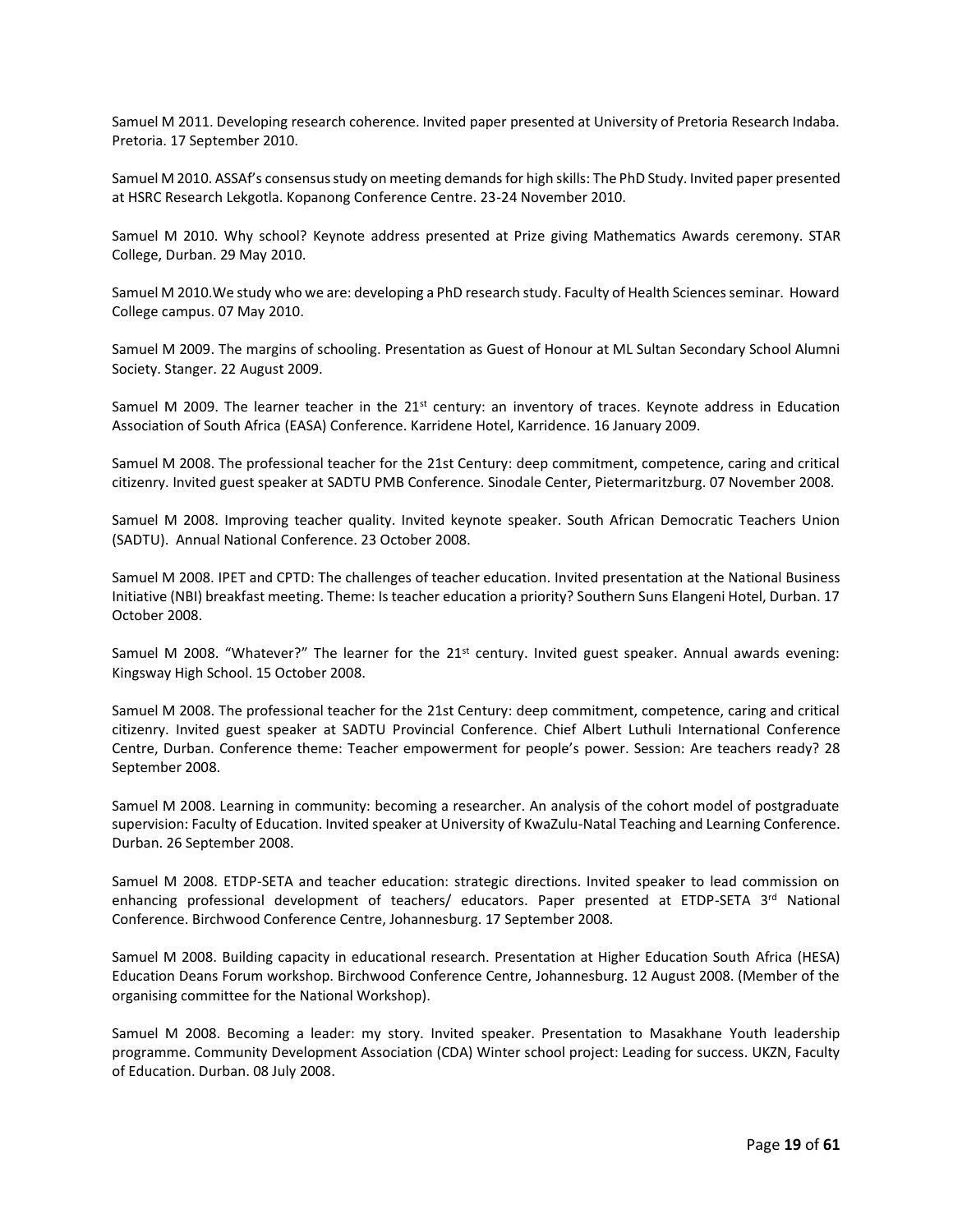Samuel M 2011. Developing research coherence. Invited paper presented at University of Pretoria Research Indaba. Pretoria. 17 September 2010.

Samuel M 2010. ASSAf's consensus study on meeting demands for high skills: The PhD Study. Invited paper presented at HSRC Research Lekgotla. Kopanong Conference Centre. 23-24 November 2010.

Samuel M 2010. Why school? Keynote address presented at Prize giving Mathematics Awards ceremony. STAR College, Durban. 29 May 2010.

Samuel M 2010.We study who we are: developing a PhD research study. Faculty of Health Sciences seminar. Howard College campus. 07 May 2010.

Samuel M 2009. The margins of schooling. Presentation as Guest of Honour at ML Sultan Secondary School Alumni Society. Stanger. 22 August 2009.

Samuel M 2009. The learner teacher in the 21st century: an inventory of traces. Keynote address in Education Association of South Africa (EASA) Conference. Karridene Hotel, Karridence. 16 January 2009.

Samuel M 2008. The professional teacher for the 21st Century: deep commitment, competence, caring and critical citizenry. Invited guest speaker at SADTU PMB Conference. Sinodale Center, Pietermaritzburg. 07 November 2008.

Samuel M 2008. Improving teacher quality. Invited keynote speaker. South African Democratic Teachers Union (SADTU). Annual National Conference. 23 October 2008.

Samuel M 2008. IPET and CPTD: The challenges of teacher education. Invited presentation at the National Business Initiative (NBI) breakfast meeting. Theme: Is teacher education a priority? Southern Suns Elangeni Hotel, Durban. 17 October 2008.

Samuel M 2008. "Whatever?" The learner for the 21st century. Invited guest speaker. Annual awards evening: Kingsway High School. 15 October 2008.

Samuel M 2008. The professional teacher for the 21st Century: deep commitment, competence, caring and critical citizenry. Invited guest speaker at SADTU Provincial Conference. Chief Albert Luthuli International Conference Centre, Durban. Conference theme: Teacher empowerment for people's power. Session: Are teachers ready? 28 September 2008.

Samuel M 2008. Learning in community: becoming a researcher. An analysis of the cohort model of postgraduate supervision: Faculty of Education. Invited speaker at University of KwaZulu-Natal Teaching and Learning Conference. Durban. 26 September 2008.

Samuel M 2008. ETDP-SETA and teacher education: strategic directions. Invited speaker to lead commission on enhancing professional development of teachers/ educators. Paper presented at ETDP-SETA 3rd National Conference. Birchwood Conference Centre, Johannesburg. 17 September 2008.

Samuel M 2008. Building capacity in educational research. Presentation at Higher Education South Africa (HESA) Education Deans Forum workshop. Birchwood Conference Centre, Johannesburg. 12 August 2008. (Member of the organising committee for the National Workshop).

Samuel M 2008. Becoming a leader: my story. Invited speaker. Presentation to Masakhane Youth leadership programme. Community Development Association (CDA) Winter school project: Leading for success. UKZN, Faculty of Education. Durban. 08 July 2008.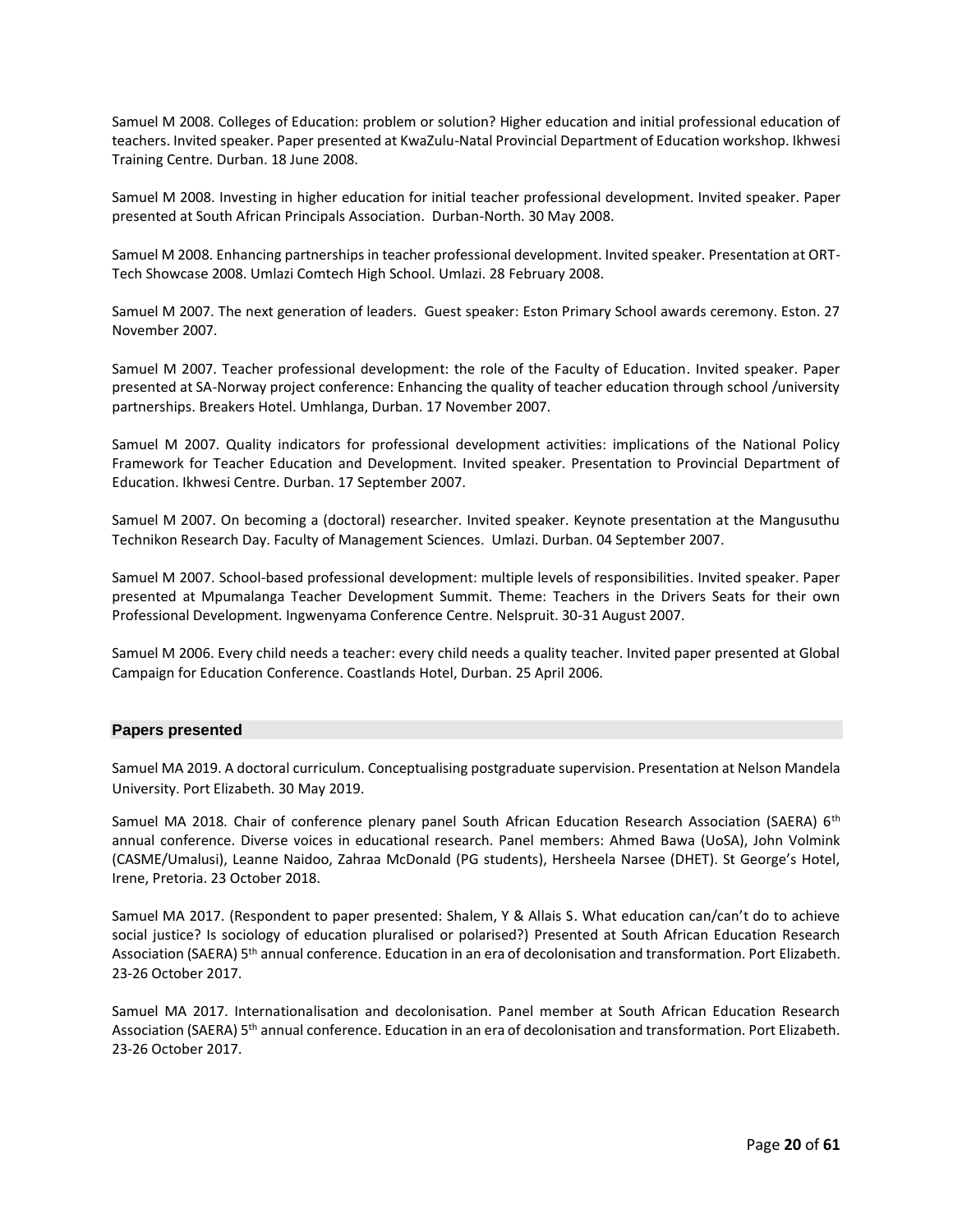Samuel M 2008. Colleges of Education: problem or solution? Higher education and initial professional education of teachers. Invited speaker. Paper presented at KwaZulu-Natal Provincial Department of Education workshop. Ikhwesi Training Centre. Durban. 18 June 2008.

Samuel M 2008. Investing in higher education for initial teacher professional development. Invited speaker. Paper presented at South African Principals Association. Durban-North. 30 May 2008.

Samuel M 2008. Enhancing partnerships in teacher professional development. Invited speaker. Presentation at ORT-Tech Showcase 2008. Umlazi Comtech High School. Umlazi. 28 February 2008.

Samuel M 2007. The next generation of leaders. Guest speaker: Eston Primary School awards ceremony. Eston. 27 November 2007.

Samuel M 2007. Teacher professional development: the role of the Faculty of Education. Invited speaker. Paper presented at SA-Norway project conference: Enhancing the quality of teacher education through school /university partnerships. Breakers Hotel. Umhlanga, Durban. 17 November 2007.

Samuel M 2007. Quality indicators for professional development activities: implications of the National Policy Framework for Teacher Education and Development. Invited speaker. Presentation to Provincial Department of Education. Ikhwesi Centre. Durban. 17 September 2007.

Samuel M 2007. On becoming a (doctoral) researcher. Invited speaker. Keynote presentation at the Mangusuthu Technikon Research Day. Faculty of Management Sciences. Umlazi. Durban. 04 September 2007.

Samuel M 2007. School-based professional development: multiple levels of responsibilities. Invited speaker. Paper presented at Mpumalanga Teacher Development Summit. Theme: Teachers in the Drivers Seats for their own Professional Development. Ingwenyama Conference Centre. Nelspruit. 30-31 August 2007.

Samuel M 2006. Every child needs a teacher: every child needs a quality teacher. Invited paper presented at Global Campaign for Education Conference. Coastlands Hotel, Durban. 25 April 2006.

## Papers presented

Samuel MA 2019. A doctoral curriculum. Conceptualising postgraduate supervision. Presentation at Nelson Mandela University. Port Elizabeth. 30 May 2019.

Samuel MA 2018. Chair of conference plenary panel South African Education Research Association (SAERA) 6th annual conference. Diverse voices in educational research. Panel members: Ahmed Bawa (UoSA), John Volmink (CASME/Umalusi), Leanne Naidoo, Zahraa McDonald (PG students), Hersheela Narsee (DHET). St George's Hotel, Irene, Pretoria. 23 October 2018.

Samuel MA 2017. (Respondent to paper presented: Shalem, Y & Allais S. What education can/can't do to achieve social justice? Is sociology of education pluralised or polarised?) Presented at South African Education Research Association (SAERA) 5th annual conference. Education in an era of decolonisation and transformation. Port Elizabeth. 23-26 October 2017.

Samuel MA 2017. Internationalisation and decolonisation. Panel member at South African Education Research Association (SAERA) 5th annual conference. Education in an era of decolonisation and transformation. Port Elizabeth. 23-26 October 2017.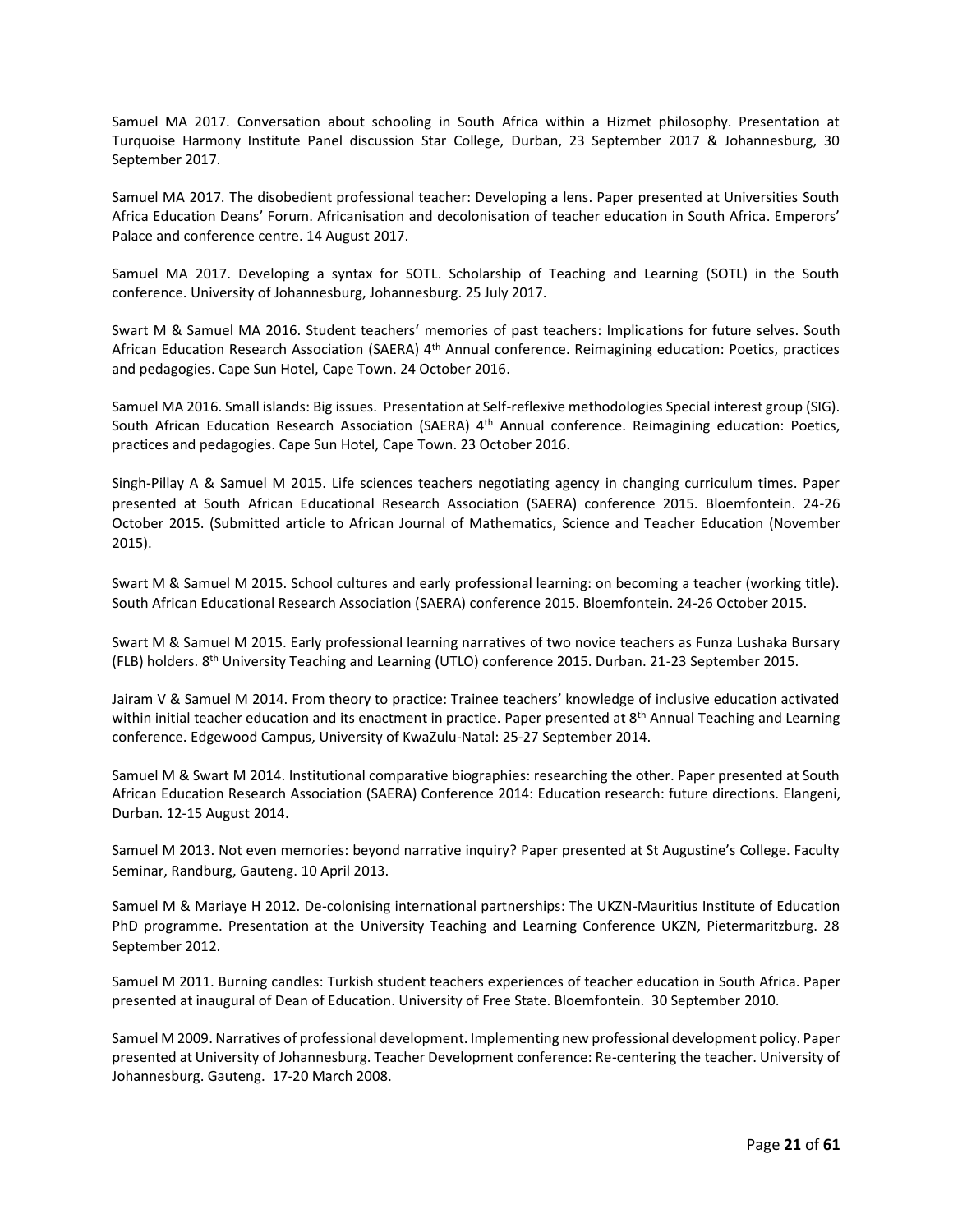Samuel MA 2017. Conversation about schooling in South Africa within a Hizmet philosophy. Presentation at Turquoise Harmony Institute Panel discussion Star College, Durban, 23 September 2017 & Johannesburg, 30 September 2017.

Samuel MA 2017. The disobedient professional teacher: Developing a lens. Paper presented at Universities South Africa Education Deans' Forum. Africanisation and decolonisation of teacher education in South Africa. Emperors' Palace and conference centre. 14 August 2017.

Samuel MA 2017. Developing a syntax for SOTL. Scholarship of Teaching and Learning (SOTL) in the South conference. University of Johannesburg, Johannesburg. 25 July 2017.

Swart M & Samuel MA 2016. Student teachers' memories of past teachers: Implications for future selves. South African Education Research Association (SAERA) 4th Annual conference. Reimagining education: Poetics, practices and pedagogies. Cape Sun Hotel, Cape Town. 24 October 2016.

Samuel MA 2016. Small islands: Big issues. Presentation at Self-reflexive methodologies Special interest group (SIG). South African Education Research Association (SAERA) 4th Annual conference. Reimagining education: Poetics, practices and pedagogies. Cape Sun Hotel, Cape Town. 23 October 2016.

Singh-Pillay A & Samuel M 2015. Life sciences teachers negotiating agency in changing curriculum times. Paper presented at South African Educational Research Association (SAERA) conference 2015. Bloemfontein. 24-26 October 2015. (Submitted article to African Journal of Mathematics, Science and Teacher Education (November 2015).

Swart M & Samuel M 2015. School cultures and early professional learning: on becoming a teacher (working title). South African Educational Research Association (SAERA) conference 2015. Bloemfontein. 24-26 October 2015.

Swart M & Samuel M 2015. Early professional learning narratives of two novice teachers as Funza Lushaka Bursary (FLB) holders. 8th University Teaching and Learning (UTLO) conference 2015. Durban. 21-23 September 2015.

Jairam V & Samuel M 2014. From theory to practice: Trainee teachers' knowledge of inclusive education activated within initial teacher education and its enactment in practice. Paper presented at 8th Annual Teaching and Learning conference. Edgewood Campus, University of KwaZulu-Natal: 25-27 September 2014.

Samuel M & Swart M 2014. Institutional comparative biographies: researching the other. Paper presented at South African Education Research Association (SAERA) Conference 2014: Education research: future directions. Elangeni, Durban. 12-15 August 2014.

Samuel M 2013. Not even memories: beyond narrative inquiry? Paper presented at St Augustine's College. Faculty Seminar, Randburg, Gauteng. 10 April 2013.

Samuel M & Mariaye H 2012. De-colonising international partnerships: The UKZN-Mauritius Institute of Education PhD programme. Presentation at the University Teaching and Learning Conference UKZN, Pietermaritzburg. 28 September 2012.

Samuel M 2011. Burning candles: Turkish student teachers experiences of teacher education in South Africa. Paper presented at inaugural of Dean of Education. University of Free State. Bloemfontein. 30 September 2010.

Samuel M 2009. Narratives of professional development. Implementing new professional development policy. Paper presented at University of Johannesburg. Teacher Development conference: Re-centering the teacher. University of Johannesburg. Gauteng. 17-20 March 2008.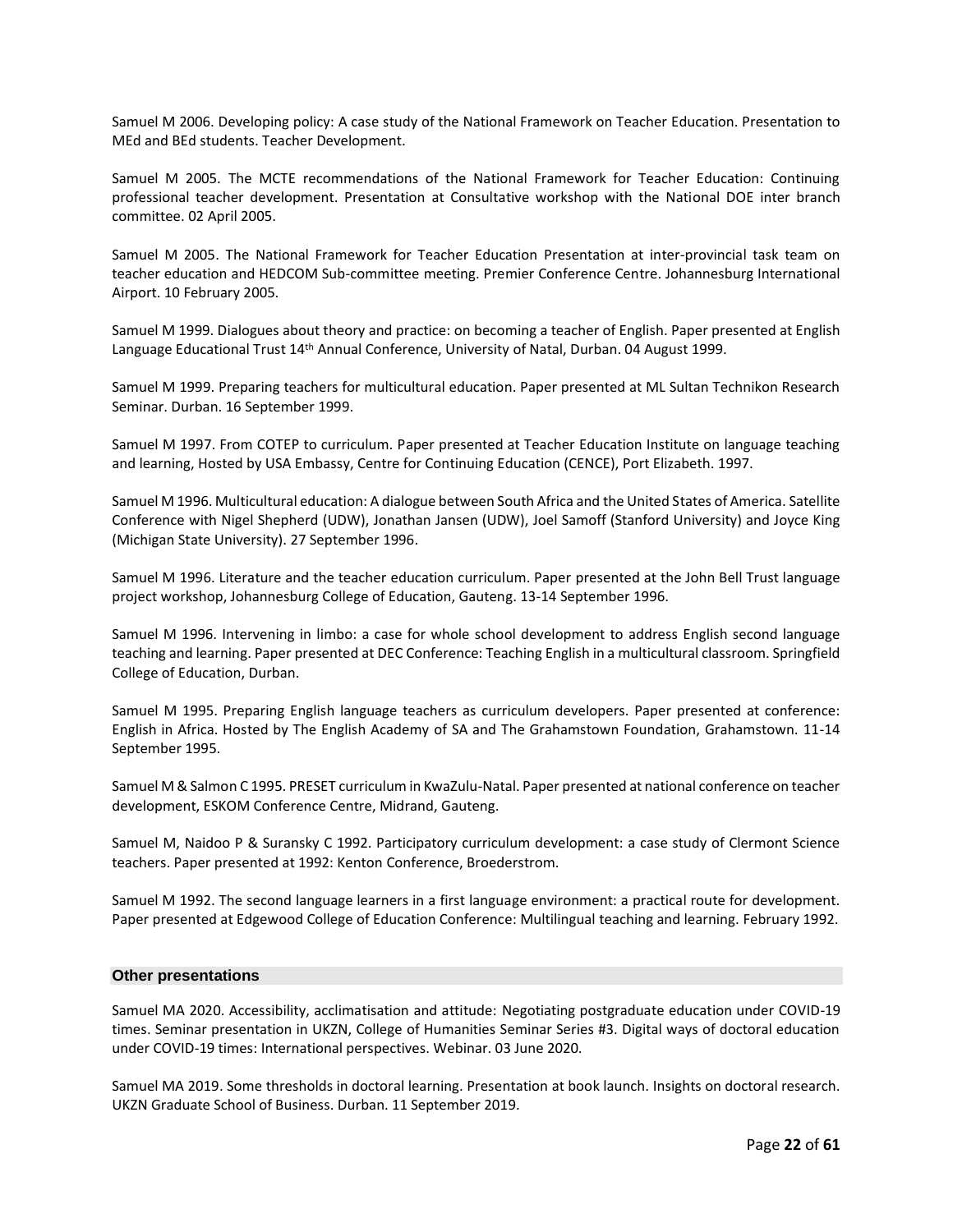Samuel M 2006. Developing policy: A case study of the National Framework on Teacher Education. Presentation to MEd and BEd students. Teacher Development.

Samuel M 2005. The MCTE recommendations of the National Framework for Teacher Education: Continuing professional teacher development. Presentation at Consultative workshop with the National DOE inter branch committee. 02 April 2005.

Samuel M 2005. The National Framework for Teacher Education Presentation at inter-provincial task team on teacher education and HEDCOM Sub-committee meeting. Premier Conference Centre. Johannesburg International Airport. 10 February 2005.

Samuel M 1999. Dialogues about theory and practice: on becoming a teacher of English. Paper presented at English Language Educational Trust 14th Annual Conference, University of Natal, Durban. 04 August 1999.

Samuel M 1999. Preparing teachers for multicultural education. Paper presented at ML Sultan Technikon Research Seminar. Durban. 16 September 1999.

Samuel M 1997. From COTEP to curriculum. Paper presented at Teacher Education Institute on language teaching and learning, Hosted by USA Embassy, Centre for Continuing Education (CENCE), Port Elizabeth. 1997.

Samuel M 1996. Multicultural education: A dialogue between South Africa and the United States of America. Satellite Conference with Nigel Shepherd (UDW), Jonathan Jansen (UDW), Joel Samoff (Stanford University) and Joyce King (Michigan State University). 27 September 1996.

Samuel M 1996. Literature and the teacher education curriculum. Paper presented at the John Bell Trust language project workshop, Johannesburg College of Education, Gauteng. 13-14 September 1996.

Samuel M 1996. Intervening in limbo: a case for whole school development to address English second language teaching and learning. Paper presented at DEC Conference: Teaching English in a multicultural classroom. Springfield College of Education, Durban.

Samuel M 1995. Preparing English language teachers as curriculum developers. Paper presented at conference: English in Africa. Hosted by The English Academy of SA and The Grahamstown Foundation, Grahamstown. 11-14 September 1995.

Samuel M & Salmon C 1995. PRESET curriculum in KwaZulu-Natal. Paper presented at national conference on teacher development, ESKOM Conference Centre, Midrand, Gauteng.

Samuel M, Naidoo P & Suransky C 1992. Participatory curriculum development: a case study of Clermont Science teachers. Paper presented at 1992: Kenton Conference, Broederstrom.

Samuel M 1992. The second language learners in a first language environment: a practical route for development. Paper presented at Edgewood College of Education Conference: Multilingual teaching and learning. February 1992.

## Other presentations

Samuel MA 2020. Accessibility, acclimatisation and attitude: Negotiating postgraduate education under COVID-19 times. Seminar presentation in UKZN, College of Humanities Seminar Series #3. Digital ways of doctoral education under COVID-19 times: International perspectives. Webinar. 03 June 2020.

Samuel MA 2019. Some thresholds in doctoral learning. Presentation at book launch. Insights on doctoral research. UKZN Graduate School of Business. Durban. 11 September 2019.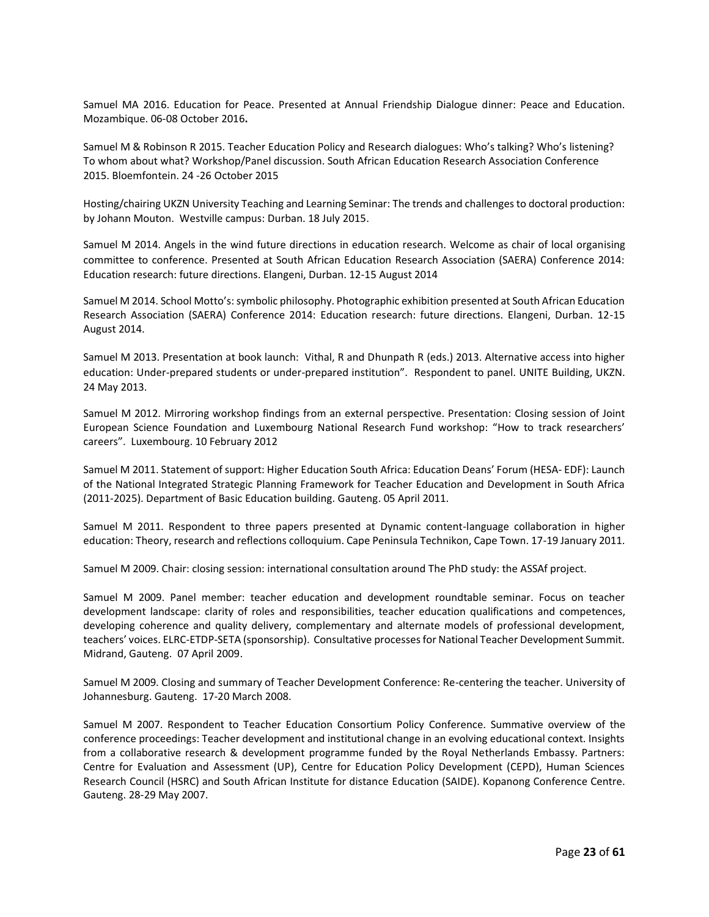Samuel MA 2016. Education for Peace. Presented at Annual Friendship Dialogue dinner: Peace and Education. Mozambique. 06-08 October 2016**.**

Samuel M & Robinson R 2015. Teacher Education Policy and Research dialogues: Who's talking? Who's listening? To whom about what? Workshop/Panel discussion. South African Education Research Association Conference 2015. Bloemfontein. 24 -26 October 2015

Hosting/chairing UKZN University Teaching and Learning Seminar: The trends and challenges to doctoral production: by Johann Mouton. Westville campus: Durban. 18 July 2015.

Samuel M 2014. Angels in the wind future directions in education research. Welcome as chair of local organising committee to conference. Presented at South African Education Research Association (SAERA) Conference 2014: Education research: future directions. Elangeni, Durban. 12-15 August 2014

Samuel M 2014. School Motto's: symbolic philosophy. Photographic exhibition presented at South African Education Research Association (SAERA) Conference 2014: Education research: future directions. Elangeni, Durban. 12-15 August 2014.

Samuel M 2013. Presentation at book launch: Vithal, R and Dhunpath R (eds.) 2013. Alternative access into higher education: Under-prepared students or under-prepared institution". Respondent to panel. UNITE Building, UKZN. 24 May 2013.

Samuel M 2012. Mirroring workshop findings from an external perspective. Presentation: Closing session of Joint European Science Foundation and Luxembourg National Research Fund workshop: "How to track researchers' careers". Luxembourg. 10 February 2012

Samuel M 2011. Statement of support: Higher Education South Africa: Education Deans' Forum (HESA- EDF): Launch of the National Integrated Strategic Planning Framework for Teacher Education and Development in South Africa (2011-2025). Department of Basic Education building. Gauteng. 05 April 2011.

Samuel M 2011. Respondent to three papers presented at Dynamic content-language collaboration in higher education: Theory, research and reflections colloquium. Cape Peninsula Technikon, Cape Town. 17-19 January 2011.

Samuel M 2009. Chair: closing session: international consultation around The PhD study: the ASSAf project.

Samuel M 2009. Panel member: teacher education and development roundtable seminar. Focus on teacher development landscape: clarity of roles and responsibilities, teacher education qualifications and competences, developing coherence and quality delivery, complementary and alternate models of professional development, teachers' voices. ELRC-ETDP-SETA (sponsorship). Consultative processes for National Teacher Development Summit. Midrand, Gauteng. 07 April 2009.

Samuel M 2009. Closing and summary of Teacher Development Conference: Re-centering the teacher. University of Johannesburg. Gauteng. 17-20 March 2008.

Samuel M 2007. Respondent to Teacher Education Consortium Policy Conference. Summative overview of the conference proceedings: Teacher development and institutional change in an evolving educational context. Insights from a collaborative research & development programme funded by the Royal Netherlands Embassy. Partners: Centre for Evaluation and Assessment (UP), Centre for Education Policy Development (CEPD), Human Sciences Research Council (HSRC) and South African Institute for distance Education (SAIDE). Kopanong Conference Centre. Gauteng. 28-29 May 2007.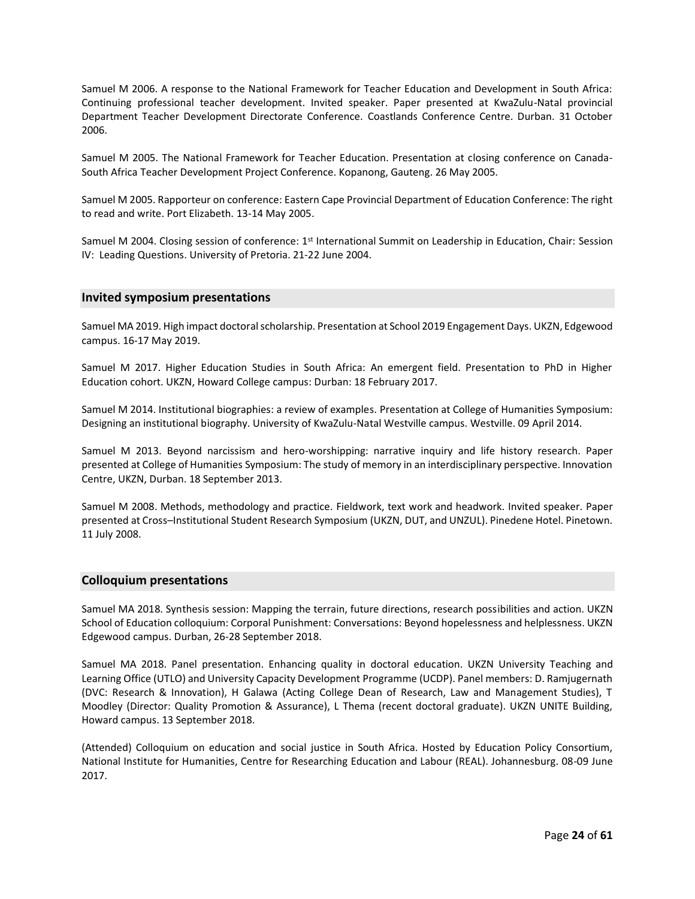Samuel M 2006. A response to the National Framework for Teacher Education and Development in South Africa: Continuing professional teacher development. Invited speaker. Paper presented at KwaZulu-Natal provincial Department Teacher Development Directorate Conference. Coastlands Conference Centre. Durban. 31 October 2006.

Samuel M 2005. The National Framework for Teacher Education. Presentation at closing conference on Canada-South Africa Teacher Development Project Conference. Kopanong, Gauteng. 26 May 2005.

Samuel M 2005. Rapporteur on conference: Eastern Cape Provincial Department of Education Conference: The right to read and write. Port Elizabeth. 13-14 May 2005.

Samuel M 2004. Closing session of conference: 1st International Summit on Leadership in Education, Chair: Session IV: Leading Questions. University of Pretoria. 21-22 June 2004.

## Invited symposium presentations

Samuel MA 2019. High impact doctoral scholarship. Presentation at School 2019 Engagement Days. UKZN, Edgewood campus. 16-17 May 2019.

Samuel M 2017. Higher Education Studies in South Africa: An emergent field. Presentation to PhD in Higher Education cohort. UKZN, Howard College campus: Durban: 18 February 2017.

Samuel M 2014. Institutional biographies: a review of examples. Presentation at College of Humanities Symposium: Designing an institutional biography. University of KwaZulu-Natal Westville campus. Westville. 09 April 2014.

Samuel M 2013. Beyond narcissism and hero-worshipping: narrative inquiry and life history research. Paper presented at College of Humanities Symposium: The study of memory in an interdisciplinary perspective. Innovation Centre, UKZN, Durban. 18 September 2013.

Samuel M 2008. Methods, methodology and practice. Fieldwork, text work and headwork. Invited speaker. Paper presented at Cross–Institutional Student Research Symposium (UKZN, DUT, and UNZUL). Pinedene Hotel. Pinetown. 11 July 2008.

## Colloquium presentations

Samuel MA 2018. Synthesis session: Mapping the terrain, future directions, research possibilities and action. UKZN School of Education colloquium: Corporal Punishment: Conversations: Beyond hopelessness and helplessness. UKZN Edgewood campus. Durban, 26-28 September 2018.

Samuel MA 2018. Panel presentation. Enhancing quality in doctoral education. UKZN University Teaching and Learning Office (UTLO) and University Capacity Development Programme (UCDP). Panel members: D. Ramjugernath (DVC: Research & Innovation), H Galawa (Acting College Dean of Research, Law and Management Studies), T Moodley (Director: Quality Promotion & Assurance), L Thema (recent doctoral graduate). UKZN UNITE Building, Howard campus. 13 September 2018.

(Attended) Colloquium on education and social justice in South Africa. Hosted by Education Policy Consortium, National Institute for Humanities, Centre for Researching Education and Labour (REAL). Johannesburg. 08-09 June 2017.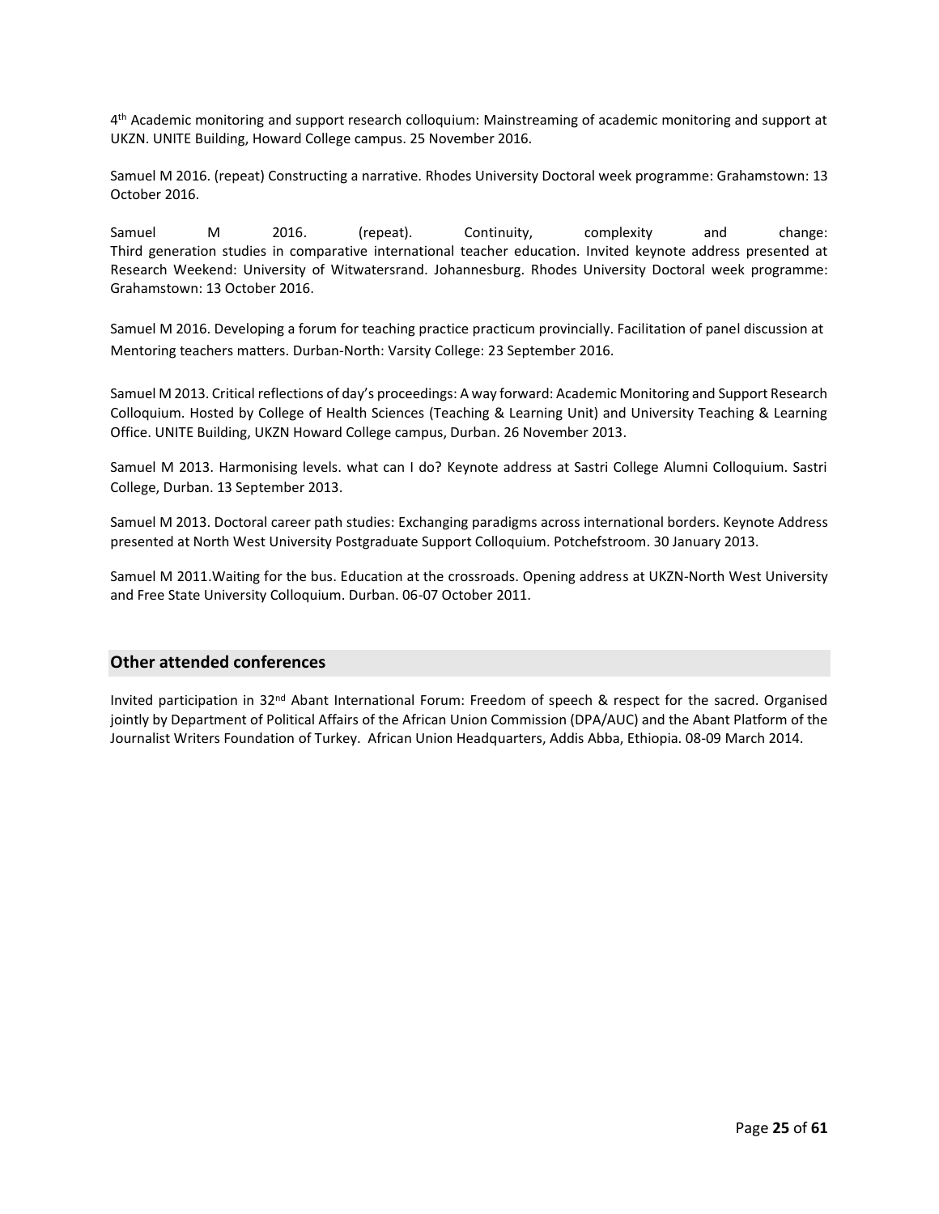4th Academic monitoring and support research colloquium: Mainstreaming of academic monitoring and support at UKZN. UNITE Building, Howard College campus. 25 November 2016.

Samuel M 2016. (repeat) Constructing a narrative. Rhodes University Doctoral week programme: Grahamstown: 13 October 2016.

Samuel M 2016. (repeat). Continuity, complexity and change: Third generation studies in comparative international teacher education. Invited keynote address presented at Research Weekend: University of Witwatersrand. Johannesburg. Rhodes University Doctoral week programme: Grahamstown: 13 October 2016.

Samuel M 2016. Developing a forum for teaching practice practicum provincially. Facilitation of panel discussion at Mentoring teachers matters. Durban-North: Varsity College: 23 September 2016.

Samuel M 2013. Critical reflections of day's proceedings: A way forward: Academic Monitoring and Support Research Colloquium. Hosted by College of Health Sciences (Teaching & Learning Unit) and University Teaching & Learning Office. UNITE Building, UKZN Howard College campus, Durban. 26 November 2013.

Samuel M 2013. Harmonising levels. what can I do? Keynote address at Sastri College Alumni Colloquium. Sastri College, Durban. 13 September 2013.

Samuel M 2013. Doctoral career path studies: Exchanging paradigms across international borders. Keynote Address presented at North West University Postgraduate Support Colloquium. Potchefstroom. 30 January 2013.

Samuel M 2011.Waiting for the bus. Education at the crossroads. Opening address at UKZN-North West University and Free State University Colloquium. Durban. 06-07 October 2011.

## Other attended conferences

Invited participation in 32nd Abant International Forum: Freedom of speech & respect for the sacred. Organised jointly by Department of Political Affairs of the African Union Commission (DPA/AUC) and the Abant Platform of the Journalist Writers Foundation of Turkey. African Union Headquarters, Addis Abba, Ethiopia. 08-09 March 2014.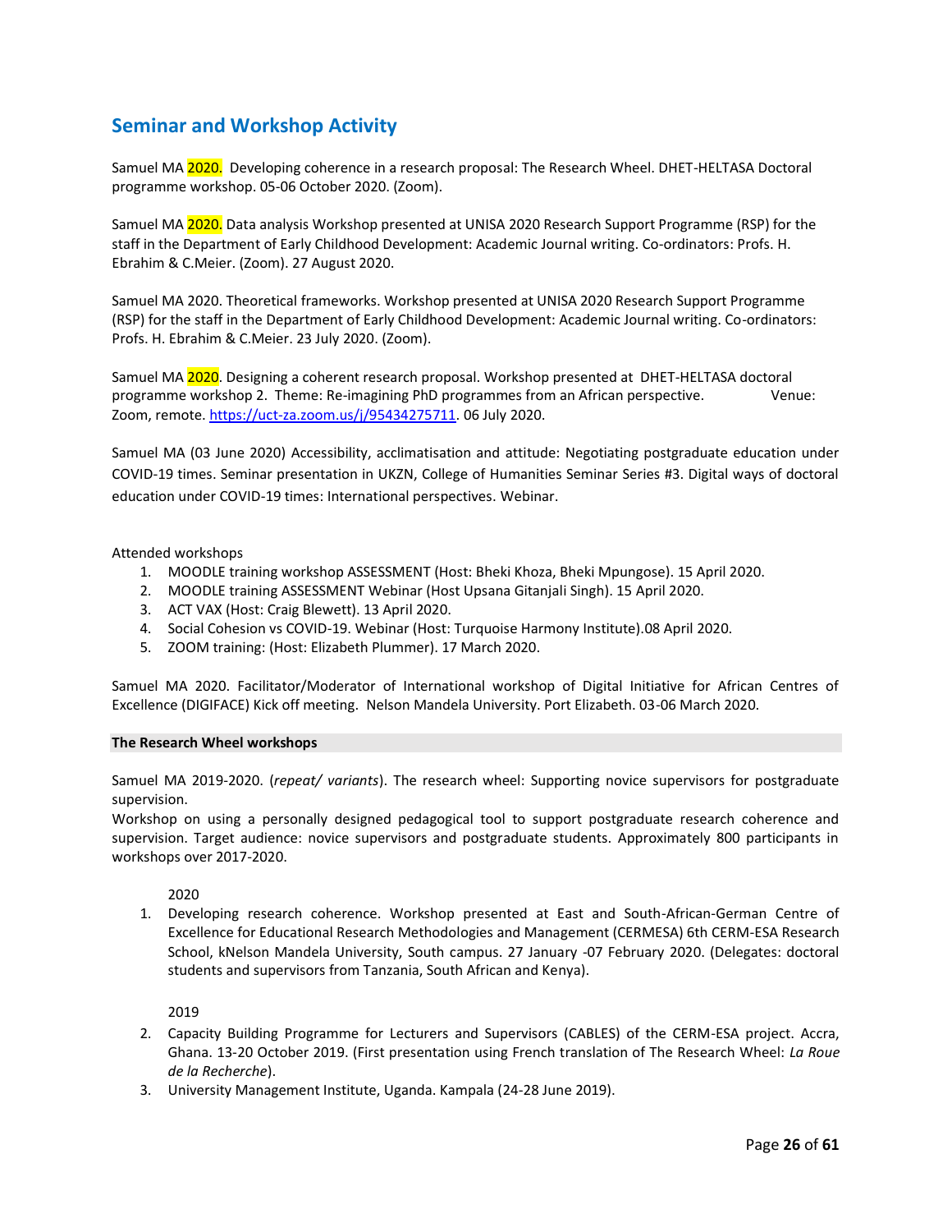## Seminar and Workshop Activity

Samuel MA 2020. Developing coherence in a research proposal: The Research Wheel. DHET-HELTASA Doctoral programme workshop. 05-06 October 2020. (Zoom).

Samuel MA 2020. Data analysis Workshop presented at UNISA 2020 Research Support Programme (RSP) for the staff in the Department of Early Childhood Development: Academic Journal writing. Co-ordinators: Profs. H. Ebrahim & C.Meier. (Zoom). 27 August 2020.

Samuel MA 2020. Theoretical frameworks. Workshop presented at UNISA 2020 Research Support Programme (RSP) for the staff in the Department of Early Childhood Development: Academic Journal writing. Co-ordinators: Profs. H. Ebrahim & C.Meier. 23 July 2020. (Zoom).

Samuel MA 2020. Designing a coherent research proposal. Workshop presented at DHET-HELTASA doctoral programme workshop 2. Theme: Re-imagining PhD programmes from an African perspective. Venue: Zoom, remote. https://uct-za.zoom.us/j/95434275711. 06 July 2020.

Samuel MA (03 June 2020) Accessibility, acclimatisation and attitude: Negotiating postgraduate education under COVID-19 times. Seminar presentation in UKZN, College of Humanities Seminar Series #3. Digital ways of doctoral education under COVID-19 times: International perspectives. Webinar.

Attended workshops

1. MOODLE training workshop ASSESSMENT (Host: Bheki Khoza, Bheki Mpungose). 15 April 2020.
2. MOODLE training ASSESSMENT Webinar (Host Upsana Gitanjali Singh). 15 April 2020.
3. ACT VAX (Host: Craig Blewett). 13 April 2020.
4. Social Cohesion vs COVID-19. Webinar (Host: Turquoise Harmony Institute).08 April 2020.
5. ZOOM training: (Host: Elizabeth Plummer). 17 March 2020.

Samuel MA 2020. Facilitator/Moderator of International workshop of Digital Initiative for African Centres of Excellence (DIGIFACE) Kick off meeting. Nelson Mandela University. Port Elizabeth. 03-06 March 2020.

**The Research Wheel workshops**

Samuel MA 2019-2020. (*repeat/ variants*). The research wheel: Supporting novice supervisors for postgraduate supervision.
Workshop on using a personally designed pedagogical tool to support postgraduate research coherence and supervision. Target audience: novice supervisors and postgraduate students. Approximately 800 participants in workshops over 2017-2020.

2020

1. Developing research coherence. Workshop presented at East and South-African-German Centre of Excellence for Educational Research Methodologies and Management (CERMESA) 6th CERM-ESA Research School, kNelson Mandela University, South campus. 27 January -07 February 2020. (Delegates: doctoral students and supervisors from Tanzania, South African and Kenya).

2019

2. Capacity Building Programme for Lecturers and Supervisors (CABLES) of the CERM-ESA project. Accra, Ghana. 13-20 October 2019. (First presentation using French translation of The Research Wheel: *La Roue de la Recherche*).
3. University Management Institute, Uganda. Kampala (24-28 June 2019).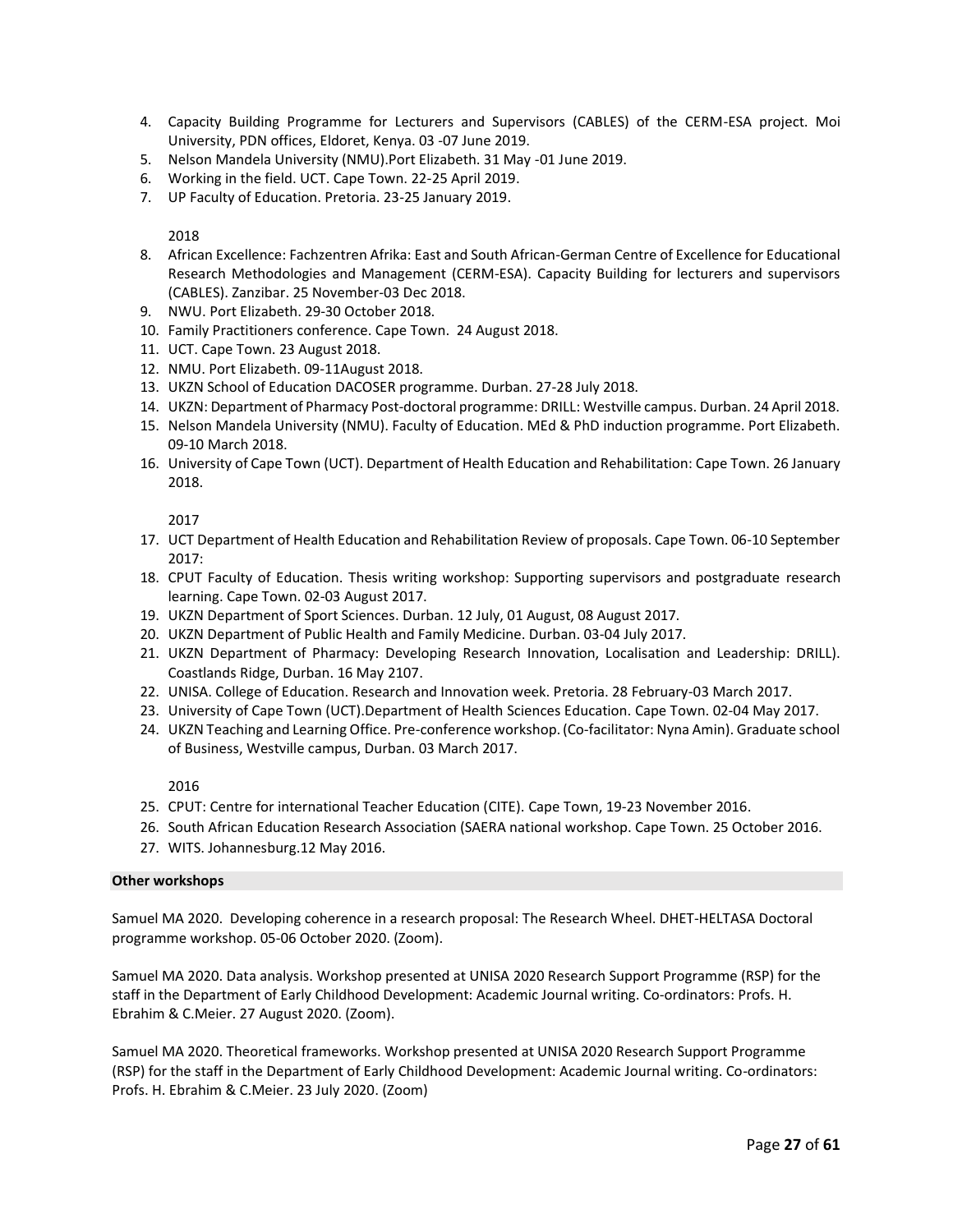4. Capacity Building Programme for Lecturers and Supervisors (CABLES) of the CERM-ESA project. Moi University, PDN offices, Eldoret, Kenya. 03 -07 June 2019.
5. Nelson Mandela University (NMU).Port Elizabeth. 31 May -01 June 2019.
6. Working in the field. UCT. Cape Town. 22-25 April 2019.
7. UP Faculty of Education. Pretoria. 23-25 January 2019.

2018

8. African Excellence: Fachzentren Afrika: East and South African-German Centre of Excellence for Educational Research Methodologies and Management (CERM-ESA). Capacity Building for lecturers and supervisors (CABLES). Zanzibar. 25 November-03 Dec 2018.
9. NWU. Port Elizabeth. 29-30 October 2018.
10. Family Practitioners conference. Cape Town. 24 August 2018.
11. UCT. Cape Town. 23 August 2018.
12. NMU. Port Elizabeth. 09-11August 2018.
13. UKZN School of Education DACOSER programme. Durban. 27-28 July 2018.
14. UKZN: Department of Pharmacy Post-doctoral programme: DRILL: Westville campus. Durban. 24 April 2018.
15. Nelson Mandela University (NMU). Faculty of Education. MEd & PhD induction programme. Port Elizabeth. 09-10 March 2018.
16. University of Cape Town (UCT). Department of Health Education and Rehabilitation: Cape Town. 26 January 2018.

2017

17. UCT Department of Health Education and Rehabilitation Review of proposals. Cape Town. 06-10 September 2017:
18. CPUT Faculty of Education. Thesis writing workshop: Supporting supervisors and postgraduate research learning. Cape Town. 02-03 August 2017.
19. UKZN Department of Sport Sciences. Durban. 12 July, 01 August, 08 August 2017.
20. UKZN Department of Public Health and Family Medicine. Durban. 03-04 July 2017.
21. UKZN Department of Pharmacy: Developing Research Innovation, Localisation and Leadership: DRILL). Coastlands Ridge, Durban. 16 May 2107.
22. UNISA. College of Education. Research and Innovation week. Pretoria. 28 February-03 March 2017.
23. University of Cape Town (UCT).Department of Health Sciences Education. Cape Town. 02-04 May 2017.
24. UKZN Teaching and Learning Office. Pre-conference workshop. (Co-facilitator: Nyna Amin). Graduate school of Business, Westville campus, Durban. 03 March 2017.

2016

25. CPUT: Centre for international Teacher Education (CITE). Cape Town, 19-23 November 2016.
26. South African Education Research Association (SAERA national workshop. Cape Town. 25 October 2016.
27. WITS. Johannesburg.12 May 2016.

**Other workshops**

Samuel MA 2020. Developing coherence in a research proposal: The Research Wheel. DHET-HELTASA Doctoral programme workshop. 05-06 October 2020. (Zoom).

Samuel MA 2020. Data analysis. Workshop presented at UNISA 2020 Research Support Programme (RSP) for the staff in the Department of Early Childhood Development: Academic Journal writing. Co-ordinators: Profs. H. Ebrahim & C.Meier. 27 August 2020. (Zoom).

Samuel MA 2020. Theoretical frameworks. Workshop presented at UNISA 2020 Research Support Programme (RSP) for the staff in the Department of Early Childhood Development: Academic Journal writing. Co-ordinators: Profs. H. Ebrahim & C.Meier. 23 July 2020. (Zoom)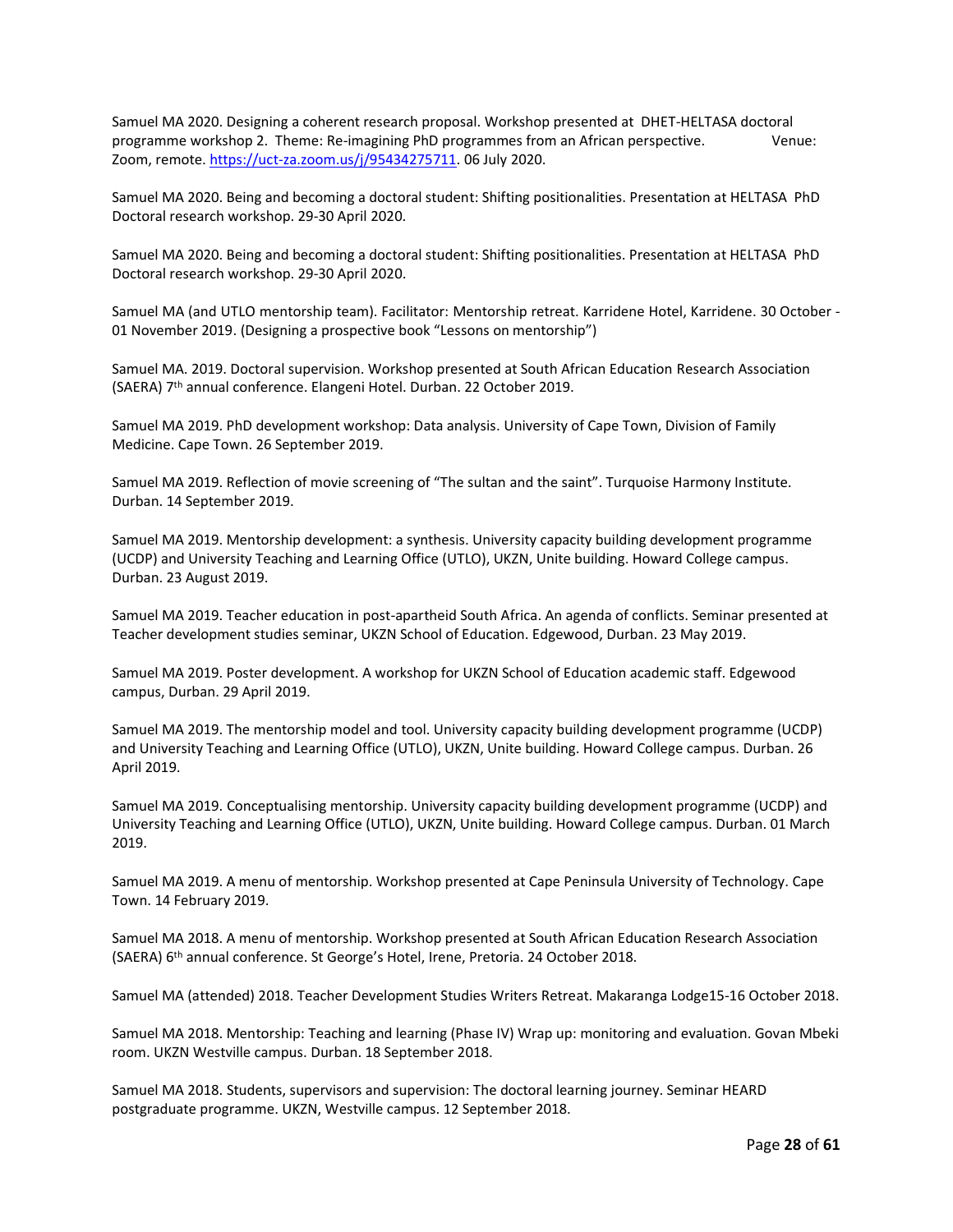Samuel MA 2020. Designing a coherent research proposal. Workshop presented at DHET-HELTASA doctoral programme workshop 2. Theme: Re-imagining PhD programmes from an African perspective. Venue: Zoom, remote. https://uct-za.zoom.us/j/95434275711. 06 July 2020.

Samuel MA 2020. Being and becoming a doctoral student: Shifting positionalities. Presentation at HELTASA PhD Doctoral research workshop. 29-30 April 2020.

Samuel MA 2020. Being and becoming a doctoral student: Shifting positionalities. Presentation at HELTASA PhD Doctoral research workshop. 29-30 April 2020.

Samuel MA (and UTLO mentorship team). Facilitator: Mentorship retreat. Karridene Hotel, Karridene. 30 October - 01 November 2019. (Designing a prospective book "Lessons on mentorship")

Samuel MA. 2019. Doctoral supervision. Workshop presented at South African Education Research Association (SAERA) 7th annual conference. Elangeni Hotel. Durban. 22 October 2019.

Samuel MA 2019. PhD development workshop: Data analysis. University of Cape Town, Division of Family Medicine. Cape Town. 26 September 2019.

Samuel MA 2019. Reflection of movie screening of "The sultan and the saint". Turquoise Harmony Institute. Durban. 14 September 2019.

Samuel MA 2019. Mentorship development: a synthesis. University capacity building development programme (UCDP) and University Teaching and Learning Office (UTLO), UKZN, Unite building. Howard College campus. Durban. 23 August 2019.

Samuel MA 2019. Teacher education in post-apartheid South Africa. An agenda of conflicts. Seminar presented at Teacher development studies seminar, UKZN School of Education. Edgewood, Durban. 23 May 2019.

Samuel MA 2019. Poster development. A workshop for UKZN School of Education academic staff. Edgewood campus, Durban. 29 April 2019.

Samuel MA 2019. The mentorship model and tool. University capacity building development programme (UCDP) and University Teaching and Learning Office (UTLO), UKZN, Unite building. Howard College campus. Durban. 26 April 2019.

Samuel MA 2019. Conceptualising mentorship. University capacity building development programme (UCDP) and University Teaching and Learning Office (UTLO), UKZN, Unite building. Howard College campus. Durban. 01 March 2019.

Samuel MA 2019. A menu of mentorship. Workshop presented at Cape Peninsula University of Technology. Cape Town. 14 February 2019.

Samuel MA 2018. A menu of mentorship. Workshop presented at South African Education Research Association (SAERA) 6th annual conference. St George's Hotel, Irene, Pretoria. 24 October 2018.

Samuel MA (attended) 2018. Teacher Development Studies Writers Retreat. Makaranga Lodge15-16 October 2018.

Samuel MA 2018. Mentorship: Teaching and learning (Phase IV) Wrap up: monitoring and evaluation. Govan Mbeki room. UKZN Westville campus. Durban. 18 September 2018.

Samuel MA 2018. Students, supervisors and supervision: The doctoral learning journey. Seminar HEARD postgraduate programme. UKZN, Westville campus. 12 September 2018.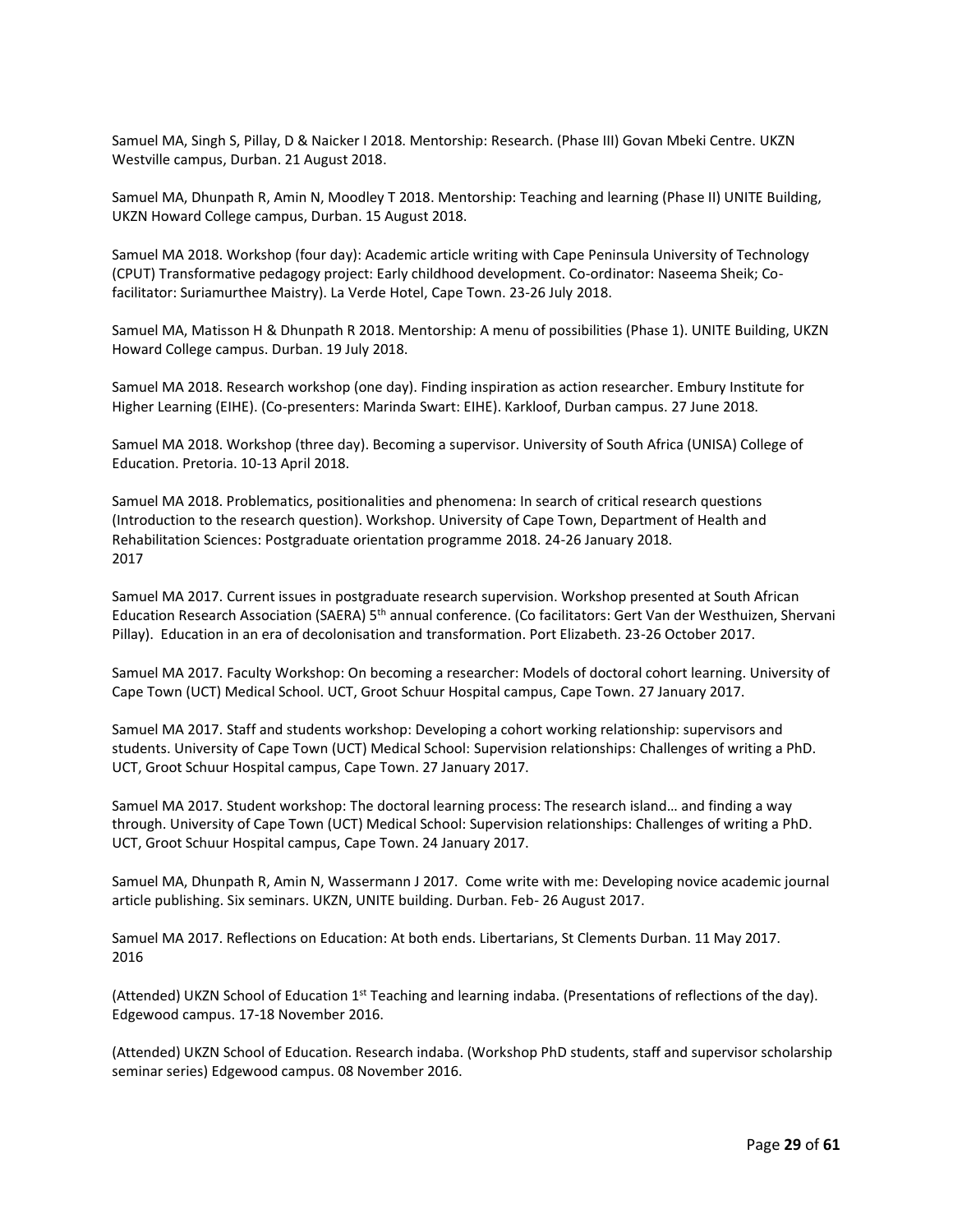Samuel MA, Singh S, Pillay, D & Naicker I 2018. Mentorship: Research. (Phase III) Govan Mbeki Centre. UKZN Westville campus, Durban. 21 August 2018.

Samuel MA, Dhunpath R, Amin N, Moodley T 2018. Mentorship: Teaching and learning (Phase II) UNITE Building, UKZN Howard College campus, Durban. 15 August 2018.

Samuel MA 2018. Workshop (four day): Academic article writing with Cape Peninsula University of Technology (CPUT) Transformative pedagogy project: Early childhood development. Co-ordinator: Naseema Sheik; Co-facilitator: Suriamurthee Maistry). La Verde Hotel, Cape Town. 23-26 July 2018.

Samuel MA, Matisson H & Dhunpath R 2018. Mentorship: A menu of possibilities (Phase 1). UNITE Building, UKZN Howard College campus. Durban. 19 July 2018.

Samuel MA 2018. Research workshop (one day). Finding inspiration as action researcher. Embury Institute for Higher Learning (EIHE). (Co-presenters: Marinda Swart: EIHE). Karkloof, Durban campus. 27 June 2018.

Samuel MA 2018. Workshop (three day). Becoming a supervisor. University of South Africa (UNISA) College of Education. Pretoria. 10-13 April 2018.

Samuel MA 2018. Problematics, positionalities and phenomena: In search of critical research questions (Introduction to the research question). Workshop. University of Cape Town, Department of Health and Rehabilitation Sciences: Postgraduate orientation programme 2018. 24-26 January 2018.

2017

Samuel MA 2017. Current issues in postgraduate research supervision. Workshop presented at South African Education Research Association (SAERA) 5th annual conference. (Co facilitators: Gert Van der Westhuizen, Shervani Pillay). Education in an era of decolonisation and transformation. Port Elizabeth. 23-26 October 2017.

Samuel MA 2017. Faculty Workshop: On becoming a researcher: Models of doctoral cohort learning. University of Cape Town (UCT) Medical School. UCT, Groot Schuur Hospital campus, Cape Town. 27 January 2017.

Samuel MA 2017. Staff and students workshop: Developing a cohort working relationship: supervisors and students. University of Cape Town (UCT) Medical School: Supervision relationships: Challenges of writing a PhD. UCT, Groot Schuur Hospital campus, Cape Town. 27 January 2017.

Samuel MA 2017. Student workshop: The doctoral learning process: The research island… and finding a way through. University of Cape Town (UCT) Medical School: Supervision relationships: Challenges of writing a PhD. UCT, Groot Schuur Hospital campus, Cape Town. 24 January 2017.

Samuel MA, Dhunpath R, Amin N, Wassermann J 2017. Come write with me: Developing novice academic journal article publishing. Six seminars. UKZN, UNITE building. Durban. Feb- 26 August 2017.

Samuel MA 2017. Reflections on Education: At both ends. Libertarians, St Clements Durban. 11 May 2017.

2016

(Attended) UKZN School of Education 1st Teaching and learning indaba. (Presentations of reflections of the day). Edgewood campus. 17-18 November 2016.

(Attended) UKZN School of Education. Research indaba. (Workshop PhD students, staff and supervisor scholarship seminar series) Edgewood campus. 08 November 2016.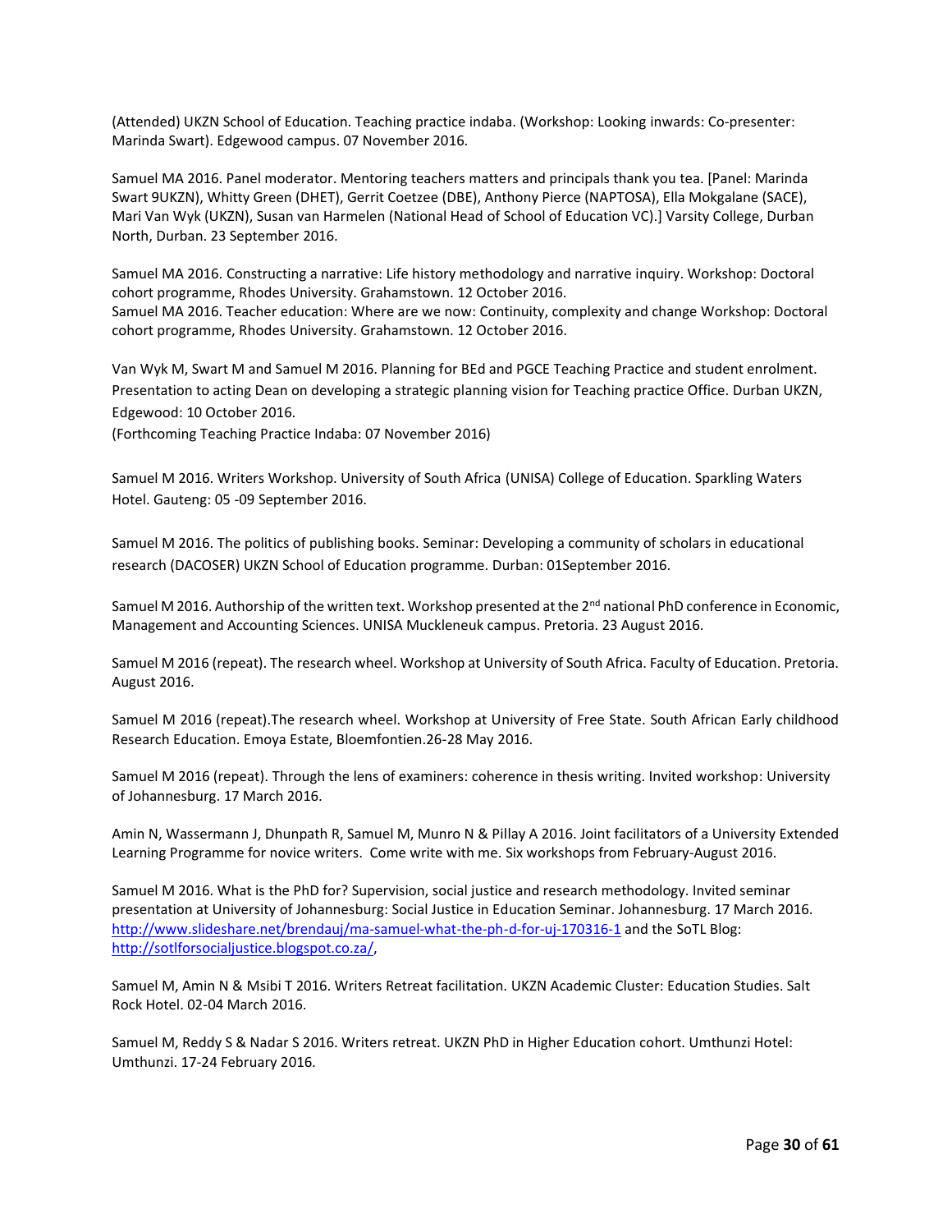(Attended) UKZN School of Education. Teaching practice indaba. (Workshop: Looking inwards: Co-presenter: Marinda Swart). Edgewood campus. 07 November 2016.

Samuel MA 2016. Panel moderator. Mentoring teachers matters and principals thank you tea. [Panel: Marinda Swart 9UKZN), Whitty Green (DHET), Gerrit Coetzee (DBE), Anthony Pierce (NAPTOSA), Ella Mokgalane (SACE), Mari Van Wyk (UKZN), Susan van Harmelen (National Head of School of Education VC).] Varsity College, Durban North, Durban. 23 September 2016.

Samuel MA 2016. Constructing a narrative: Life history methodology and narrative inquiry. Workshop: Doctoral cohort programme, Rhodes University. Grahamstown. 12 October 2016.
Samuel MA 2016. Teacher education: Where are we now: Continuity, complexity and change Workshop: Doctoral cohort programme, Rhodes University. Grahamstown. 12 October 2016.

Van Wyk M, Swart M and Samuel M 2016. Planning for BEd and PGCE Teaching Practice and student enrolment. Presentation to acting Dean on developing a strategic planning vision for Teaching practice Office. Durban UKZN, Edgewood: 10 October 2016.
(Forthcoming Teaching Practice Indaba: 07 November 2016)

Samuel M 2016. Writers Workshop. University of South Africa (UNISA) College of Education. Sparkling Waters Hotel. Gauteng: 05 -09 September 2016.

Samuel M 2016. The politics of publishing books. Seminar: Developing a community of scholars in educational research (DACOSER) UKZN School of Education programme. Durban: 01September 2016.

Samuel M 2016. Authorship of the written text. Workshop presented at the 2nd national PhD conference in Economic, Management and Accounting Sciences. UNISA Muckleneuk campus. Pretoria. 23 August 2016.

Samuel M 2016 (repeat). The research wheel. Workshop at University of South Africa. Faculty of Education. Pretoria. August 2016.

Samuel M 2016 (repeat).The research wheel. Workshop at University of Free State. South African Early childhood Research Education. Emoya Estate, Bloemfontien.26-28 May 2016.

Samuel M 2016 (repeat). Through the lens of examiners: coherence in thesis writing. Invited workshop: University of Johannesburg. 17 March 2016.

Amin N, Wassermann J, Dhunpath R, Samuel M, Munro N & Pillay A 2016. Joint facilitators of a University Extended Learning Programme for novice writers. Come write with me. Six workshops from February-August 2016.

Samuel M 2016. What is the PhD for? Supervision, social justice and research methodology. Invited seminar presentation at University of Johannesburg: Social Justice in Education Seminar. Johannesburg. 17 March 2016. http://www.slideshare.net/brendauj/ma-samuel-what-the-ph-d-for-uj-170316-1 and the SoTL Blog: http://sotlforsocialjustice.blogspot.co.za/,

Samuel M, Amin N & Msibi T 2016. Writers Retreat facilitation. UKZN Academic Cluster: Education Studies. Salt Rock Hotel. 02-04 March 2016.

Samuel M, Reddy S & Nadar S 2016. Writers retreat. UKZN PhD in Higher Education cohort. Umthunzi Hotel: Umthunzi. 17-24 February 2016.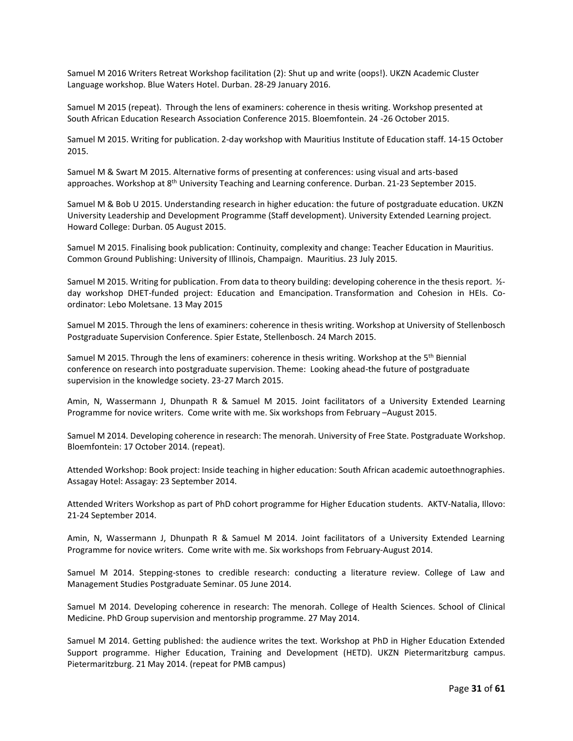Samuel M 2016 Writers Retreat Workshop facilitation (2): Shut up and write (oops!). UKZN Academic Cluster Language workshop. Blue Waters Hotel. Durban. 28-29 January 2016.

Samuel M 2015 (repeat). Through the lens of examiners: coherence in thesis writing. Workshop presented at South African Education Research Association Conference 2015. Bloemfontein. 24 -26 October 2015.

Samuel M 2015. Writing for publication. 2-day workshop with Mauritius Institute of Education staff. 14-15 October 2015.

Samuel M & Swart M 2015. Alternative forms of presenting at conferences: using visual and arts-based approaches. Workshop at 8th University Teaching and Learning conference. Durban. 21-23 September 2015.

Samuel M & Bob U 2015. Understanding research in higher education: the future of postgraduate education. UKZN University Leadership and Development Programme (Staff development). University Extended Learning project. Howard College: Durban. 05 August 2015.

Samuel M 2015. Finalising book publication: Continuity, complexity and change: Teacher Education in Mauritius. Common Ground Publishing: University of Illinois, Champaign. Mauritius. 23 July 2015.

Samuel M 2015. Writing for publication. From data to theory building: developing coherence in the thesis report. ½-day workshop DHET-funded project: Education and Emancipation. Transformation and Cohesion in HEIs. Co-ordinator: Lebo Moletsane. 13 May 2015

Samuel M 2015. Through the lens of examiners: coherence in thesis writing. Workshop at University of Stellenbosch Postgraduate Supervision Conference. Spier Estate, Stellenbosch. 24 March 2015.

Samuel M 2015. Through the lens of examiners: coherence in thesis writing. Workshop at the 5th Biennial conference on research into postgraduate supervision. Theme: Looking ahead-the future of postgraduate supervision in the knowledge society. 23-27 March 2015.

Amin, N, Wassermann J, Dhunpath R & Samuel M 2015. Joint facilitators of a University Extended Learning Programme for novice writers. Come write with me. Six workshops from February –August 2015.

Samuel M 2014. Developing coherence in research: The menorah. University of Free State. Postgraduate Workshop. Bloemfontein: 17 October 2014. (repeat).

Attended Workshop: Book project: Inside teaching in higher education: South African academic autoethnographies. Assagay Hotel: Assagay: 23 September 2014.

Attended Writers Workshop as part of PhD cohort programme for Higher Education students. AKTV-Natalia, Illovo: 21-24 September 2014.

Amin, N, Wassermann J, Dhunpath R & Samuel M 2014. Joint facilitators of a University Extended Learning Programme for novice writers. Come write with me. Six workshops from February-August 2014.

Samuel M 2014. Stepping-stones to credible research: conducting a literature review. College of Law and Management Studies Postgraduate Seminar. 05 June 2014.

Samuel M 2014. Developing coherence in research: The menorah. College of Health Sciences. School of Clinical Medicine. PhD Group supervision and mentorship programme. 27 May 2014.

Samuel M 2014. Getting published: the audience writes the text. Workshop at PhD in Higher Education Extended Support programme. Higher Education, Training and Development (HETD). UKZN Pietermaritzburg campus. Pietermaritzburg. 21 May 2014. (repeat for PMB campus)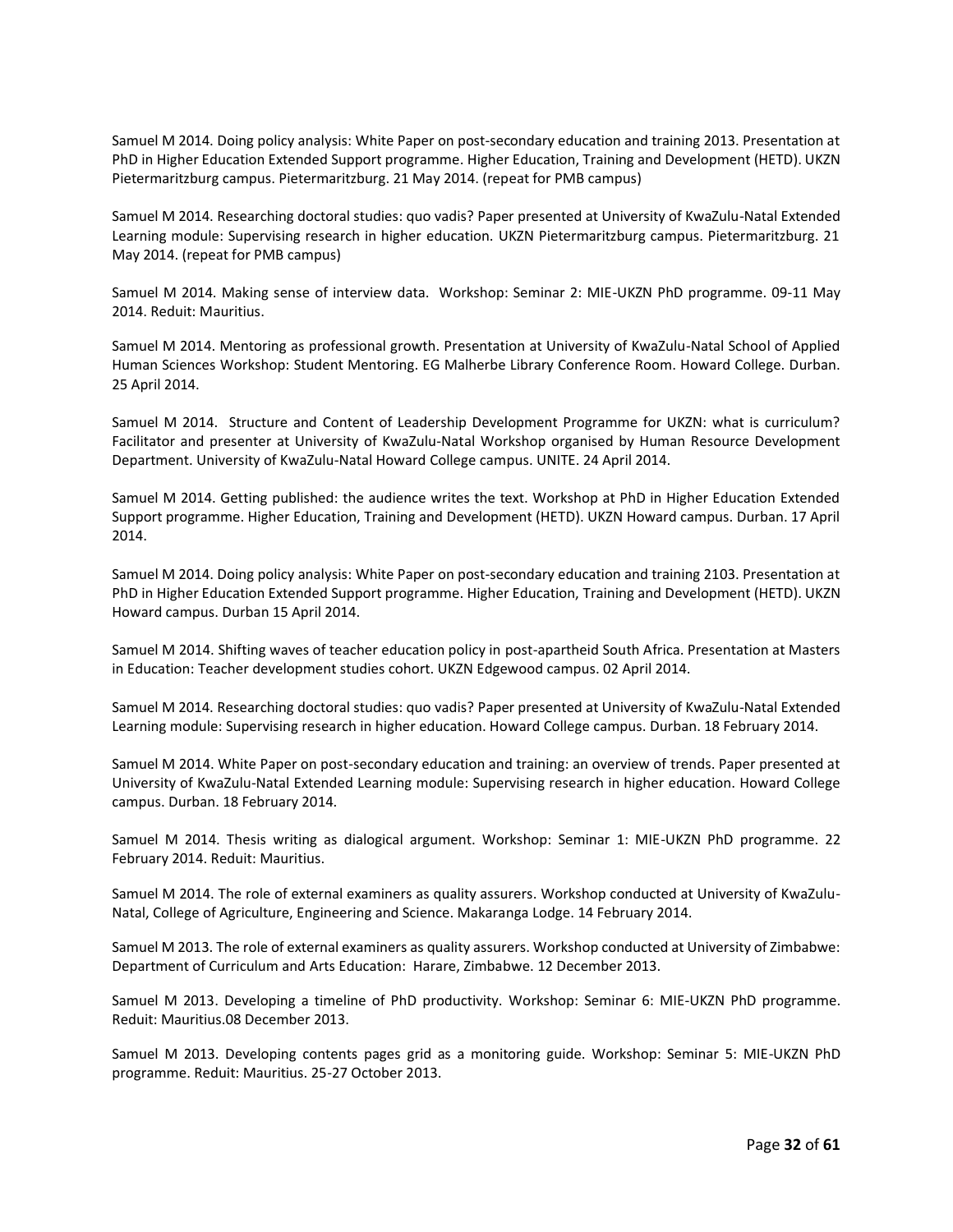Samuel M 2014. Doing policy analysis: White Paper on post-secondary education and training 2013. Presentation at PhD in Higher Education Extended Support programme. Higher Education, Training and Development (HETD). UKZN Pietermaritzburg campus. Pietermaritzburg. 21 May 2014. (repeat for PMB campus)

Samuel M 2014. Researching doctoral studies: quo vadis? Paper presented at University of KwaZulu-Natal Extended Learning module: Supervising research in higher education. UKZN Pietermaritzburg campus. Pietermaritzburg. 21 May 2014. (repeat for PMB campus)

Samuel M 2014. Making sense of interview data. Workshop: Seminar 2: MIE-UKZN PhD programme. 09-11 May 2014. Reduit: Mauritius.

Samuel M 2014. Mentoring as professional growth. Presentation at University of KwaZulu-Natal School of Applied Human Sciences Workshop: Student Mentoring. EG Malherbe Library Conference Room. Howard College. Durban. 25 April 2014.

Samuel M 2014. Structure and Content of Leadership Development Programme for UKZN: what is curriculum? Facilitator and presenter at University of KwaZulu-Natal Workshop organised by Human Resource Development Department. University of KwaZulu-Natal Howard College campus. UNITE. 24 April 2014.

Samuel M 2014. Getting published: the audience writes the text. Workshop at PhD in Higher Education Extended Support programme. Higher Education, Training and Development (HETD). UKZN Howard campus. Durban. 17 April 2014.

Samuel M 2014. Doing policy analysis: White Paper on post-secondary education and training 2103. Presentation at PhD in Higher Education Extended Support programme. Higher Education, Training and Development (HETD). UKZN Howard campus. Durban 15 April 2014.

Samuel M 2014. Shifting waves of teacher education policy in post-apartheid South Africa. Presentation at Masters in Education: Teacher development studies cohort. UKZN Edgewood campus. 02 April 2014.

Samuel M 2014. Researching doctoral studies: quo vadis? Paper presented at University of KwaZulu-Natal Extended Learning module: Supervising research in higher education. Howard College campus. Durban. 18 February 2014.

Samuel M 2014. White Paper on post-secondary education and training: an overview of trends. Paper presented at University of KwaZulu-Natal Extended Learning module: Supervising research in higher education. Howard College campus. Durban. 18 February 2014.

Samuel M 2014. Thesis writing as dialogical argument. Workshop: Seminar 1: MIE-UKZN PhD programme. 22 February 2014. Reduit: Mauritius.

Samuel M 2014. The role of external examiners as quality assurers. Workshop conducted at University of KwaZulu-Natal, College of Agriculture, Engineering and Science. Makaranga Lodge. 14 February 2014.

Samuel M 2013. The role of external examiners as quality assurers. Workshop conducted at University of Zimbabwe: Department of Curriculum and Arts Education: Harare, Zimbabwe. 12 December 2013.

Samuel M 2013. Developing a timeline of PhD productivity. Workshop: Seminar 6: MIE-UKZN PhD programme. Reduit: Mauritius.08 December 2013.

Samuel M 2013. Developing contents pages grid as a monitoring guide. Workshop: Seminar 5: MIE-UKZN PhD programme. Reduit: Mauritius. 25-27 October 2013.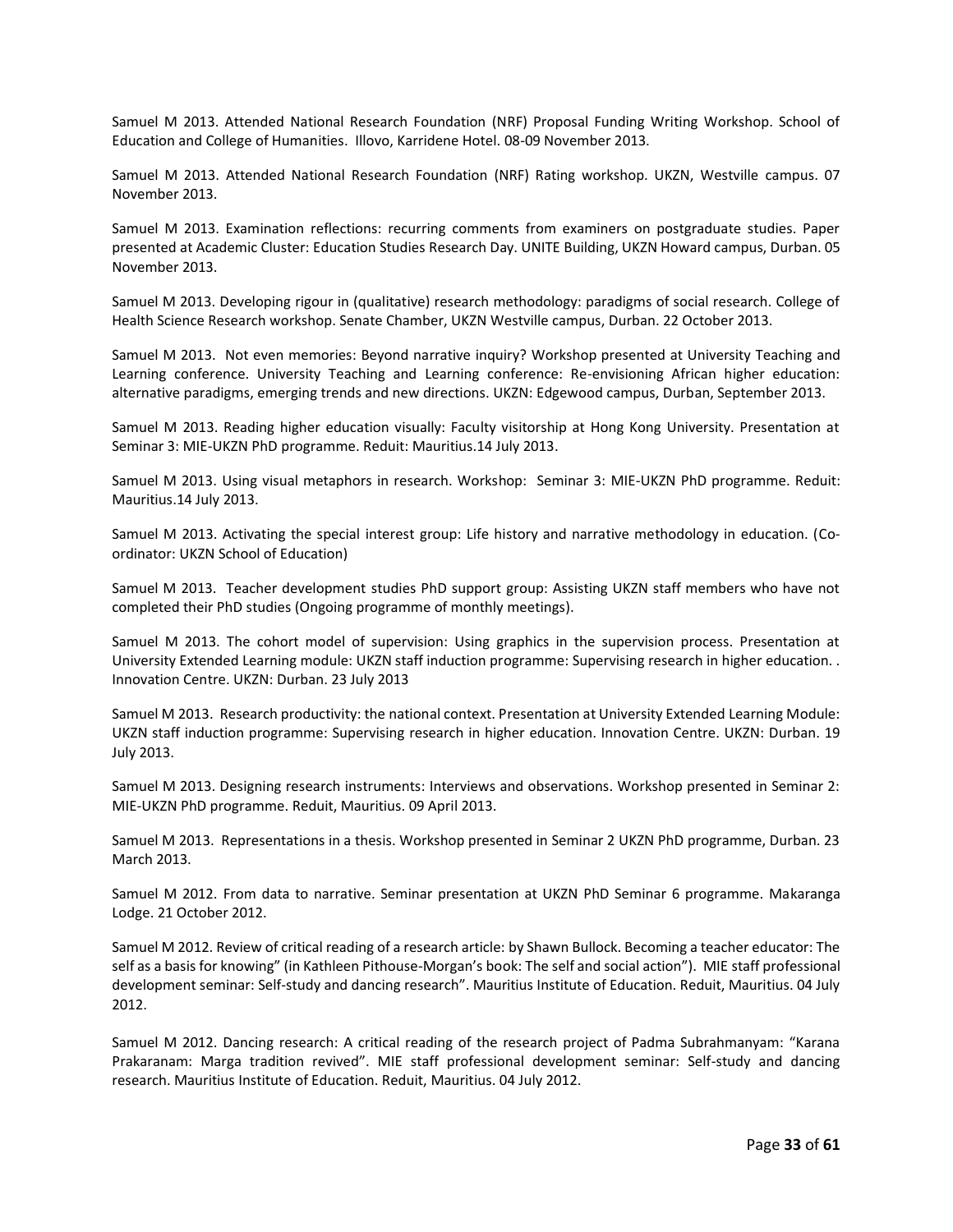Samuel M 2013. Attended National Research Foundation (NRF) Proposal Funding Writing Workshop. School of Education and College of Humanities. Illovo, Karridene Hotel. 08-09 November 2013.

Samuel M 2013. Attended National Research Foundation (NRF) Rating workshop. UKZN, Westville campus. 07 November 2013.

Samuel M 2013. Examination reflections: recurring comments from examiners on postgraduate studies. Paper presented at Academic Cluster: Education Studies Research Day. UNITE Building, UKZN Howard campus, Durban. 05 November 2013.

Samuel M 2013. Developing rigour in (qualitative) research methodology: paradigms of social research. College of Health Science Research workshop. Senate Chamber, UKZN Westville campus, Durban. 22 October 2013.

Samuel M 2013. Not even memories: Beyond narrative inquiry? Workshop presented at University Teaching and Learning conference. University Teaching and Learning conference: Re-envisioning African higher education: alternative paradigms, emerging trends and new directions. UKZN: Edgewood campus, Durban, September 2013.

Samuel M 2013. Reading higher education visually: Faculty visitorship at Hong Kong University. Presentation at Seminar 3: MIE-UKZN PhD programme. Reduit: Mauritius.14 July 2013.

Samuel M 2013. Using visual metaphors in research. Workshop: Seminar 3: MIE-UKZN PhD programme. Reduit: Mauritius.14 July 2013.

Samuel M 2013. Activating the special interest group: Life history and narrative methodology in education. (Co-ordinator: UKZN School of Education)

Samuel M 2013. Teacher development studies PhD support group: Assisting UKZN staff members who have not completed their PhD studies (Ongoing programme of monthly meetings).

Samuel M 2013. The cohort model of supervision: Using graphics in the supervision process. Presentation at University Extended Learning module: UKZN staff induction programme: Supervising research in higher education. . Innovation Centre. UKZN: Durban. 23 July 2013

Samuel M 2013. Research productivity: the national context. Presentation at University Extended Learning Module: UKZN staff induction programme: Supervising research in higher education. Innovation Centre. UKZN: Durban. 19 July 2013.

Samuel M 2013. Designing research instruments: Interviews and observations. Workshop presented in Seminar 2: MIE-UKZN PhD programme. Reduit, Mauritius. 09 April 2013.

Samuel M 2013. Representations in a thesis. Workshop presented in Seminar 2 UKZN PhD programme, Durban. 23 March 2013.

Samuel M 2012. From data to narrative. Seminar presentation at UKZN PhD Seminar 6 programme. Makaranga Lodge. 21 October 2012.

Samuel M 2012. Review of critical reading of a research article: by Shawn Bullock. Becoming a teacher educator: The self as a basis for knowing" (in Kathleen Pithouse-Morgan's book: The self and social action"). MIE staff professional development seminar: Self-study and dancing research". Mauritius Institute of Education. Reduit, Mauritius. 04 July 2012.

Samuel M 2012. Dancing research: A critical reading of the research project of Padma Subrahmanyam: "Karana Prakaranam: Marga tradition revived". MIE staff professional development seminar: Self-study and dancing research. Mauritius Institute of Education. Reduit, Mauritius. 04 July 2012.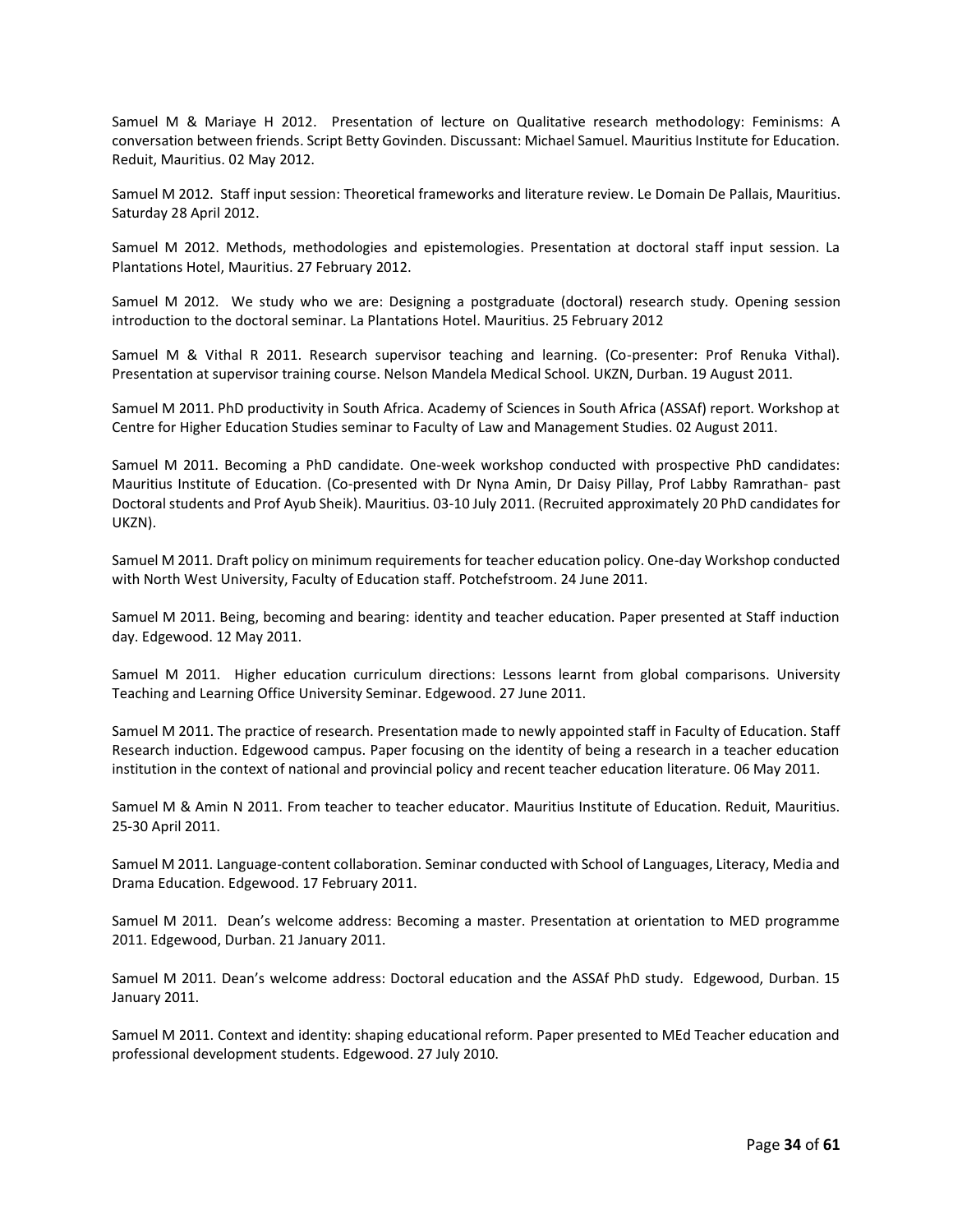Samuel M & Mariaye H 2012. Presentation of lecture on Qualitative research methodology: Feminisms: A conversation between friends. Script Betty Govinden. Discussant: Michael Samuel. Mauritius Institute for Education. Reduit, Mauritius. 02 May 2012.

Samuel M 2012. Staff input session: Theoretical frameworks and literature review. Le Domain De Pallais, Mauritius. Saturday 28 April 2012.

Samuel M 2012. Methods, methodologies and epistemologies. Presentation at doctoral staff input session. La Plantations Hotel, Mauritius. 27 February 2012.

Samuel M 2012. We study who we are: Designing a postgraduate (doctoral) research study. Opening session introduction to the doctoral seminar. La Plantations Hotel. Mauritius. 25 February 2012

Samuel M & Vithal R 2011. Research supervisor teaching and learning. (Co-presenter: Prof Renuka Vithal). Presentation at supervisor training course. Nelson Mandela Medical School. UKZN, Durban. 19 August 2011.

Samuel M 2011. PhD productivity in South Africa. Academy of Sciences in South Africa (ASSAf) report. Workshop at Centre for Higher Education Studies seminar to Faculty of Law and Management Studies. 02 August 2011.

Samuel M 2011. Becoming a PhD candidate. One-week workshop conducted with prospective PhD candidates: Mauritius Institute of Education. (Co-presented with Dr Nyna Amin, Dr Daisy Pillay, Prof Labby Ramrathan- past Doctoral students and Prof Ayub Sheik). Mauritius. 03-10 July 2011. (Recruited approximately 20 PhD candidates for UKZN).

Samuel M 2011. Draft policy on minimum requirements for teacher education policy. One-day Workshop conducted with North West University, Faculty of Education staff. Potchefstroom. 24 June 2011.

Samuel M 2011. Being, becoming and bearing: identity and teacher education. Paper presented at Staff induction day. Edgewood. 12 May 2011.

Samuel M 2011. Higher education curriculum directions: Lessons learnt from global comparisons. University Teaching and Learning Office University Seminar. Edgewood. 27 June 2011.

Samuel M 2011. The practice of research. Presentation made to newly appointed staff in Faculty of Education. Staff Research induction. Edgewood campus. Paper focusing on the identity of being a research in a teacher education institution in the context of national and provincial policy and recent teacher education literature. 06 May 2011.

Samuel M & Amin N 2011. From teacher to teacher educator. Mauritius Institute of Education. Reduit, Mauritius. 25-30 April 2011.

Samuel M 2011. Language-content collaboration. Seminar conducted with School of Languages, Literacy, Media and Drama Education. Edgewood. 17 February 2011.

Samuel M 2011. Dean's welcome address: Becoming a master. Presentation at orientation to MED programme 2011. Edgewood, Durban. 21 January 2011.

Samuel M 2011. Dean's welcome address: Doctoral education and the ASSAf PhD study. Edgewood, Durban. 15 January 2011.

Samuel M 2011. Context and identity: shaping educational reform. Paper presented to MEd Teacher education and professional development students. Edgewood. 27 July 2010.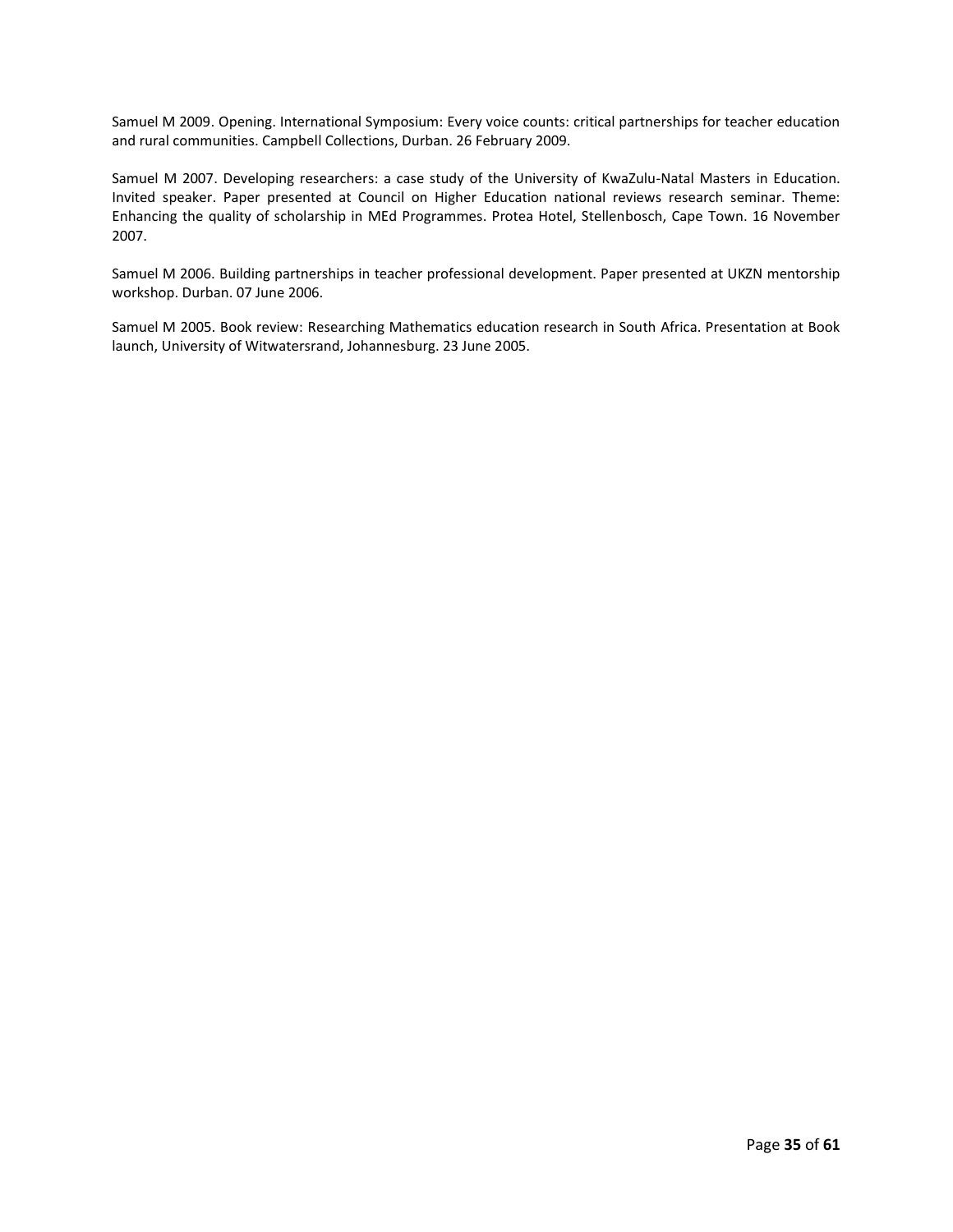Samuel M 2009. Opening. International Symposium: Every voice counts: critical partnerships for teacher education and rural communities. Campbell Collections, Durban. 26 February 2009.

Samuel M 2007. Developing researchers: a case study of the University of KwaZulu-Natal Masters in Education. Invited speaker. Paper presented at Council on Higher Education national reviews research seminar. Theme: Enhancing the quality of scholarship in MEd Programmes. Protea Hotel, Stellenbosch, Cape Town. 16 November 2007.

Samuel M 2006. Building partnerships in teacher professional development. Paper presented at UKZN mentorship workshop. Durban. 07 June 2006.

Samuel M 2005. Book review: Researching Mathematics education research in South Africa. Presentation at Book launch, University of Witwatersrand, Johannesburg. 23 June 2005.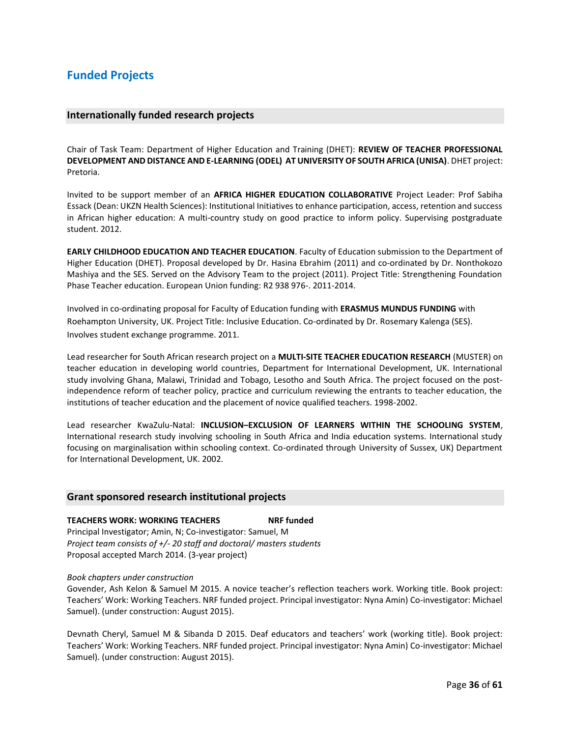# Funded Projects

## Internationally funded research projects

Chair of Task Team: Department of Higher Education and Training (DHET): **REVIEW OF TEACHER PROFESSIONAL DEVELOPMENT AND DISTANCE AND E-LEARNING (ODEL) AT UNIVERSITY OF SOUTH AFRICA (UNISA)**. DHET project: Pretoria.

Invited to be support member of an **AFRICA HIGHER EDUCATION COLLABORATIVE** Project Leader: Prof Sabiha Essack (Dean: UKZN Health Sciences): Institutional Initiatives to enhance participation, access, retention and success in African higher education: A multi-country study on good practice to inform policy. Supervising postgraduate student. 2012.

**EARLY CHILDHOOD EDUCATION AND TEACHER EDUCATION**. Faculty of Education submission to the Department of Higher Education (DHET). Proposal developed by Dr. Hasina Ebrahim (2011) and co-ordinated by Dr. Nonthokozo Mashiya and the SES. Served on the Advisory Team to the project (2011). Project Title: Strengthening Foundation Phase Teacher education. European Union funding: R2 938 976-. 2011-2014.

Involved in co-ordinating proposal for Faculty of Education funding with **ERASMUS MUNDUS FUNDING** with Roehampton University, UK. Project Title: Inclusive Education. Co-ordinated by Dr. Rosemary Kalenga (SES). Involves student exchange programme. 2011.

Lead researcher for South African research project on a **MULTI-SITE TEACHER EDUCATION RESEARCH** (MUSTER) on teacher education in developing world countries, Department for International Development, UK. International study involving Ghana, Malawi, Trinidad and Tobago, Lesotho and South Africa. The project focused on the post-independence reform of teacher policy, practice and curriculum reviewing the entrants to teacher education, the institutions of teacher education and the placement of novice qualified teachers. 1998-2002.

Lead researcher KwaZulu-Natal: **INCLUSION–EXCLUSION OF LEARNERS WITHIN THE SCHOOLING SYSTEM**, International research study involving schooling in South Africa and India education systems. International study focusing on marginalisation within schooling context. Co-ordinated through University of Sussex, UK) Department for International Development, UK. 2002.

## Grant sponsored research institutional projects

**TEACHERS WORK: WORKING TEACHERS** **NRF funded**
Principal Investigator; Amin, N; Co-investigator: Samuel, M
*Project team consists of +/- 20 staff and doctoral/ masters students*
Proposal accepted March 2014. (3-year project)

*Book chapters under construction*
Govender, Ash Kelon & Samuel M 2015. A novice teacher's reflection teachers work. Working title. Book project: Teachers' Work: Working Teachers. NRF funded project. Principal investigator: Nyna Amin) Co-investigator: Michael Samuel). (under construction: August 2015).

Devnath Cheryl, Samuel M & Sibanda D 2015. Deaf educators and teachers' work (working title). Book project: Teachers' Work: Working Teachers. NRF funded project. Principal investigator: Nyna Amin) Co-investigator: Michael Samuel). (under construction: August 2015).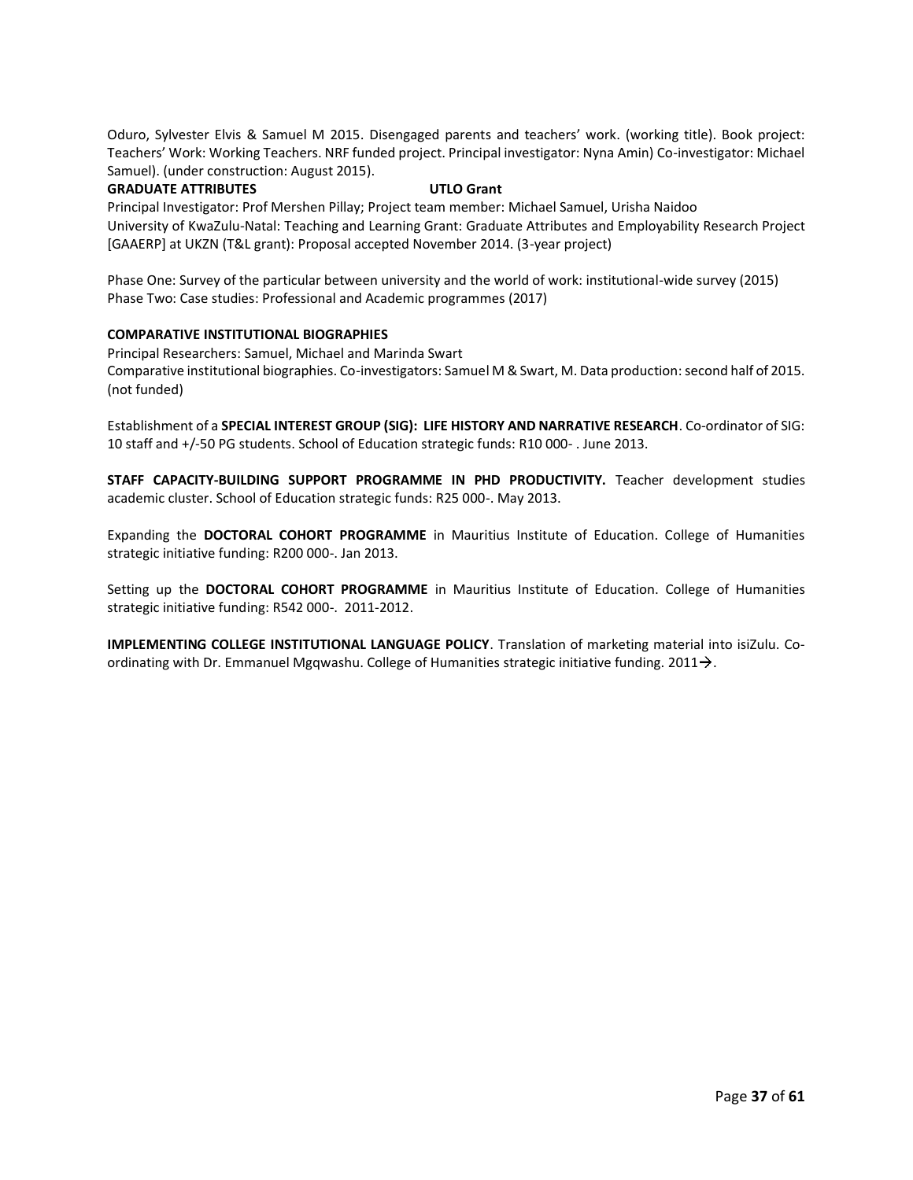Oduro, Sylvester Elvis & Samuel M 2015. Disengaged parents and teachers' work. (working title). Book project: Teachers' Work: Working Teachers. NRF funded project. Principal investigator: Nyna Amin) Co-investigator: Michael Samuel). (under construction: August 2015).

**GRADUATE ATTRIBUTES** **UTLO Grant**

Principal Investigator: Prof Mershen Pillay; Project team member: Michael Samuel, Urisha Naidoo
University of KwaZulu-Natal: Teaching and Learning Grant: Graduate Attributes and Employability Research Project [GAAERP] at UKZN (T&L grant): Proposal accepted November 2014. (3-year project)

Phase One: Survey of the particular between university and the world of work: institutional-wide survey (2015)
Phase Two: Case studies: Professional and Academic programmes (2017)

**COMPARATIVE INSTITUTIONAL BIOGRAPHIES**

Principal Researchers: Samuel, Michael and Marinda Swart
Comparative institutional biographies. Co-investigators: Samuel M & Swart, M. Data production: second half of 2015. (not funded)

Establishment of a **SPECIAL INTEREST GROUP (SIG): LIFE HISTORY AND NARRATIVE RESEARCH**. Co-ordinator of SIG: 10 staff and +/-50 PG students. School of Education strategic funds: R10 000- . June 2013.

**STAFF CAPACITY-BUILDING SUPPORT PROGRAMME IN PHD PRODUCTIVITY.** Teacher development studies academic cluster. School of Education strategic funds: R25 000-. May 2013.

Expanding the **DOCTORAL COHORT PROGRAMME** in Mauritius Institute of Education. College of Humanities strategic initiative funding: R200 000-. Jan 2013.

Setting up the **DOCTORAL COHORT PROGRAMME** in Mauritius Institute of Education. College of Humanities strategic initiative funding: R542 000-. 2011-2012.

**IMPLEMENTING COLLEGE INSTITUTIONAL LANGUAGE POLICY**. Translation of marketing material into isiZulu. Co-ordinating with Dr. Emmanuel Mgqwashu. College of Humanities strategic initiative funding. 2011→.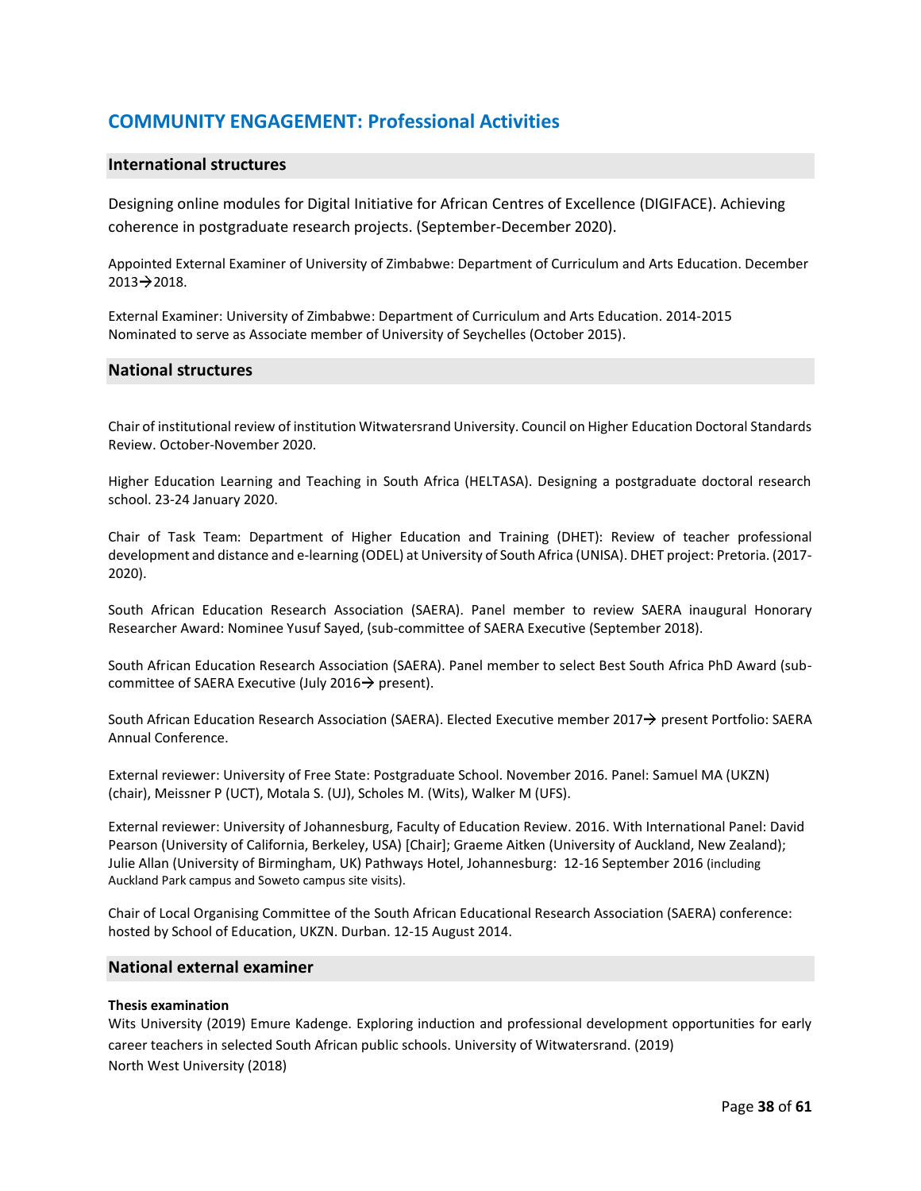## COMMUNITY ENGAGEMENT: Professional Activities

### International structures

Designing online modules for Digital Initiative for African Centres of Excellence (DIGIFACE). Achieving coherence in postgraduate research projects. (September-December 2020).

Appointed External Examiner of University of Zimbabwe: Department of Curriculum and Arts Education. December 2013→2018.

External Examiner: University of Zimbabwe: Department of Curriculum and Arts Education. 2014-2015
Nominated to serve as Associate member of University of Seychelles (October 2015).

### National structures

Chair of institutional review of institution Witwatersrand University. Council on Higher Education Doctoral Standards Review. October-November 2020.

Higher Education Learning and Teaching in South Africa (HELTASA). Designing a postgraduate doctoral research school. 23-24 January 2020.

Chair of Task Team: Department of Higher Education and Training (DHET): Review of teacher professional development and distance and e-learning (ODEL) at University of South Africa (UNISA). DHET project: Pretoria. (2017-2020).

South African Education Research Association (SAERA). Panel member to review SAERA inaugural Honorary Researcher Award: Nominee Yusuf Sayed, (sub-committee of SAERA Executive (September 2018).

South African Education Research Association (SAERA). Panel member to select Best South Africa PhD Award (sub-committee of SAERA Executive (July 2016→ present).

South African Education Research Association (SAERA). Elected Executive member 2017→ present Portfolio: SAERA Annual Conference.

External reviewer: University of Free State: Postgraduate School. November 2016. Panel: Samuel MA (UKZN) (chair), Meissner P (UCT), Motala S. (UJ), Scholes M. (Wits), Walker M (UFS).

External reviewer: University of Johannesburg, Faculty of Education Review. 2016. With International Panel: David Pearson (University of California, Berkeley, USA) [Chair]; Graeme Aitken (University of Auckland, New Zealand); Julie Allan (University of Birmingham, UK) Pathways Hotel, Johannesburg: 12-16 September 2016 (including Auckland Park campus and Soweto campus site visits).

Chair of Local Organising Committee of the South African Educational Research Association (SAERA) conference: hosted by School of Education, UKZN. Durban. 12-15 August 2014.

### National external examiner

**Thesis examination**
Wits University (2019) Emure Kadenge. Exploring induction and professional development opportunities for early career teachers in selected South African public schools. University of Witwatersrand. (2019)
North West University (2018)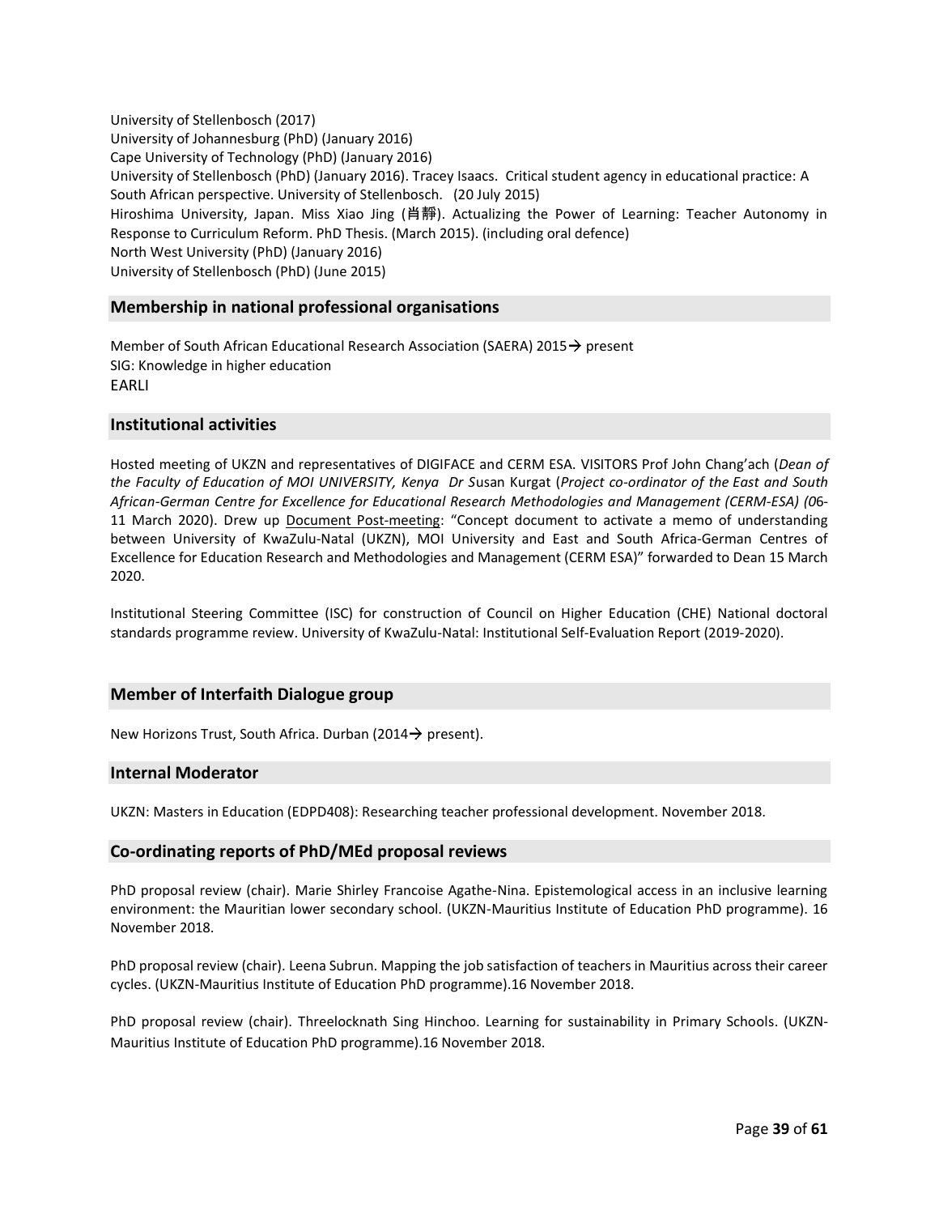University of Stellenbosch (2017)
University of Johannesburg (PhD) (January 2016)
Cape University of Technology (PhD) (January 2016)
University of Stellenbosch (PhD) (January 2016). Tracey Isaacs. Critical student agency in educational practice: A South African perspective. University of Stellenbosch. (20 July 2015)
Hiroshima University, Japan. Miss Xiao Jing (肖静). Actualizing the Power of Learning: Teacher Autonomy in Response to Curriculum Reform. PhD Thesis. (March 2015). (including oral defence)
North West University (PhD) (January 2016)
University of Stellenbosch (PhD) (June 2015)

## Membership in national professional organisations

Member of South African Educational Research Association (SAERA) 2015→ present
SIG: Knowledge in higher education
EARLI

## Institutional activities

Hosted meeting of UKZN and representatives of DIGIFACE and CERM ESA. VISITORS Prof John Chang'ach (*Dean of the Faculty of Education of MOI UNIVERSITY, Kenya Dr S*usan Kurgat (*Project co-ordinator of the East and South African-German Centre for Excellence for Educational Research Methodologies and Management (CERM-ESA) (0*6-11 March 2020). Drew up Document Post-meeting: "Concept document to activate a memo of understanding between University of KwaZulu-Natal (UKZN), MOI University and East and South Africa-German Centres of Excellence for Education Research and Methodologies and Management (CERM ESA)" forwarded to Dean 15 March 2020.

Institutional Steering Committee (ISC) for construction of Council on Higher Education (CHE) National doctoral standards programme review. University of KwaZulu-Natal: Institutional Self-Evaluation Report (2019-2020).

## Member of Interfaith Dialogue group

New Horizons Trust, South Africa. Durban (2014→ present).

## Internal Moderator

UKZN: Masters in Education (EDPD408): Researching teacher professional development. November 2018.

## Co-ordinating reports of PhD/MEd proposal reviews

PhD proposal review (chair). Marie Shirley Francoise Agathe-Nina. Epistemological access in an inclusive learning environment: the Mauritian lower secondary school. (UKZN-Mauritius Institute of Education PhD programme). 16 November 2018.

PhD proposal review (chair). Leena Subrun. Mapping the job satisfaction of teachers in Mauritius across their career cycles. (UKZN-Mauritius Institute of Education PhD programme).16 November 2018.

PhD proposal review (chair). Threelocknath Sing Hinchoo. Learning for sustainability in Primary Schools. (UKZN-Mauritius Institute of Education PhD programme).16 November 2018.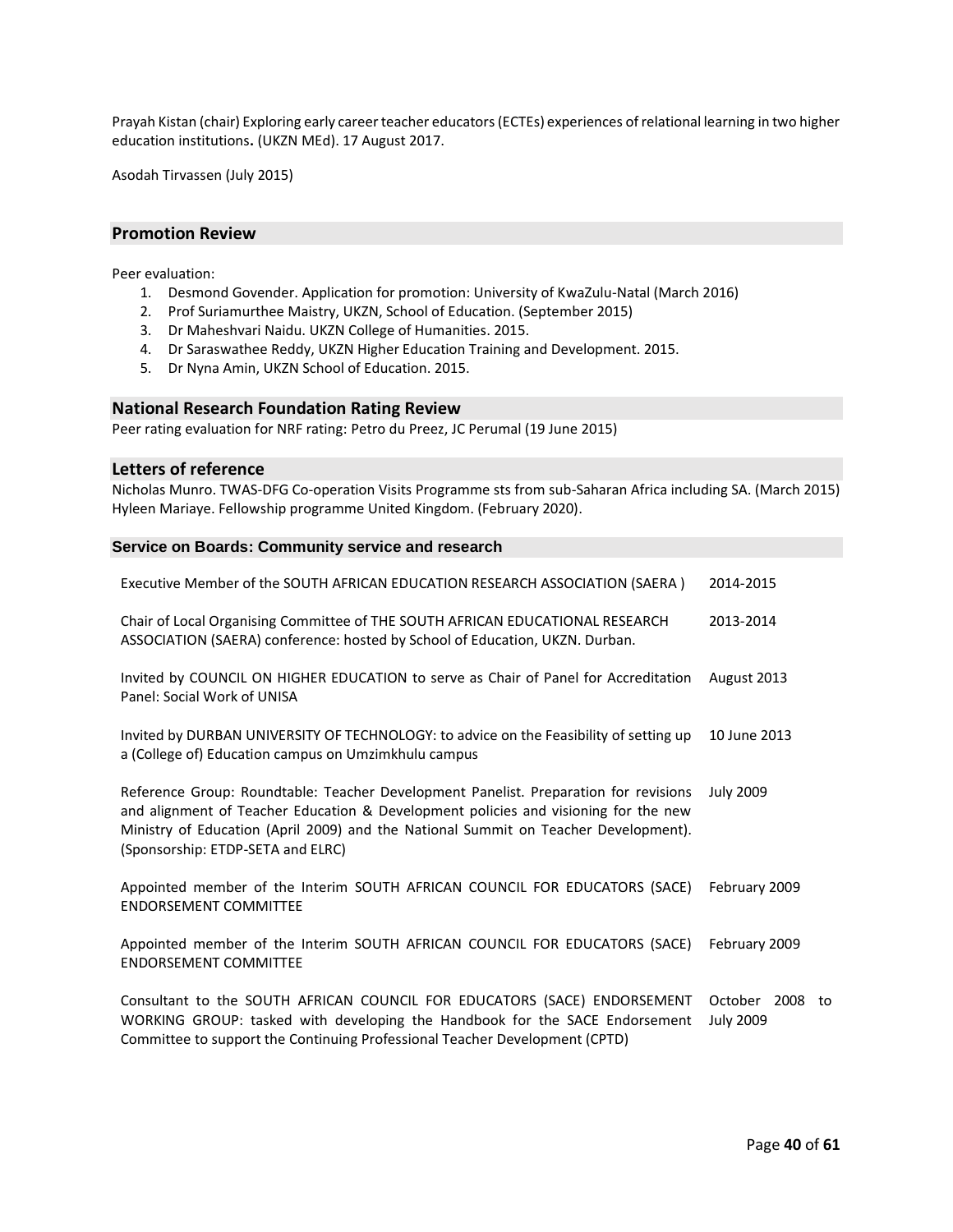Prayah Kistan (chair) Exploring early career teacher educators (ECTEs) experiences of relational learning in two higher education institutions**.** (UKZN MEd). 17 August 2017.

Asodah Tirvassen (July 2015)

## Promotion Review

Peer evaluation:

1. Desmond Govender. Application for promotion: University of KwaZulu-Natal (March 2016)
2. Prof Suriamurthee Maistry, UKZN, School of Education. (September 2015)
3. Dr Maheshvari Naidu. UKZN College of Humanities. 2015.
4. Dr Saraswathee Reddy, UKZN Higher Education Training and Development. 2015.
5. Dr Nyna Amin, UKZN School of Education. 2015.

## National Research Foundation Rating Review

Peer rating evaluation for NRF rating: Petro du Preez, JC Perumal (19 June 2015)

## Letters of reference

Nicholas Munro. TWAS-DFG Co-operation Visits Programme sts from sub-Saharan Africa including SA. (March 2015)
Hyleen Mariaye. Fellowship programme United Kingdom. (February 2020).

## Service on Boards: Community service and research

| | |
|---|---|
| Executive Member of the SOUTH AFRICAN EDUCATION RESEARCH ASSOCIATION (SAERA ) | 2014-2015 |
| Chair of Local Organising Committee of THE SOUTH AFRICAN EDUCATIONAL RESEARCH ASSOCIATION (SAERA) conference: hosted by School of Education, UKZN. Durban. | 2013-2014 |
| Invited by COUNCIL ON HIGHER EDUCATION to serve as Chair of Panel for Accreditation Panel: Social Work of UNISA | August 2013 |
| Invited by DURBAN UNIVERSITY OF TECHNOLOGY: to advice on the Feasibility of setting up a (College of) Education campus on Umzimkhulu campus | 10 June 2013 |
| Reference Group: Roundtable: Teacher Development Panelist. Preparation for revisions and alignment of Teacher Education & Development policies and visioning for the new Ministry of Education (April 2009) and the National Summit on Teacher Development). (Sponsorship: ETDP-SETA and ELRC) | July 2009 |
| Appointed member of the Interim SOUTH AFRICAN COUNCIL FOR EDUCATORS (SACE) ENDORSEMENT COMMITTEE | February 2009 |
| Appointed member of the Interim SOUTH AFRICAN COUNCIL FOR EDUCATORS (SACE) ENDORSEMENT COMMITTEE | February 2009 |
| Consultant to the SOUTH AFRICAN COUNCIL FOR EDUCATORS (SACE) ENDORSEMENT WORKING GROUP: tasked with developing the Handbook for the SACE Endorsement Committee to support the Continuing Professional Teacher Development (CPTD) | October 2008 to July 2009 |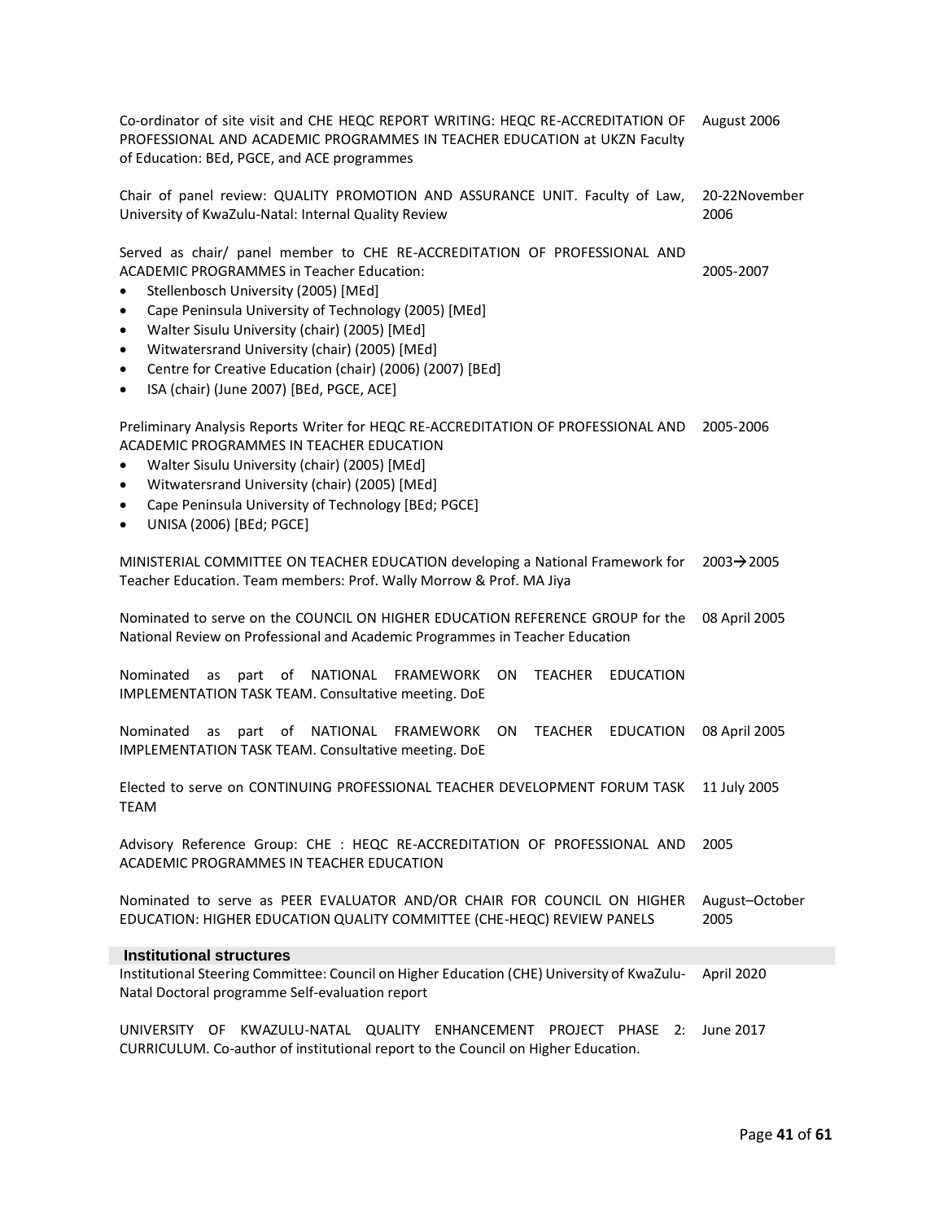| | |
|---|---|
| Co-ordinator of site visit and CHE HEQC REPORT WRITING: HEQC RE-ACCREDITATION OF PROFESSIONAL AND ACADEMIC PROGRAMMES IN TEACHER EDUCATION at UKZN Faculty of Education: BEd, PGCE, and ACE programmes | August 2006 |
| Chair of panel review: QUALITY PROMOTION AND ASSURANCE UNIT. Faculty of Law, University of KwaZulu-Natal: Internal Quality Review | 20-22November 2006 |
| Served as chair/ panel member to CHE RE-ACCREDITATION OF PROFESSIONAL AND ACADEMIC PROGRAMMES in Teacher Education:<br>• Stellenbosch University (2005) [MEd]<br>• Cape Peninsula University of Technology (2005) [MEd]<br>• Walter Sisulu University (chair) (2005) [MEd]<br>• Witwatersrand University (chair) (2005) [MEd]<br>• Centre for Creative Education (chair) (2006) (2007) [BEd]<br>• ISA (chair) (June 2007) [BEd, PGCE, ACE] | 2005-2007 |
| Preliminary Analysis Reports Writer for HEQC RE-ACCREDITATION OF PROFESSIONAL AND ACADEMIC PROGRAMMES IN TEACHER EDUCATION<br>• Walter Sisulu University (chair) (2005) [MEd]<br>• Witwatersrand University (chair) (2005) [MEd]<br>• Cape Peninsula University of Technology [BEd; PGCE]<br>• UNISA (2006) [BEd; PGCE] | 2005-2006 |
| MINISTERIAL COMMITTEE ON TEACHER EDUCATION developing a National Framework for Teacher Education. Team members: Prof. Wally Morrow & Prof. MA Jiya | 2003→2005 |
| Nominated to serve on the COUNCIL ON HIGHER EDUCATION REFERENCE GROUP for the National Review on Professional and Academic Programmes in Teacher Education | 08 April 2005 |
| Nominated as part of NATIONAL FRAMEWORK ON TEACHER EDUCATION IMPLEMENTATION TASK TEAM. Consultative meeting. DoE | |
| Nominated as part of NATIONAL FRAMEWORK ON TEACHER EDUCATION IMPLEMENTATION TASK TEAM. Consultative meeting. DoE | 08 April 2005 |
| Elected to serve on CONTINUING PROFESSIONAL TEACHER DEVELOPMENT FORUM TASK TEAM | 11 July 2005 |
| Advisory Reference Group: CHE : HEQC RE-ACCREDITATION OF PROFESSIONAL AND ACADEMIC PROGRAMMES IN TEACHER EDUCATION | 2005 |
| Nominated to serve as PEER EVALUATOR AND/OR CHAIR FOR COUNCIL ON HIGHER EDUCATION: HIGHER EDUCATION QUALITY COMMITTEE (CHE-HEQC) REVIEW PANELS | August–October 2005 |

### Institutional structures

| | |
|---|---|
| Institutional Steering Committee: Council on Higher Education (CHE) University of KwaZulu-Natal Doctoral programme Self-evaluation report | April 2020 |
| UNIVERSITY OF KWAZULU-NATAL QUALITY ENHANCEMENT PROJECT PHASE 2: CURRICULUM. Co-author of institutional report to the Council on Higher Education. | June 2017 |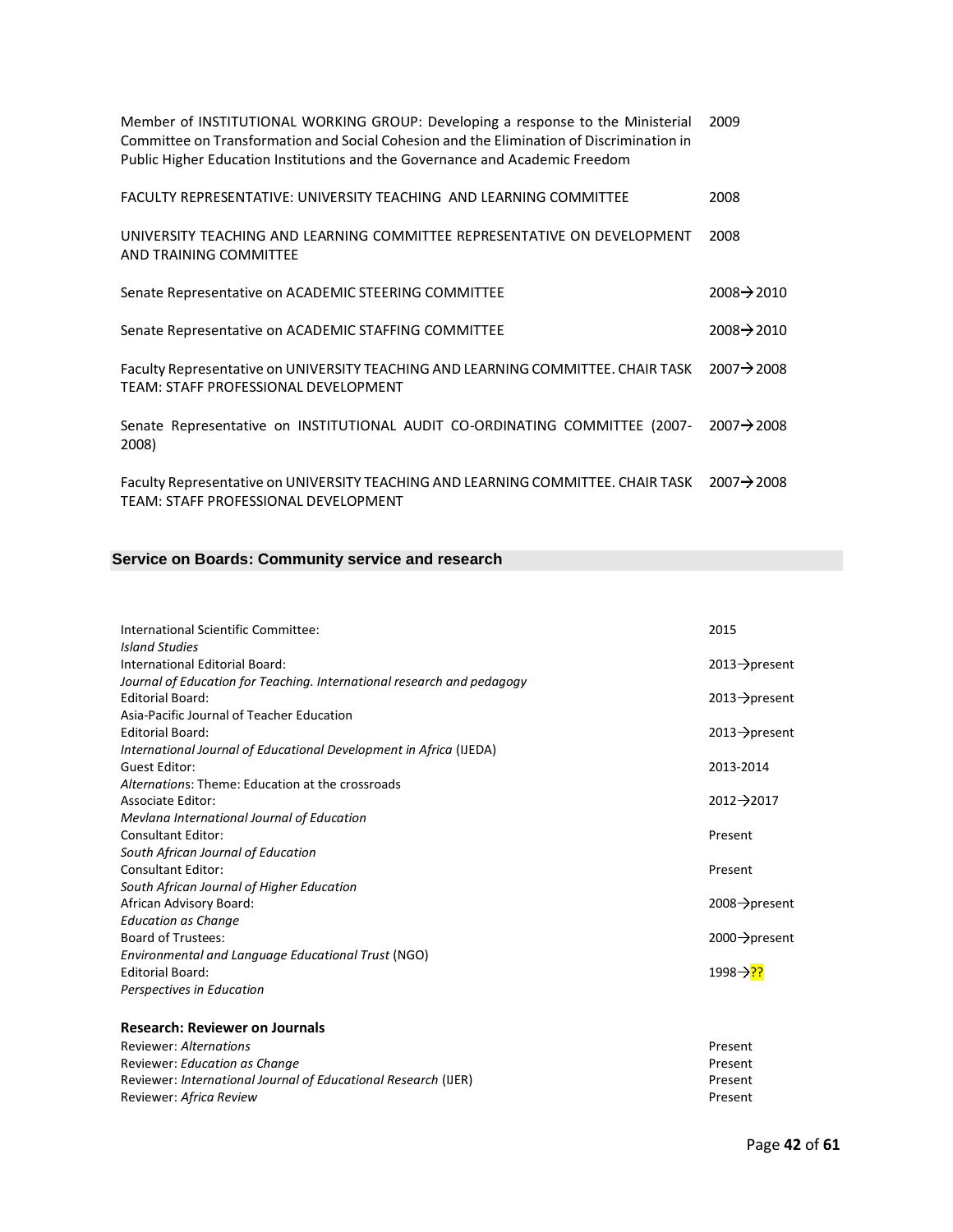| | |
|---|---|
| Member of INSTITUTIONAL WORKING GROUP: Developing a response to the Ministerial Committee on Transformation and Social Cohesion and the Elimination of Discrimination in Public Higher Education Institutions and the Governance and Academic Freedom | 2009 |
| FACULTY REPRESENTATIVE: UNIVERSITY TEACHING AND LEARNING COMMITTEE | 2008 |
| UNIVERSITY TEACHING AND LEARNING COMMITTEE REPRESENTATIVE ON DEVELOPMENT AND TRAINING COMMITTEE | 2008 |
| Senate Representative on ACADEMIC STEERING COMMITTEE | 2008→2010 |
| Senate Representative on ACADEMIC STAFFING COMMITTEE | 2008→2010 |
| Faculty Representative on UNIVERSITY TEACHING AND LEARNING COMMITTEE. CHAIR TASK TEAM: STAFF PROFESSIONAL DEVELOPMENT | 2007→2008 |
| Senate Representative on INSTITUTIONAL AUDIT CO-ORDINATING COMMITTEE (2007-2008) | 2007→2008 |
| Faculty Representative on UNIVERSITY TEACHING AND LEARNING COMMITTEE. CHAIR TASK TEAM: STAFF PROFESSIONAL DEVELOPMENT | 2007→2008 |

## Service on Boards: Community service and research

| | |
|---|---|
| International Scientific Committee: *Island Studies* | 2015 |
| International Editorial Board: *Journal of Education for Teaching. International research and pedagogy* | 2013→present |
| Editorial Board: Asia-Pacific Journal of Teacher Education | 2013→present |
| Editorial Board: *International Journal of Educational Development in Africa* (IJEDA) | 2013→present |
| Guest Editor: *Alternations*: Theme: Education at the crossroads | 2013-2014 |
| Associate Editor: *Mevlana International Journal of Education* | 2012→2017 |
| Consultant Editor: *South African Journal of Education* | Present |
| Consultant Editor: *South African Journal of Higher Education* | Present |
| African Advisory Board: *Education as Change* | 2008→present |
| Board of Trustees: *Environmental and Language Educational Trust* (NGO) | 2000→present |
| Editorial Board: *Perspectives in Education* | 1998→?? |

**Research: Reviewer on Journals**

| | |
|---|---|
| Reviewer: *Alternations* | Present |
| Reviewer: *Education as Change* | Present |
| Reviewer: *International Journal of Educational Research* (IJER) | Present |
| Reviewer: *Africa Review* | Present |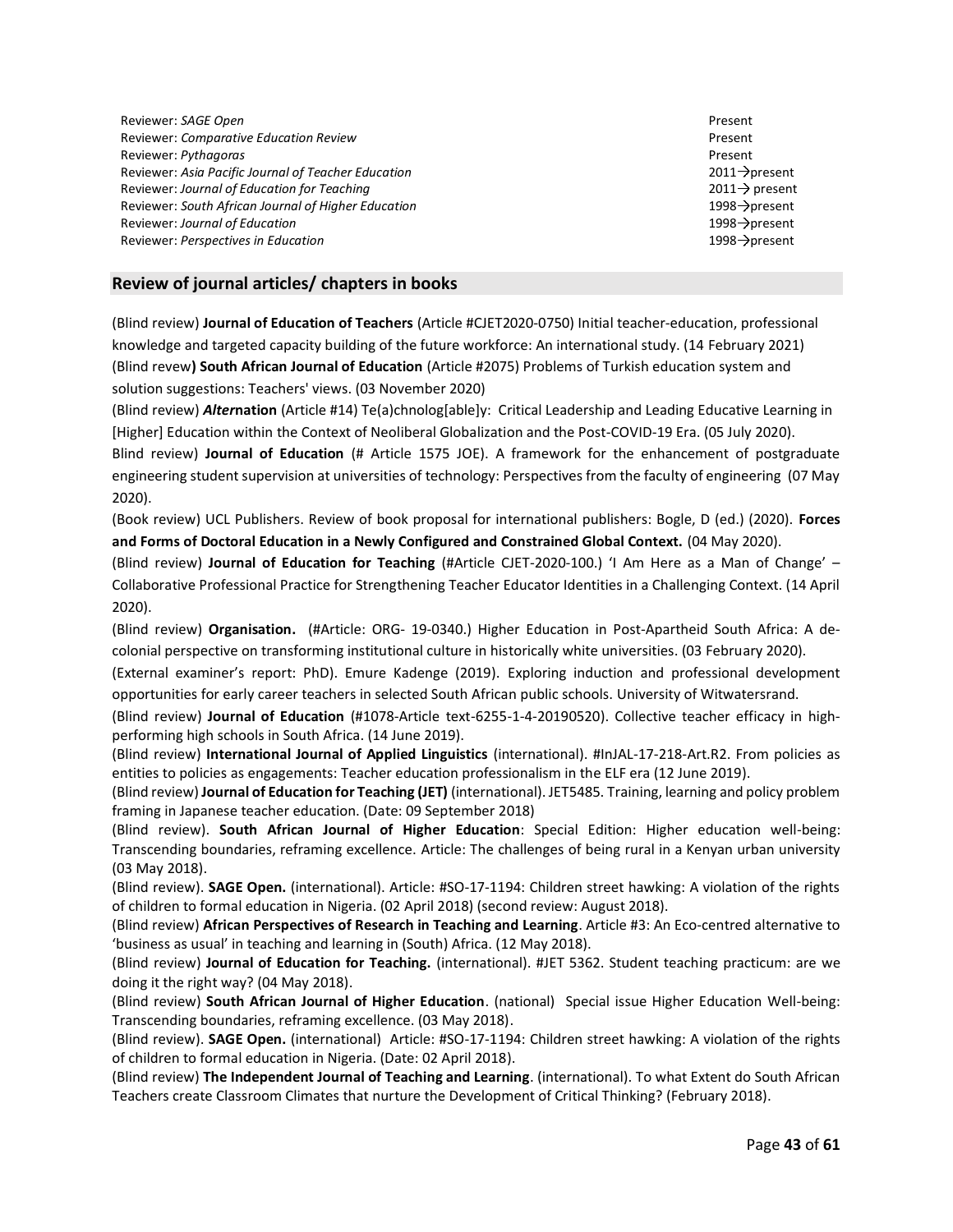| | |
|---|---|
| Reviewer: *SAGE Open* | Present |
| Reviewer: *Comparative Education Review* | Present |
| Reviewer: *Pythagoras* | Present |
| Reviewer: *Asia Pacific Journal of Teacher Education* | 2011→present |
| Reviewer: *Journal of Education for Teaching* | 2011→ present |
| Reviewer: *South African Journal of Higher Education* | 1998→present |
| Reviewer: *Journal of Education* | 1998→present |
| Reviewer: *Perspectives in Education* | 1998→present |

## Review of journal articles/ chapters in books

(Blind review) **Journal of Education of Teachers** (Article #CJET2020-0750) Initial teacher-education, professional knowledge and targeted capacity building of the future workforce: An international study. (14 February 2021)

(Blind revew**) South African Journal of Education** (Article #2075) Problems of Turkish education system and solution suggestions: Teachers' views. (03 November 2020)

(Blind review) ***Alter*nation** (Article #14) Te(a)chnolog[able]y: Critical Leadership and Leading Educative Learning in [Higher] Education within the Context of Neoliberal Globalization and the Post-COVID-19 Era. (05 July 2020).

Blind review) **Journal of Education** (# Article 1575 JOE). A framework for the enhancement of postgraduate engineering student supervision at universities of technology: Perspectives from the faculty of engineering (07 May 2020).

(Book review) UCL Publishers. Review of book proposal for international publishers: Bogle, D (ed.) (2020). **Forces and Forms of Doctoral Education in a Newly Configured and Constrained Global Context.** (04 May 2020).

(Blind review) **Journal of Education for Teaching** (#Article CJET-2020-100.) 'I Am Here as a Man of Change' – Collaborative Professional Practice for Strengthening Teacher Educator Identities in a Challenging Context. (14 April 2020).

(Blind review) **Organisation.** (#Article: ORG- 19-0340.) Higher Education in Post-Apartheid South Africa: A de-colonial perspective on transforming institutional culture in historically white universities. (03 February 2020).

(External examiner's report: PhD). Emure Kadenge (2019). Exploring induction and professional development opportunities for early career teachers in selected South African public schools. University of Witwatersrand.

(Blind review) **Journal of Education** (#1078-Article text-6255-1-4-20190520). Collective teacher efficacy in high-performing high schools in South Africa. (14 June 2019).

(Blind review) **International Journal of Applied Linguistics** (international). #InJAL-17-218-Art.R2. From policies as entities to policies as engagements: Teacher education professionalism in the ELF era (12 June 2019).

(Blind review) **Journal of Education for Teaching (JET)** (international). JET5485. Training, learning and policy problem framing in Japanese teacher education. (Date: 09 September 2018)

(Blind review). **South African Journal of Higher Education**: Special Edition: Higher education well-being: Transcending boundaries, reframing excellence. Article: The challenges of being rural in a Kenyan urban university (03 May 2018).

(Blind review). **SAGE Open.** (international). Article: #SO-17-1194: Children street hawking: A violation of the rights of children to formal education in Nigeria. (02 April 2018) (second review: August 2018).

(Blind review) **African Perspectives of Research in Teaching and Learning**. Article #3: An Eco-centred alternative to 'business as usual' in teaching and learning in (South) Africa. (12 May 2018).

(Blind review) **Journal of Education for Teaching.** (international). #JET 5362. Student teaching practicum: are we doing it the right way? (04 May 2018).

(Blind review) **South African Journal of Higher Education**. (national) Special issue Higher Education Well-being: Transcending boundaries, reframing excellence. (03 May 2018).

(Blind review). **SAGE Open.** (international) Article: #SO-17-1194: Children street hawking: A violation of the rights of children to formal education in Nigeria. (Date: 02 April 2018).

(Blind review) **The Independent Journal of Teaching and Learning**. (international). To what Extent do South African Teachers create Classroom Climates that nurture the Development of Critical Thinking? (February 2018).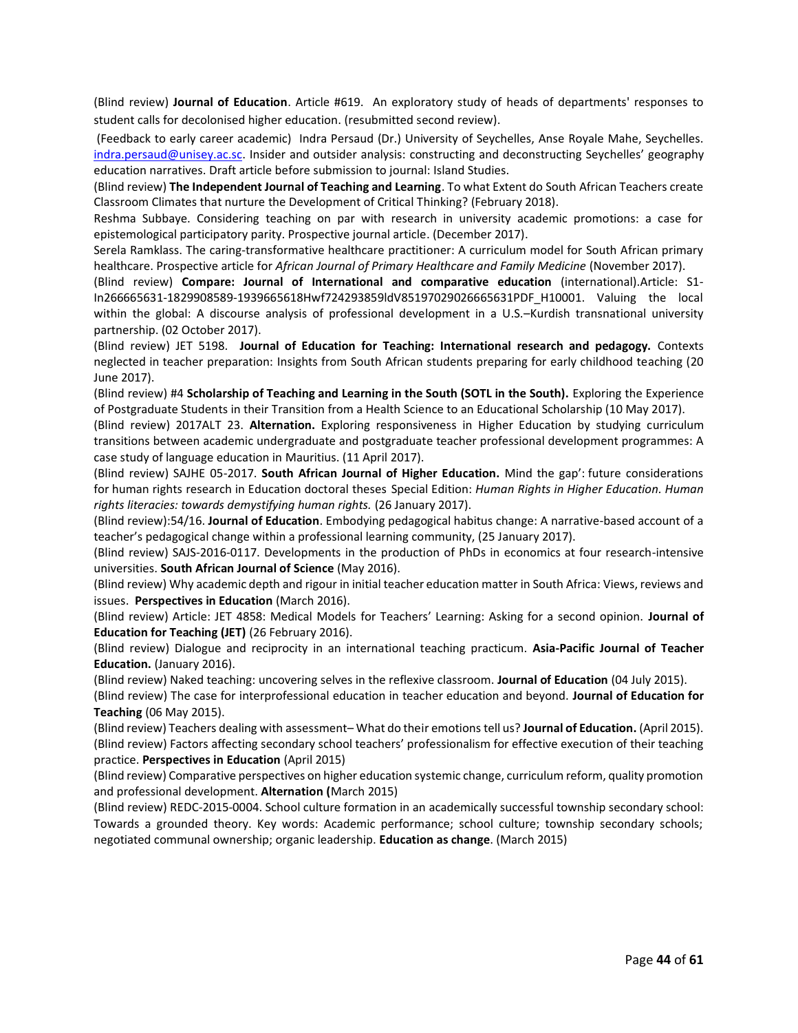(Blind review) **Journal of Education**. Article #619. An exploratory study of heads of departments' responses to student calls for decolonised higher education. (resubmitted second review).

(Feedback to early career academic) Indra Persaud (Dr.) University of Seychelles, Anse Royale Mahe, Seychelles. indra.persaud@unisey.ac.sc. Insider and outsider analysis: constructing and deconstructing Seychelles' geography education narratives. Draft article before submission to journal: Island Studies.

(Blind review) **The Independent Journal of Teaching and Learning**. To what Extent do South African Teachers create Classroom Climates that nurture the Development of Critical Thinking? (February 2018).

Reshma Subbaye. Considering teaching on par with research in university academic promotions: a case for epistemological participatory parity. Prospective journal article. (December 2017).

Serela Ramklass. The caring-transformative healthcare practitioner: A curriculum model for South African primary healthcare. Prospective article for *African Journal of Primary Healthcare and Family Medicine* (November 2017).

(Blind review) **Compare: Journal of International and comparative education** (international).Article: S1-In266665631-1829908589-1939665618Hwf724293859ldV85197029026665631PDF_H10001. Valuing the local within the global: A discourse analysis of professional development in a U.S.–Kurdish transnational university partnership. (02 October 2017).

(Blind review) JET 5198. **Journal of Education for Teaching: International research and pedagogy.** Contexts neglected in teacher preparation: Insights from South African students preparing for early childhood teaching (20 June 2017).

(Blind review) #4 **Scholarship of Teaching and Learning in the South (SOTL in the South).** Exploring the Experience of Postgraduate Students in their Transition from a Health Science to an Educational Scholarship (10 May 2017).

(Blind review) 2017ALT 23. **Alternation.** Exploring responsiveness in Higher Education by studying curriculum transitions between academic undergraduate and postgraduate teacher professional development programmes: A case study of language education in Mauritius. (11 April 2017).

(Blind review) SAJHE 05-2017. **South African Journal of Higher Education.** Mind the gap': future considerations for human rights research in Education doctoral theses Special Edition: *Human Rights in Higher Education. Human rights literacies: towards demystifying human rights.* (26 January 2017).

(Blind review):54/16. **Journal of Education**. Embodying pedagogical habitus change: A narrative-based account of a teacher's pedagogical change within a professional learning community, (25 January 2017).

(Blind review) SAJS-2016-0117. Developments in the production of PhDs in economics at four research-intensive universities. **South African Journal of Science** (May 2016).

(Blind review) Why academic depth and rigour in initial teacher education matter in South Africa: Views, reviews and issues. **Perspectives in Education** (March 2016).

(Blind review) Article: JET 4858: Medical Models for Teachers' Learning: Asking for a second opinion. **Journal of Education for Teaching (JET)** (26 February 2016).

(Blind review) Dialogue and reciprocity in an international teaching practicum. **Asia-Pacific Journal of Teacher Education.** (January 2016).

(Blind review) Naked teaching: uncovering selves in the reflexive classroom. **Journal of Education** (04 July 2015).

(Blind review) The case for interprofessional education in teacher education and beyond. **Journal of Education for Teaching** (06 May 2015).

(Blind review) Teachers dealing with assessment– What do their emotions tell us? **Journal of Education.** (April 2015).

(Blind review) Factors affecting secondary school teachers' professionalism for effective execution of their teaching practice. **Perspectives in Education** (April 2015)

(Blind review) Comparative perspectives on higher education systemic change, curriculum reform, quality promotion and professional development. **Alternation (**March 2015)

(Blind review) REDC-2015-0004. School culture formation in an academically successful township secondary school: Towards a grounded theory. Key words: Academic performance; school culture; township secondary schools; negotiated communal ownership; organic leadership. **Education as change**. (March 2015)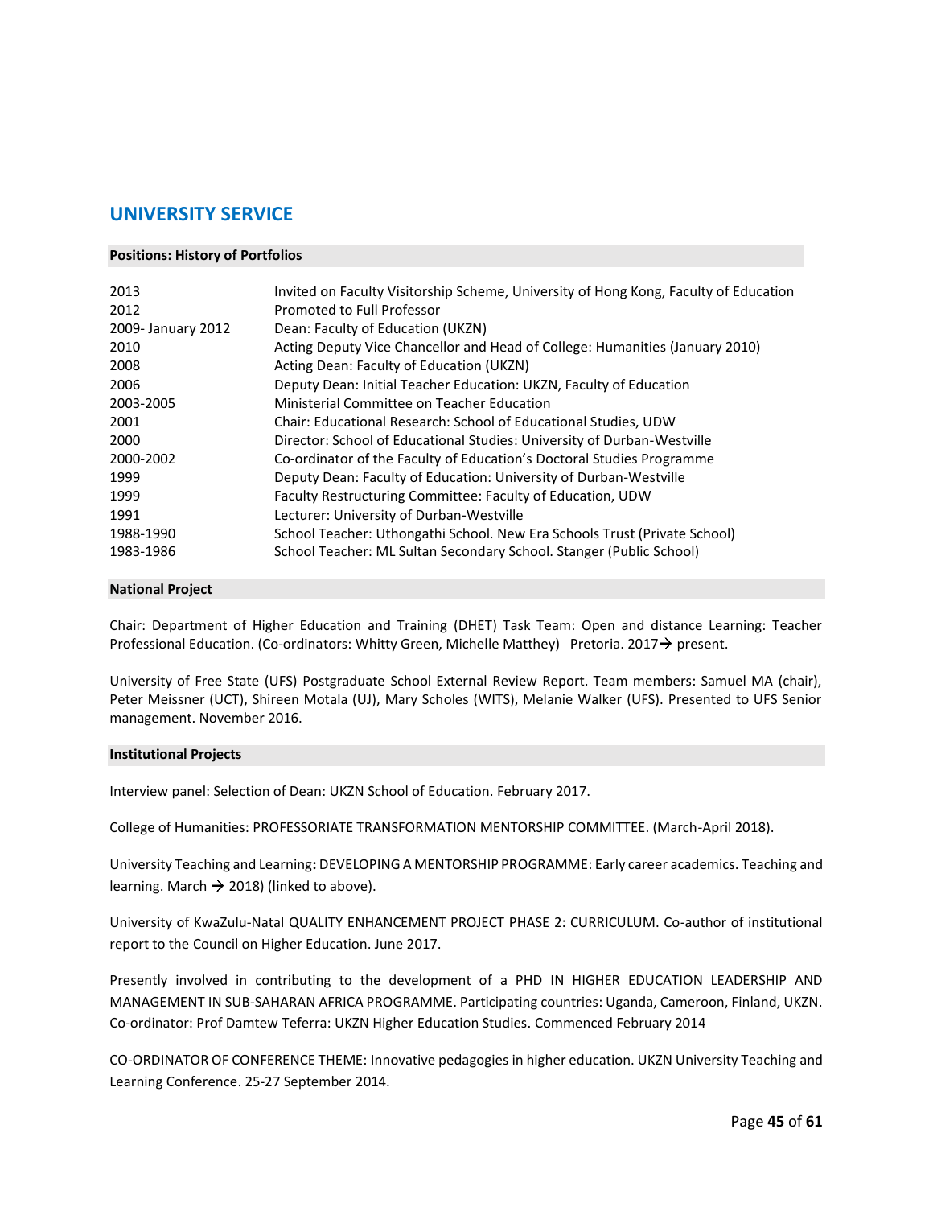## UNIVERSITY SERVICE

### Positions: History of Portfolios

| | |
|---|---|
| 2013 | Invited on Faculty Visitorship Scheme, University of Hong Kong, Faculty of Education |
| 2012 | Promoted to Full Professor |
| 2009- January 2012 | Dean: Faculty of Education (UKZN) |
| 2010 | Acting Deputy Vice Chancellor and Head of College: Humanities (January 2010) |
| 2008 | Acting Dean: Faculty of Education (UKZN) |
| 2006 | Deputy Dean: Initial Teacher Education: UKZN, Faculty of Education |
| 2003-2005 | Ministerial Committee on Teacher Education |
| 2001 | Chair: Educational Research: School of Educational Studies, UDW |
| 2000 | Director: School of Educational Studies: University of Durban-Westville |
| 2000-2002 | Co-ordinator of the Faculty of Education's Doctoral Studies Programme |
| 1999 | Deputy Dean: Faculty of Education: University of Durban-Westville |
| 1999 | Faculty Restructuring Committee: Faculty of Education, UDW |
| 1991 | Lecturer: University of Durban-Westville |
| 1988-1990 | School Teacher: Uthongathi School. New Era Schools Trust (Private School) |
| 1983-1986 | School Teacher: ML Sultan Secondary School. Stanger (Public School) |

### National Project

Chair: Department of Higher Education and Training (DHET) Task Team: Open and distance Learning: Teacher Professional Education. (Co-ordinators: Whitty Green, Michelle Matthey) Pretoria. 2017→ present.

University of Free State (UFS) Postgraduate School External Review Report. Team members: Samuel MA (chair), Peter Meissner (UCT), Shireen Motala (UJ), Mary Scholes (WITS), Melanie Walker (UFS). Presented to UFS Senior management. November 2016.

### Institutional Projects

Interview panel: Selection of Dean: UKZN School of Education. February 2017.

College of Humanities: PROFESSORIATE TRANSFORMATION MENTORSHIP COMMITTEE. (March-April 2018).

University Teaching and Learning**:** DEVELOPING A MENTORSHIP PROGRAMME: Early career academics. Teaching and learning. March → 2018) (linked to above).

University of KwaZulu-Natal QUALITY ENHANCEMENT PROJECT PHASE 2: CURRICULUM. Co-author of institutional report to the Council on Higher Education. June 2017.

Presently involved in contributing to the development of a PHD IN HIGHER EDUCATION LEADERSHIP AND MANAGEMENT IN SUB-SAHARAN AFRICA PROGRAMME. Participating countries: Uganda, Cameroon, Finland, UKZN. Co-ordinator: Prof Damtew Teferra: UKZN Higher Education Studies. Commenced February 2014

CO-ORDINATOR OF CONFERENCE THEME: Innovative pedagogies in higher education. UKZN University Teaching and Learning Conference. 25-27 September 2014.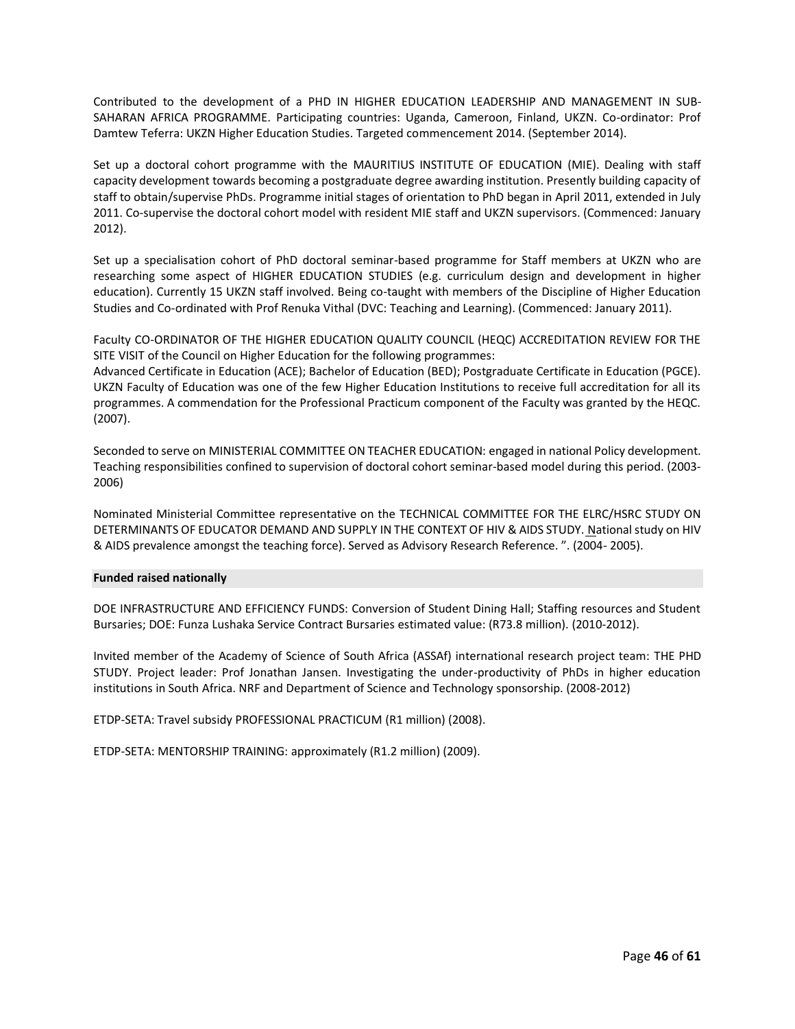Contributed to the development of a PHD IN HIGHER EDUCATION LEADERSHIP AND MANAGEMENT IN SUB-SAHARAN AFRICA PROGRAMME. Participating countries: Uganda, Cameroon, Finland, UKZN. Co-ordinator: Prof Damtew Teferra: UKZN Higher Education Studies. Targeted commencement 2014. (September 2014).

Set up a doctoral cohort programme with the MAURITIUS INSTITUTE OF EDUCATION (MIE). Dealing with staff capacity development towards becoming a postgraduate degree awarding institution. Presently building capacity of staff to obtain/supervise PhDs. Programme initial stages of orientation to PhD began in April 2011, extended in July 2011. Co-supervise the doctoral cohort model with resident MIE staff and UKZN supervisors. (Commenced: January 2012).

Set up a specialisation cohort of PhD doctoral seminar-based programme for Staff members at UKZN who are researching some aspect of HIGHER EDUCATION STUDIES (e.g. curriculum design and development in higher education). Currently 15 UKZN staff involved. Being co-taught with members of the Discipline of Higher Education Studies and Co-ordinated with Prof Renuka Vithal (DVC: Teaching and Learning). (Commenced: January 2011).

Faculty CO-ORDINATOR OF THE HIGHER EDUCATION QUALITY COUNCIL (HEQC) ACCREDITATION REVIEW FOR THE SITE VISIT of the Council on Higher Education for the following programmes:
Advanced Certificate in Education (ACE); Bachelor of Education (BED); Postgraduate Certificate in Education (PGCE). UKZN Faculty of Education was one of the few Higher Education Institutions to receive full accreditation for all its programmes. A commendation for the Professional Practicum component of the Faculty was granted by the HEQC. (2007).

Seconded to serve on MINISTERIAL COMMITTEE ON TEACHER EDUCATION: engaged in national Policy development. Teaching responsibilities confined to supervision of doctoral cohort seminar-based model during this period. (2003-2006)

Nominated Ministerial Committee representative on the TECHNICAL COMMITTEE FOR THE ELRC/HSRC STUDY ON DETERMINANTS OF EDUCATOR DEMAND AND SUPPLY IN THE CONTEXT OF HIV & AIDS STUDY. National study on HIV & AIDS prevalence amongst the teaching force). Served as Advisory Research Reference. ". (2004- 2005).

**Funded raised nationally**

DOE INFRASTRUCTURE AND EFFICIENCY FUNDS: Conversion of Student Dining Hall; Staffing resources and Student Bursaries; DOE: Funza Lushaka Service Contract Bursaries estimated value: (R73.8 million). (2010-2012).

Invited member of the Academy of Science of South Africa (ASSAf) international research project team: THE PHD STUDY. Project leader: Prof Jonathan Jansen. Investigating the under-productivity of PhDs in higher education institutions in South Africa. NRF and Department of Science and Technology sponsorship. (2008-2012)

ETDP-SETA: Travel subsidy PROFESSIONAL PRACTICUM (R1 million) (2008).

ETDP-SETA: MENTORSHIP TRAINING: approximately (R1.2 million) (2009).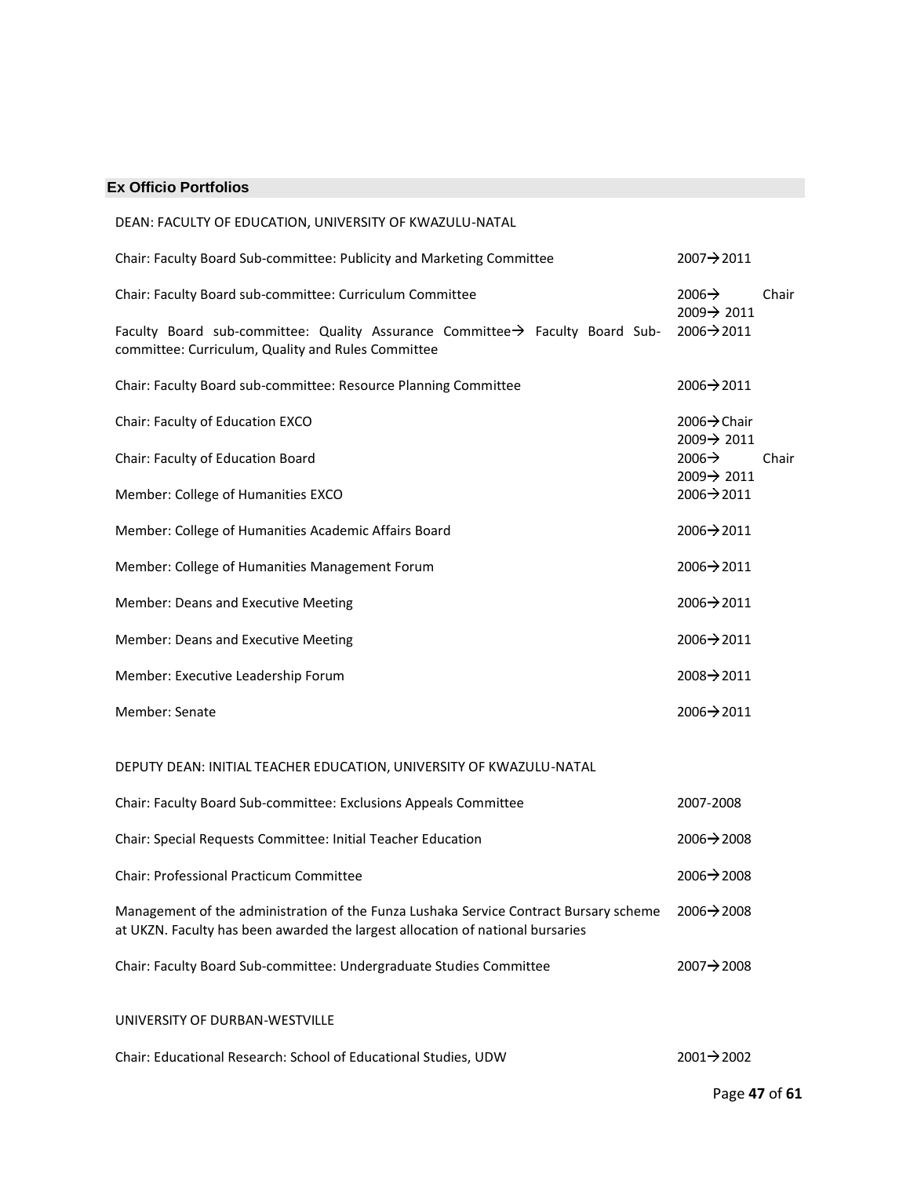## Ex Officio Portfolios

DEAN: FACULTY OF EDUCATION, UNIVERSITY OF KWAZULU-NATAL

| | |
|---|---|
| Chair: Faculty Board Sub-committee: Publicity and Marketing Committee | 2007→2011 |
| Chair: Faculty Board sub-committee: Curriculum Committee | 2006→ Chair 2009→ 2011 |
| Faculty Board sub-committee: Quality Assurance Committee→ Faculty Board Sub-committee: Curriculum, Quality and Rules Committee | 2006→2011 |
| Chair: Faculty Board sub-committee: Resource Planning Committee | 2006→2011 |
| Chair: Faculty of Education EXCO | 2006→Chair 2009→ 2011 |
| Chair: Faculty of Education Board | 2006→ Chair 2009→ 2011 |
| Member: College of Humanities EXCO | 2006→2011 |
| Member: College of Humanities Academic Affairs Board | 2006→2011 |
| Member: College of Humanities Management Forum | 2006→2011 |
| Member: Deans and Executive Meeting | 2006→2011 |
| Member: Deans and Executive Meeting | 2006→2011 |
| Member: Executive Leadership Forum | 2008→2011 |
| Member: Senate | 2006→2011 |

DEPUTY DEAN: INITIAL TEACHER EDUCATION, UNIVERSITY OF KWAZULU-NATAL

| | |
|---|---|
| Chair: Faculty Board Sub-committee: Exclusions Appeals Committee | 2007-2008 |
| Chair: Special Requests Committee: Initial Teacher Education | 2006→2008 |
| Chair: Professional Practicum Committee | 2006→2008 |
| Management of the administration of the Funza Lushaka Service Contract Bursary scheme at UKZN. Faculty has been awarded the largest allocation of national bursaries | 2006→2008 |
| Chair: Faculty Board Sub-committee: Undergraduate Studies Committee | 2007→2008 |

UNIVERSITY OF DURBAN-WESTVILLE

| | |
|---|---|
| Chair: Educational Research: School of Educational Studies, UDW | 2001→2002 |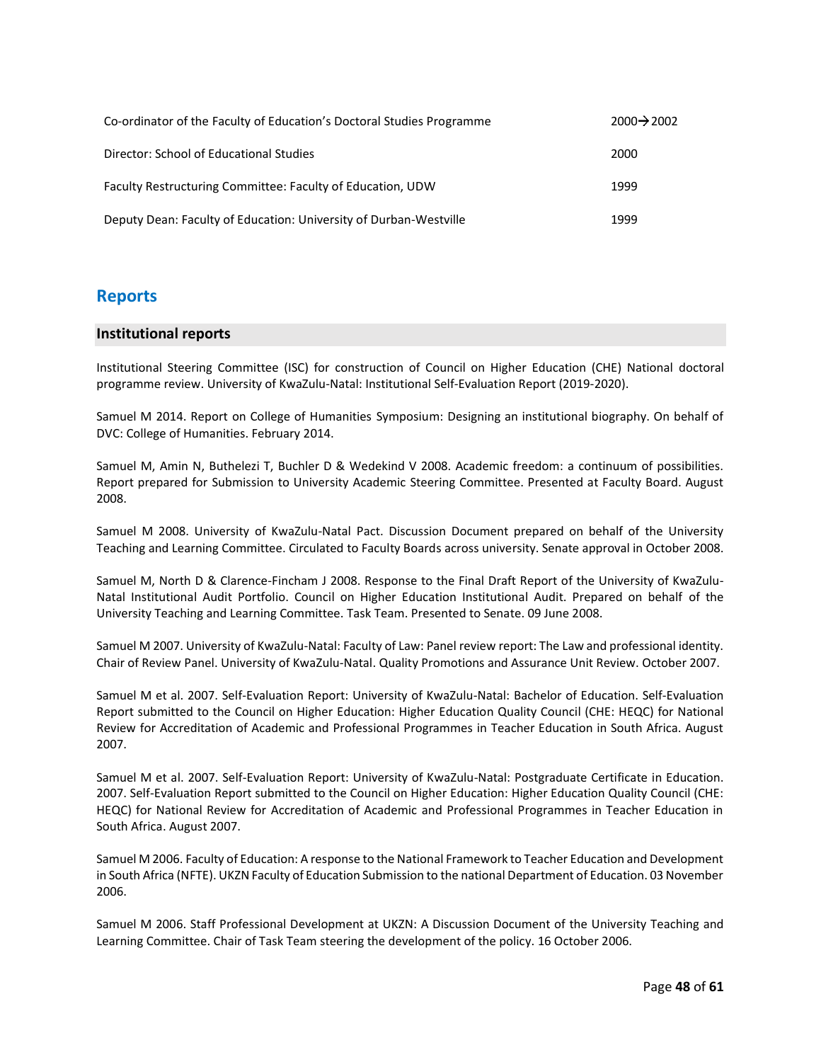| | |
|---|---|
| Co-ordinator of the Faculty of Education's Doctoral Studies Programme | 2000→2002 |
| Director: School of Educational Studies | 2000 |
| Faculty Restructuring Committee: Faculty of Education, UDW | 1999 |
| Deputy Dean: Faculty of Education: University of Durban-Westville | 1999 |

## Reports

### Institutional reports

Institutional Steering Committee (ISC) for construction of Council on Higher Education (CHE) National doctoral programme review. University of KwaZulu-Natal: Institutional Self-Evaluation Report (2019-2020).

Samuel M 2014. Report on College of Humanities Symposium: Designing an institutional biography. On behalf of DVC: College of Humanities. February 2014.

Samuel M, Amin N, Buthelezi T, Buchler D & Wedekind V 2008. Academic freedom: a continuum of possibilities. Report prepared for Submission to University Academic Steering Committee. Presented at Faculty Board. August 2008.

Samuel M 2008. University of KwaZulu-Natal Pact. Discussion Document prepared on behalf of the University Teaching and Learning Committee. Circulated to Faculty Boards across university. Senate approval in October 2008.

Samuel M, North D & Clarence-Fincham J 2008. Response to the Final Draft Report of the University of KwaZulu-Natal Institutional Audit Portfolio. Council on Higher Education Institutional Audit. Prepared on behalf of the University Teaching and Learning Committee. Task Team. Presented to Senate. 09 June 2008.

Samuel M 2007. University of KwaZulu-Natal: Faculty of Law: Panel review report: The Law and professional identity. Chair of Review Panel. University of KwaZulu-Natal. Quality Promotions and Assurance Unit Review. October 2007.

Samuel M et al. 2007. Self-Evaluation Report: University of KwaZulu-Natal: Bachelor of Education. Self-Evaluation Report submitted to the Council on Higher Education: Higher Education Quality Council (CHE: HEQC) for National Review for Accreditation of Academic and Professional Programmes in Teacher Education in South Africa. August 2007.

Samuel M et al. 2007. Self-Evaluation Report: University of KwaZulu-Natal: Postgraduate Certificate in Education. 2007. Self-Evaluation Report submitted to the Council on Higher Education: Higher Education Quality Council (CHE: HEQC) for National Review for Accreditation of Academic and Professional Programmes in Teacher Education in South Africa. August 2007.

Samuel M 2006. Faculty of Education: A response to the National Framework to Teacher Education and Development in South Africa (NFTE). UKZN Faculty of Education Submission to the national Department of Education. 03 November 2006.

Samuel M 2006. Staff Professional Development at UKZN: A Discussion Document of the University Teaching and Learning Committee. Chair of Task Team steering the development of the policy. 16 October 2006.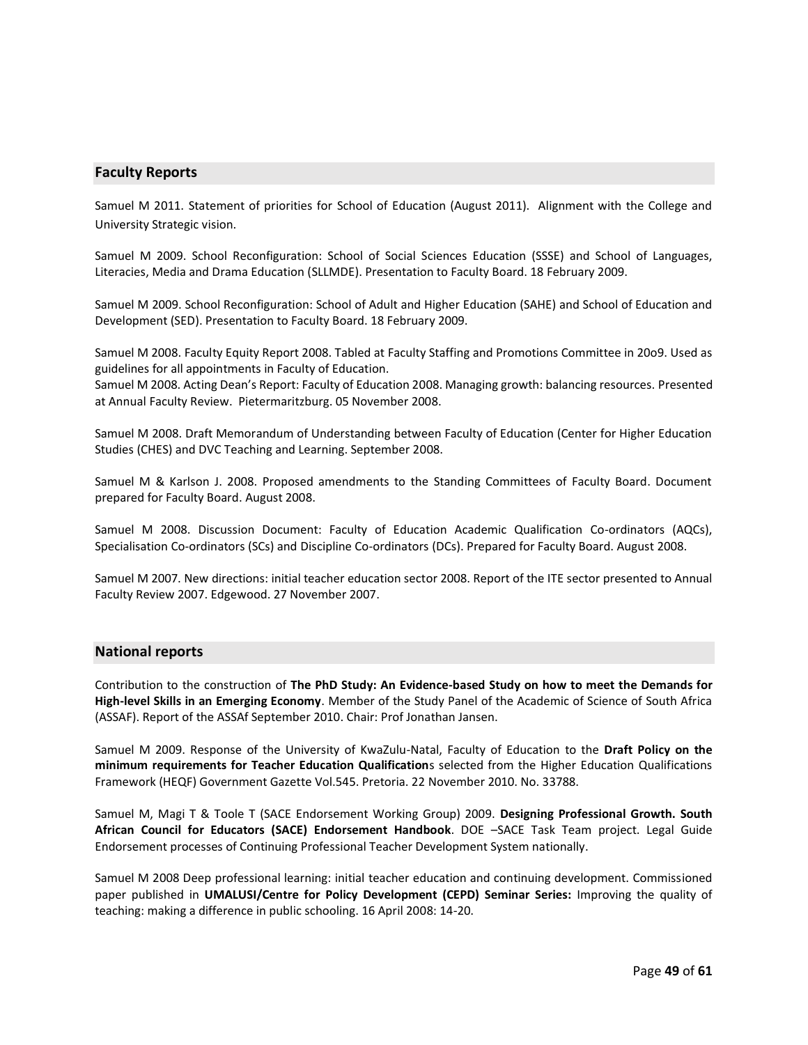## Faculty Reports

Samuel M 2011. Statement of priorities for School of Education (August 2011). Alignment with the College and University Strategic vision.

Samuel M 2009. School Reconfiguration: School of Social Sciences Education (SSSE) and School of Languages, Literacies, Media and Drama Education (SLLMDE). Presentation to Faculty Board. 18 February 2009.

Samuel M 2009. School Reconfiguration: School of Adult and Higher Education (SAHE) and School of Education and Development (SED). Presentation to Faculty Board. 18 February 2009.

Samuel M 2008. Faculty Equity Report 2008. Tabled at Faculty Staffing and Promotions Committee in 20o9. Used as guidelines for all appointments in Faculty of Education.
Samuel M 2008. Acting Dean's Report: Faculty of Education 2008. Managing growth: balancing resources. Presented at Annual Faculty Review. Pietermaritzburg. 05 November 2008.

Samuel M 2008. Draft Memorandum of Understanding between Faculty of Education (Center for Higher Education Studies (CHES) and DVC Teaching and Learning. September 2008.

Samuel M & Karlson J. 2008. Proposed amendments to the Standing Committees of Faculty Board. Document prepared for Faculty Board. August 2008.

Samuel M 2008. Discussion Document: Faculty of Education Academic Qualification Co-ordinators (AQCs), Specialisation Co-ordinators (SCs) and Discipline Co-ordinators (DCs). Prepared for Faculty Board. August 2008.

Samuel M 2007. New directions: initial teacher education sector 2008. Report of the ITE sector presented to Annual Faculty Review 2007. Edgewood. 27 November 2007.

## National reports

Contribution to the construction of **The PhD Study: An Evidence-based Study on how to meet the Demands for High-level Skills in an Emerging Economy**. Member of the Study Panel of the Academic of Science of South Africa (ASSAF). Report of the ASSAf September 2010. Chair: Prof Jonathan Jansen.

Samuel M 2009. Response of the University of KwaZulu-Natal, Faculty of Education to the **Draft Policy on the minimum requirements for Teacher Education Qualification**s selected from the Higher Education Qualifications Framework (HEQF) Government Gazette Vol.545. Pretoria. 22 November 2010. No. 33788.

Samuel M, Magi T & Toole T (SACE Endorsement Working Group) 2009. **Designing Professional Growth. South African Council for Educators (SACE) Endorsement Handbook**. DOE –SACE Task Team project. Legal Guide Endorsement processes of Continuing Professional Teacher Development System nationally.

Samuel M 2008 Deep professional learning: initial teacher education and continuing development. Commissioned paper published in **UMALUSI/Centre for Policy Development (CEPD) Seminar Series:** Improving the quality of teaching: making a difference in public schooling. 16 April 2008: 14-20.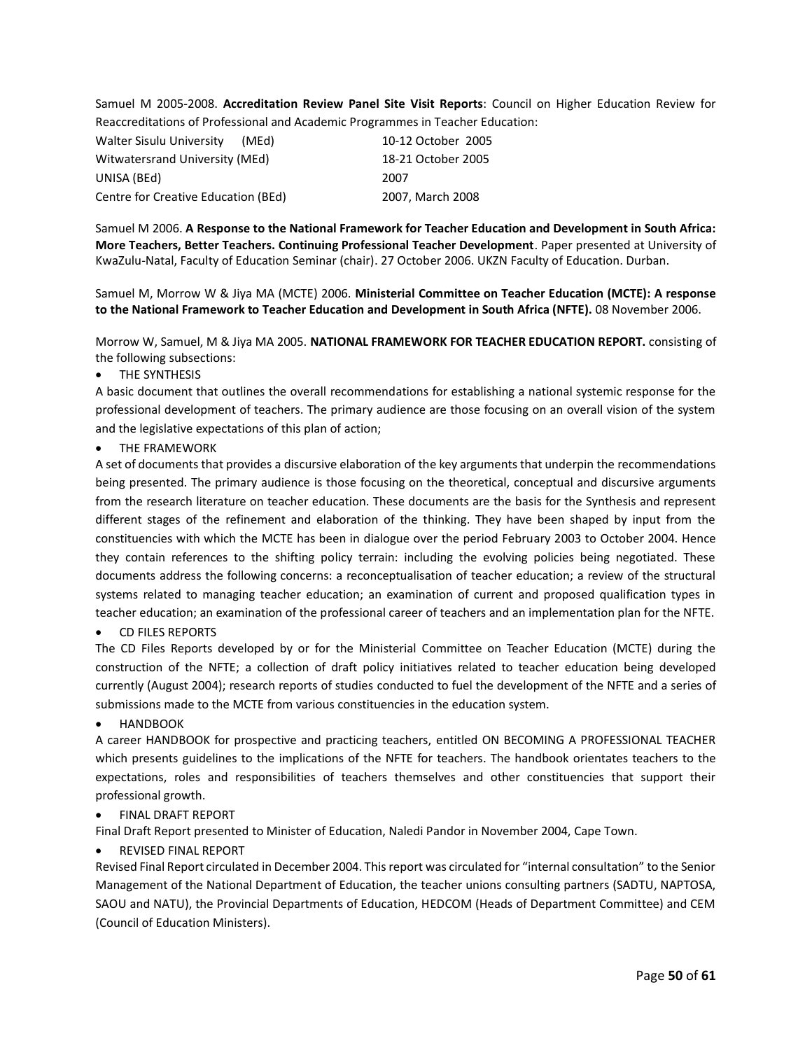Samuel M 2005-2008. **Accreditation Review Panel Site Visit Reports**: Council on Higher Education Review for Reaccreditations of Professional and Academic Programmes in Teacher Education:

| | |
|---|---|
| Walter Sisulu University (MEd) | 10-12 October 2005 |
| Witwatersrand University (MEd) | 18-21 October 2005 |
| UNISA (BEd) | 2007 |
| Centre for Creative Education (BEd) | 2007, March 2008 |

Samuel M 2006. **A Response to the National Framework for Teacher Education and Development in South Africa: More Teachers, Better Teachers. Continuing Professional Teacher Development**. Paper presented at University of KwaZulu-Natal, Faculty of Education Seminar (chair). 27 October 2006. UKZN Faculty of Education. Durban.

Samuel M, Morrow W & Jiya MA (MCTE) 2006. **Ministerial Committee on Teacher Education (MCTE): A response to the National Framework to Teacher Education and Development in South Africa (NFTE).** 08 November 2006.

Morrow W, Samuel, M & Jiya MA 2005. **NATIONAL FRAMEWORK FOR TEACHER EDUCATION REPORT.** consisting of the following subsections:

- THE SYNTHESIS

A basic document that outlines the overall recommendations for establishing a national systemic response for the professional development of teachers. The primary audience are those focusing on an overall vision of the system and the legislative expectations of this plan of action;

- THE FRAMEWORK

A set of documents that provides a discursive elaboration of the key arguments that underpin the recommendations being presented. The primary audience is those focusing on the theoretical, conceptual and discursive arguments from the research literature on teacher education. These documents are the basis for the Synthesis and represent different stages of the refinement and elaboration of the thinking. They have been shaped by input from the constituencies with which the MCTE has been in dialogue over the period February 2003 to October 2004. Hence they contain references to the shifting policy terrain: including the evolving policies being negotiated. These documents address the following concerns: a reconceptualisation of teacher education; a review of the structural systems related to managing teacher education; an examination of current and proposed qualification types in teacher education; an examination of the professional career of teachers and an implementation plan for the NFTE.

- CD FILES REPORTS

The CD Files Reports developed by or for the Ministerial Committee on Teacher Education (MCTE) during the construction of the NFTE; a collection of draft policy initiatives related to teacher education being developed currently (August 2004); research reports of studies conducted to fuel the development of the NFTE and a series of submissions made to the MCTE from various constituencies in the education system.

- HANDBOOK

A career HANDBOOK for prospective and practicing teachers, entitled ON BECOMING A PROFESSIONAL TEACHER which presents guidelines to the implications of the NFTE for teachers. The handbook orientates teachers to the expectations, roles and responsibilities of teachers themselves and other constituencies that support their professional growth.

- FINAL DRAFT REPORT

Final Draft Report presented to Minister of Education, Naledi Pandor in November 2004, Cape Town.

- REVISED FINAL REPORT

Revised Final Report circulated in December 2004. This report was circulated for "internal consultation" to the Senior Management of the National Department of Education, the teacher unions consulting partners (SADTU, NAPTOSA, SAOU and NATU), the Provincial Departments of Education, HEDCOM (Heads of Department Committee) and CEM (Council of Education Ministers).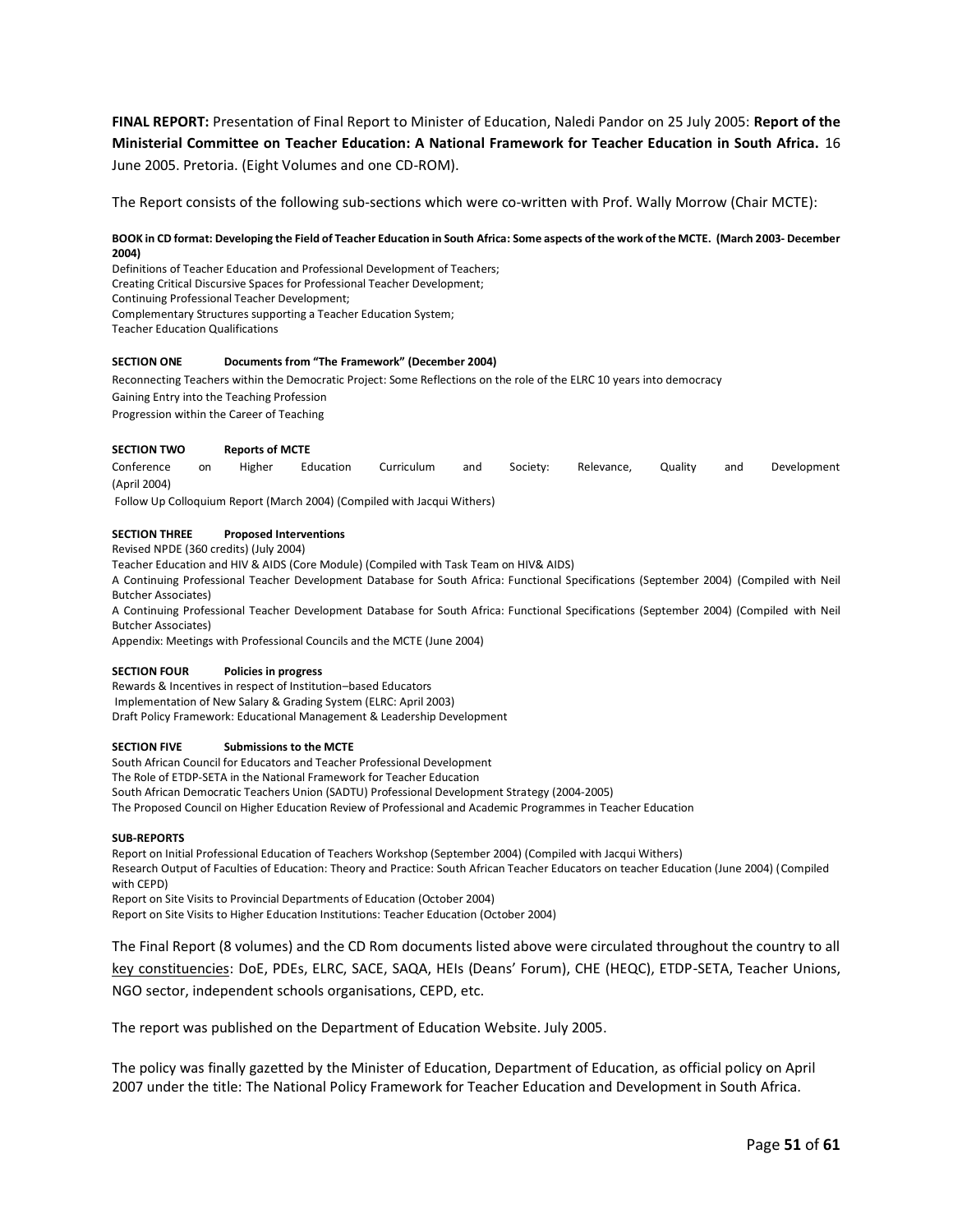**FINAL REPORT:** Presentation of Final Report to Minister of Education, Naledi Pandor on 25 July 2005: **Report of the Ministerial Committee on Teacher Education: A National Framework for Teacher Education in South Africa.** 16 June 2005. Pretoria. (Eight Volumes and one CD-ROM).

The Report consists of the following sub-sections which were co-written with Prof. Wally Morrow (Chair MCTE):

**BOOK in CD format: Developing the Field of Teacher Education in South Africa: Some aspects of the work of the MCTE. (March 2003- December 2004)**

Definitions of Teacher Education and Professional Development of Teachers;
Creating Critical Discursive Spaces for Professional Teacher Development;
Continuing Professional Teacher Development;
Complementary Structures supporting a Teacher Education System;
Teacher Education Qualifications

**SECTION ONE Documents from "The Framework" (December 2004)**

Reconnecting Teachers within the Democratic Project: Some Reflections on the role of the ELRC 10 years into democracy
Gaining Entry into the Teaching Profession
Progression within the Career of Teaching

**SECTION TWO Reports of MCTE**

Conference on Higher Education Curriculum and Society: Relevance, Quality and Development (April 2004)
Follow Up Colloquium Report (March 2004) (Compiled with Jacqui Withers)

**SECTION THREE Proposed Interventions**

Revised NPDE (360 credits) (July 2004)
Teacher Education and HIV & AIDS (Core Module) (Compiled with Task Team on HIV& AIDS)
A Continuing Professional Teacher Development Database for South Africa: Functional Specifications (September 2004) (Compiled with Neil Butcher Associates)
A Continuing Professional Teacher Development Database for South Africa: Functional Specifications (September 2004) (Compiled with Neil Butcher Associates)
Appendix: Meetings with Professional Councils and the MCTE (June 2004)

**SECTION FOUR Policies in progress**

Rewards & Incentives in respect of Institution–based Educators
Implementation of New Salary & Grading System (ELRC: April 2003)
Draft Policy Framework: Educational Management & Leadership Development

**SECTION FIVE Submissions to the MCTE**

South African Council for Educators and Teacher Professional Development
The Role of ETDP-SETA in the National Framework for Teacher Education
South African Democratic Teachers Union (SADTU) Professional Development Strategy (2004-2005)
The Proposed Council on Higher Education Review of Professional and Academic Programmes in Teacher Education

**SUB-REPORTS**

Report on Initial Professional Education of Teachers Workshop (September 2004) (Compiled with Jacqui Withers)
Research Output of Faculties of Education: Theory and Practice: South African Teacher Educators on teacher Education (June 2004) (Compiled with CEPD)
Report on Site Visits to Provincial Departments of Education (October 2004)
Report on Site Visits to Higher Education Institutions: Teacher Education (October 2004)

The Final Report (8 volumes) and the CD Rom documents listed above were circulated throughout the country to all key constituencies: DoE, PDEs, ELRC, SACE, SAQA, HEIs (Deans' Forum), CHE (HEQC), ETDP-SETA, Teacher Unions, NGO sector, independent schools organisations, CEPD, etc.

The report was published on the Department of Education Website. July 2005.

The policy was finally gazetted by the Minister of Education, Department of Education, as official policy on April 2007 under the title: The National Policy Framework for Teacher Education and Development in South Africa.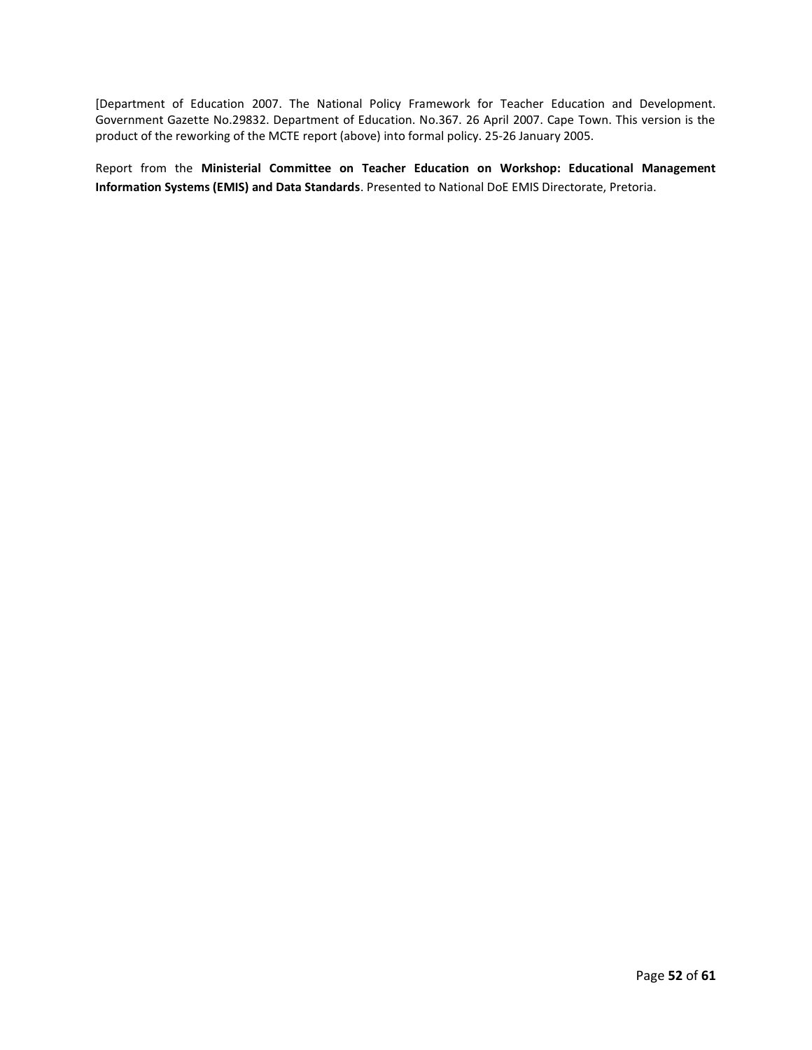[Department of Education 2007. The National Policy Framework for Teacher Education and Development. Government Gazette No.29832. Department of Education. No.367. 26 April 2007. Cape Town. This version is the product of the reworking of the MCTE report (above) into formal policy. 25-26 January 2005.

Report from the **Ministerial Committee on Teacher Education on Workshop: Educational Management Information Systems (EMIS) and Data Standards**. Presented to National DoE EMIS Directorate, Pretoria.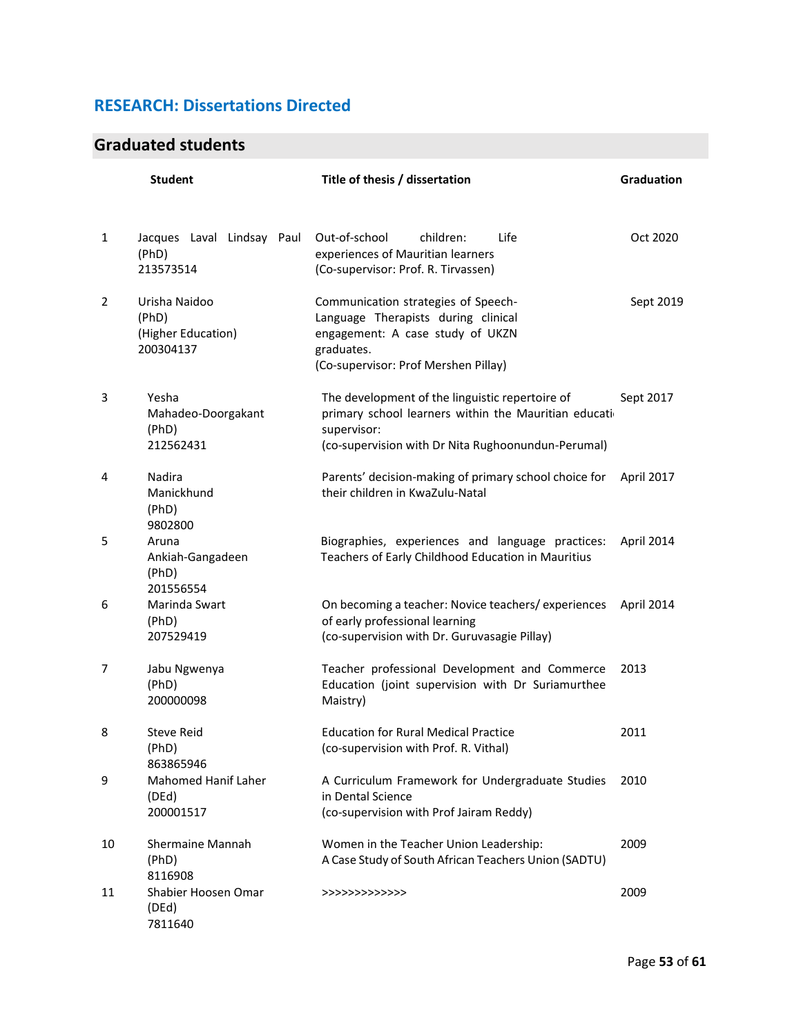## RESEARCH: Dissertations Directed

### Graduated students

| | Student | Title of thesis / dissertation | Graduation |
|---|---|---|---|
| 1 | Jacques Laval Lindsay Paul (PhD) 213573514 | Out-of-school children: Life experiences of Mauritian learners (Co-supervisor: Prof. R. Tirvassen) | Oct 2020 |
| 2 | Urisha Naidoo (PhD) (Higher Education) 200304137 | Communication strategies of Speech-Language Therapists during clinical engagement: A case study of UKZN graduates. (Co-supervisor: Prof Mershen Pillay) | Sept 2019 |
| 3 | Yesha Mahadeo-Doorgakant (PhD) 212562431 | The development of the linguistic repertoire of primary school learners within the Mauritian educati supervisor: (co-supervision with Dr Nita Rughoonundun-Perumal) | Sept 2017 |
| 4 | Nadira Manickhund (PhD) 9802800 | Parents' decision-making of primary school choice for their children in KwaZulu-Natal | April 2017 |
| 5 | Aruna Ankiah-Gangadeen (PhD) 201556554 | Biographies, experiences and language practices: Teachers of Early Childhood Education in Mauritius | April 2014 |
| 6 | Marinda Swart (PhD) 207529419 | On becoming a teacher: Novice teachers/ experiences of early professional learning (co-supervision with Dr. Guruvasagie Pillay) | April 2014 |
| 7 | Jabu Ngwenya (PhD) 200000098 | Teacher professional Development and Commerce Education (joint supervision with Dr Suriamurthee Maistry) | 2013 |
| 8 | Steve Reid (PhD) 863865946 | Education for Rural Medical Practice (co-supervision with Prof. R. Vithal) | 2011 |
| 9 | Mahomed Hanif Laher (DEd) 200001517 | A Curriculum Framework for Undergraduate Studies in Dental Science (co-supervision with Prof Jairam Reddy) | 2010 |
| 10 | Shermaine Mannah (PhD) 8116908 | Women in the Teacher Union Leadership: A Case Study of South African Teachers Union (SADTU) | 2009 |
| 11 | Shabier Hoosen Omar (DEd) 7811640 | >>>>>>>>>>>>> | 2009 |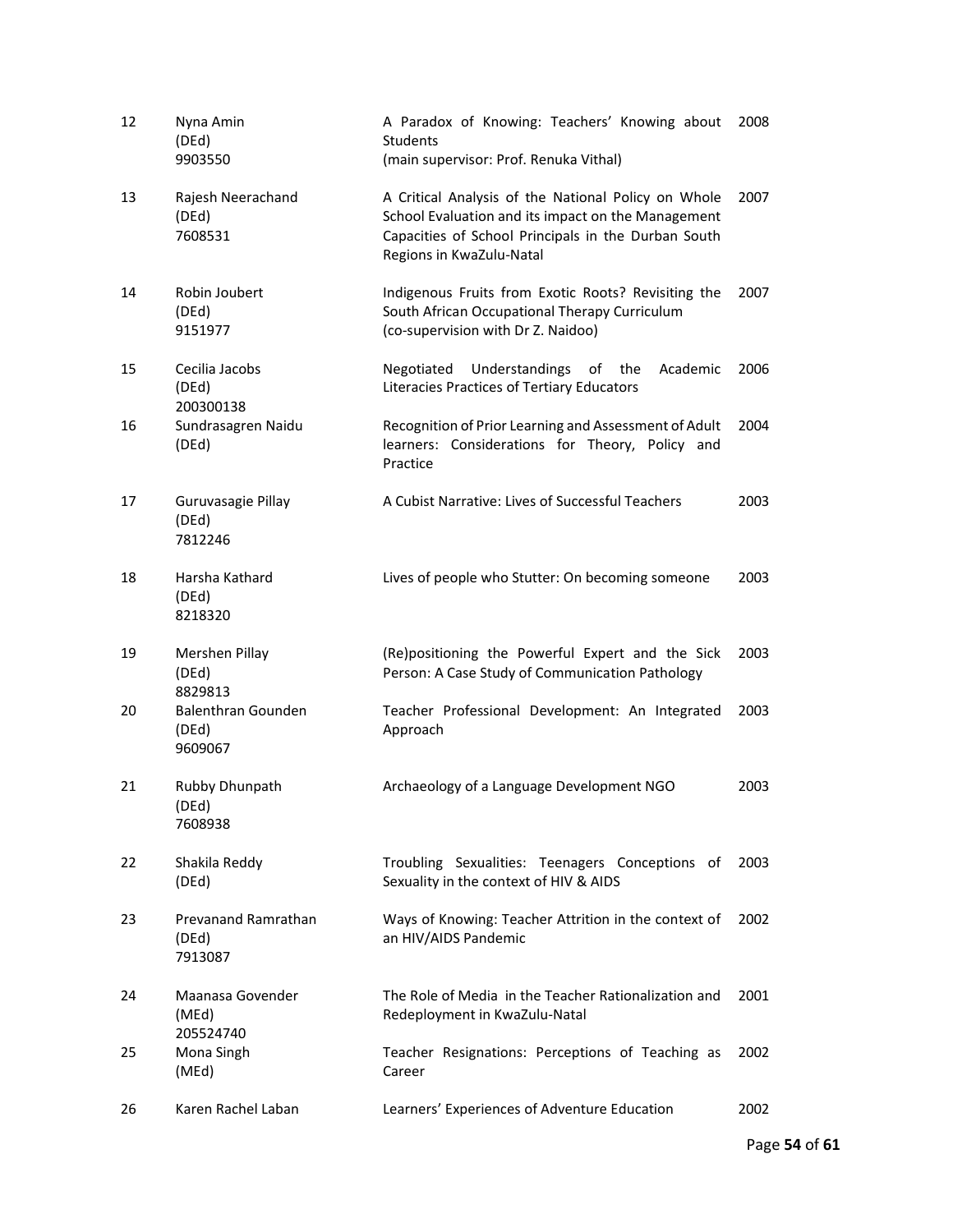| | | | |
|---|---|---|---|
| 12 | Nyna Amin (DEd) 9903550 | A Paradox of Knowing: Teachers' Knowing about Students (main supervisor: Prof. Renuka Vithal) | 2008 |
| 13 | Rajesh Neerachand (DEd) 7608531 | A Critical Analysis of the National Policy on Whole School Evaluation and its impact on the Management Capacities of School Principals in the Durban South Regions in KwaZulu-Natal | 2007 |
| 14 | Robin Joubert (DEd) 9151977 | Indigenous Fruits from Exotic Roots? Revisiting the South African Occupational Therapy Curriculum (co-supervision with Dr Z. Naidoo) | 2007 |
| 15 | Cecilia Jacobs (DEd) 200300138 | Negotiated Understandings of the Academic Literacies Practices of Tertiary Educators | 2006 |
| 16 | Sundrasagren Naidu (DEd) | Recognition of Prior Learning and Assessment of Adult learners: Considerations for Theory, Policy and Practice | 2004 |
| 17 | Guruvasagie Pillay (DEd) 7812246 | A Cubist Narrative: Lives of Successful Teachers | 2003 |
| 18 | Harsha Kathard (DEd) 8218320 | Lives of people who Stutter: On becoming someone | 2003 |
| 19 | Mershen Pillay (DEd) 8829813 | (Re)positioning the Powerful Expert and the Sick Person: A Case Study of Communication Pathology | 2003 |
| 20 | Balenthran Gounden (DEd) 9609067 | Teacher Professional Development: An Integrated Approach | 2003 |
| 21 | Rubby Dhunpath (DEd) 7608938 | Archaeology of a Language Development NGO | 2003 |
| 22 | Shakila Reddy (DEd) | Troubling Sexualities: Teenagers Conceptions of Sexuality in the context of HIV & AIDS | 2003 |
| 23 | Prevanand Ramrathan (DEd) 7913087 | Ways of Knowing: Teacher Attrition in the context of an HIV/AIDS Pandemic | 2002 |
| 24 | Maanasa Govender (MEd) 205524740 | The Role of Media in the Teacher Rationalization and Redeployment in KwaZulu-Natal | 2001 |
| 25 | Mona Singh (MEd) | Teacher Resignations: Perceptions of Teaching as Career | 2002 |
| 26 | Karen Rachel Laban | Learners' Experiences of Adventure Education | 2002 |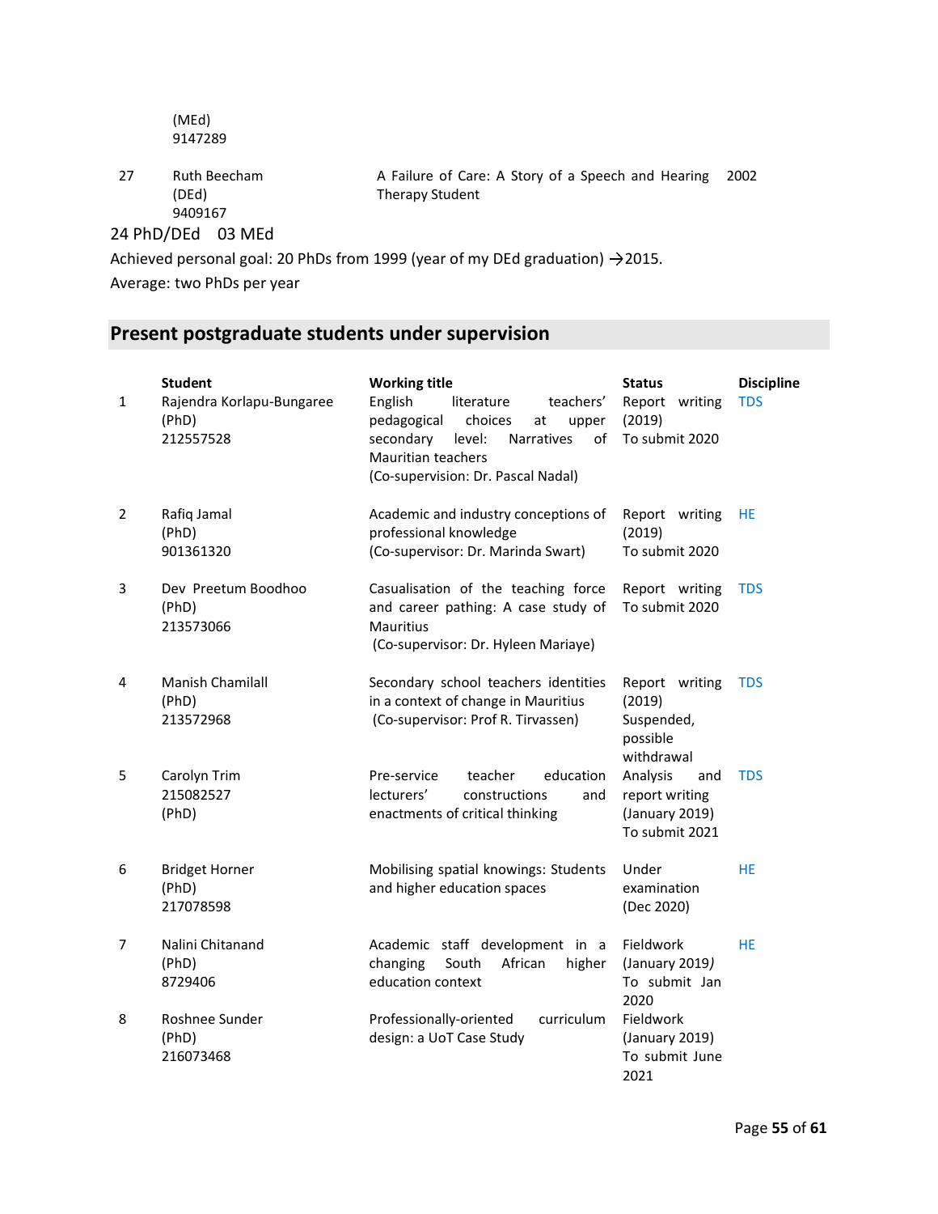| | | | |
|---|---|---|---|
| | (MEd) 9147289 | | |
| 27 | Ruth Beecham (DEd) 9409167 | A Failure of Care: A Story of a Speech and Hearing Therapy Student | 2002 |

24 PhD/DEd 03 MEd

Achieved personal goal: 20 PhDs from 1999 (year of my DEd graduation) →2015.

Average: two PhDs per year

## Present postgraduate students under supervision

| | Student | Working title | Status | Discipline |
|---|---|---|---|---|
| 1 | Rajendra Korlapu-Bungaree (PhD) 212557528 | English literature teachers' pedagogical choices at upper secondary level: Narratives of Mauritian teachers (Co-supervision: Dr. Pascal Nadal) | Report writing (2019) To submit 2020 | TDS |
| 2 | Rafiq Jamal (PhD) 901361320 | Academic and industry conceptions of professional knowledge (Co-supervisor: Dr. Marinda Swart) | Report writing (2019) To submit 2020 | HE |
| 3 | Dev Preetum Boodhoo (PhD) 213573066 | Casualisation of the teaching force and career pathing: A case study of Mauritius (Co-supervisor: Dr. Hyleen Mariaye) | Report writing To submit 2020 | TDS |
| 4 | Manish Chamilall (PhD) 213572968 | Secondary school teachers identities in a context of change in Mauritius (Co-supervisor: Prof R. Tirvassen) | Report writing (2019) Suspended, possible withdrawal | TDS |
| 5 | Carolyn Trim 215082527 (PhD) | Pre-service teacher education lecturers' constructions and enactments of critical thinking | Analysis and report writing (January 2019) To submit 2021 | TDS |
| 6 | Bridget Horner (PhD) 217078598 | Mobilising spatial knowings: Students and higher education spaces | Under examination (Dec 2020) | HE |
| 7 | Nalini Chitanand (PhD) 8729406 | Academic staff development in a changing South African higher education context | Fieldwork (January 2019) To submit Jan 2020 | HE |
| 8 | Roshnee Sunder (PhD) 216073468 | Professionally-oriented curriculum design: a UoT Case Study | Fieldwork (January 2019) To submit June 2021 | |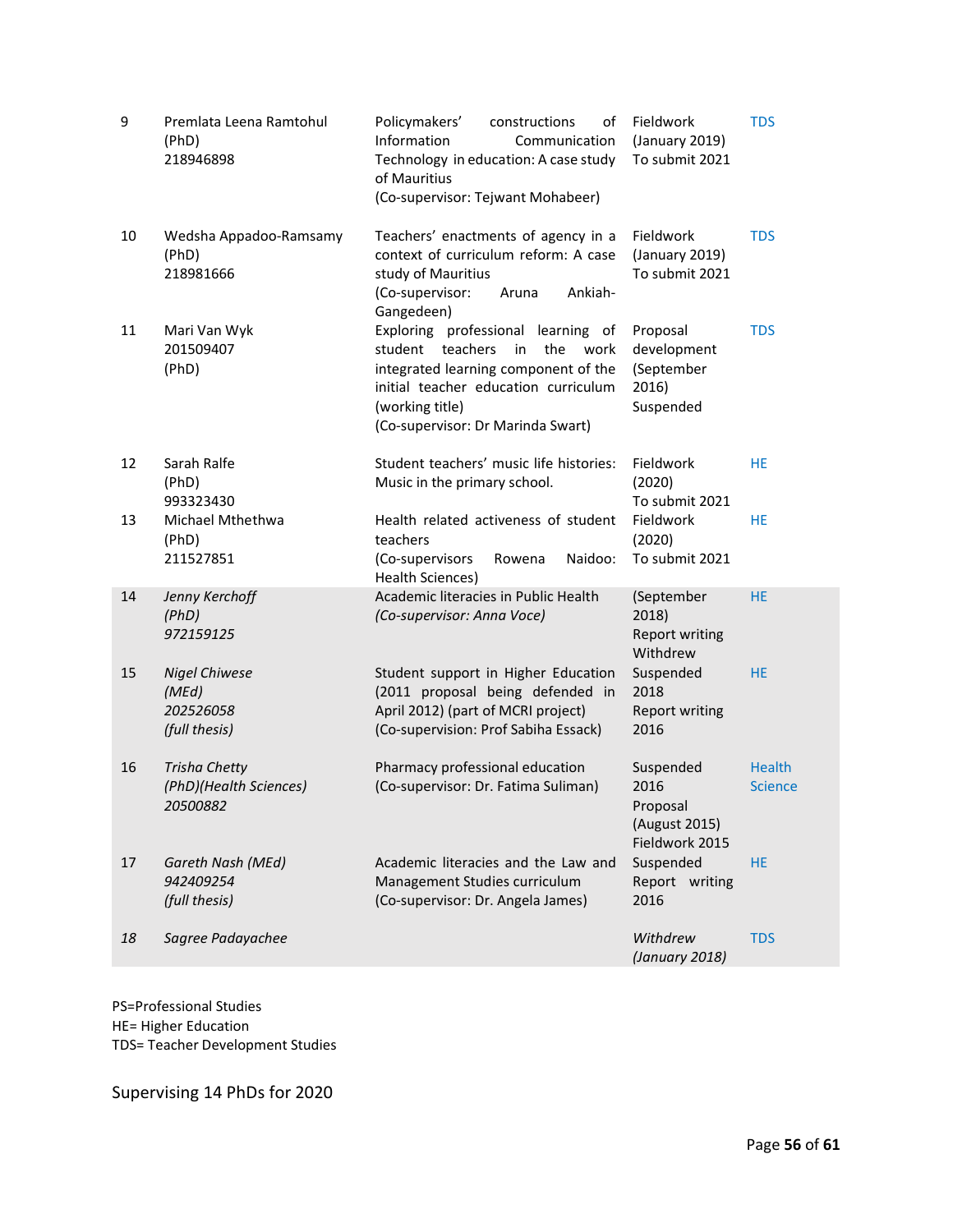| | | | | |
|---|---|---|---|---|
| 9 | Premlata Leena Ramtohul (PhD) 218946898 | Policymakers' constructions of Information Communication Technology in education: A case study of Mauritius (Co-supervisor: Tejwant Mohabeer) | Fieldwork (January 2019) To submit 2021 | TDS |
| 10 | Wedsha Appadoo-Ramsamy (PhD) 218981666 | Teachers' enactments of agency in a context of curriculum reform: A case study of Mauritius (Co-supervisor: Aruna Ankiah-Gangedeen) | Fieldwork (January 2019) To submit 2021 | TDS |
| 11 | Mari Van Wyk 201509407 (PhD) | Exploring professional learning of student teachers in the work integrated learning component of the initial teacher education curriculum (working title) (Co-supervisor: Dr Marinda Swart) | Proposal development (September 2016) Suspended | TDS |
| 12 | Sarah Ralfe (PhD) 993323430 | Student teachers' music life histories: Music in the primary school. | Fieldwork (2020) To submit 2021 | HE |
| 13 | Michael Mthethwa (PhD) 211527851 | Health related activeness of student teachers (Co-supervisors Rowena Naidoo: Health Sciences) | Fieldwork (2020) To submit 2021 | HE |
| 14 | *Jenny Kerchoff (PhD) 972159125* | Academic literacies in Public Health *(Co-supervisor: Anna Voce)* | (September 2018) Report writing Withdrew | HE |
| 15 | *Nigel Chiwese (MEd) 202526058 (full thesis)* | Student support in Higher Education (2011 proposal being defended in April 2012) (part of MCRI project) (Co-supervision: Prof Sabiha Essack) | Suspended 2018 Report writing 2016 | HE |
| 16 | *Trisha Chetty (PhD)(Health Sciences) 20500882* | Pharmacy professional education (Co-supervisor: Dr. Fatima Suliman) | Suspended 2016 Proposal (August 2015) Fieldwork 2015 | Health Science |
| 17 | *Gareth Nash (MEd) 942409254 (full thesis)* | Academic literacies and the Law and Management Studies curriculum (Co-supervisor: Dr. Angela James) | Suspended Report writing 2016 | HE |
| *18* | *Sagree Padayachee* | | *Withdrew (January 2018)* | TDS |

PS=Professional Studies
HE= Higher Education
TDS= Teacher Development Studies

Supervising 14 PhDs for 2020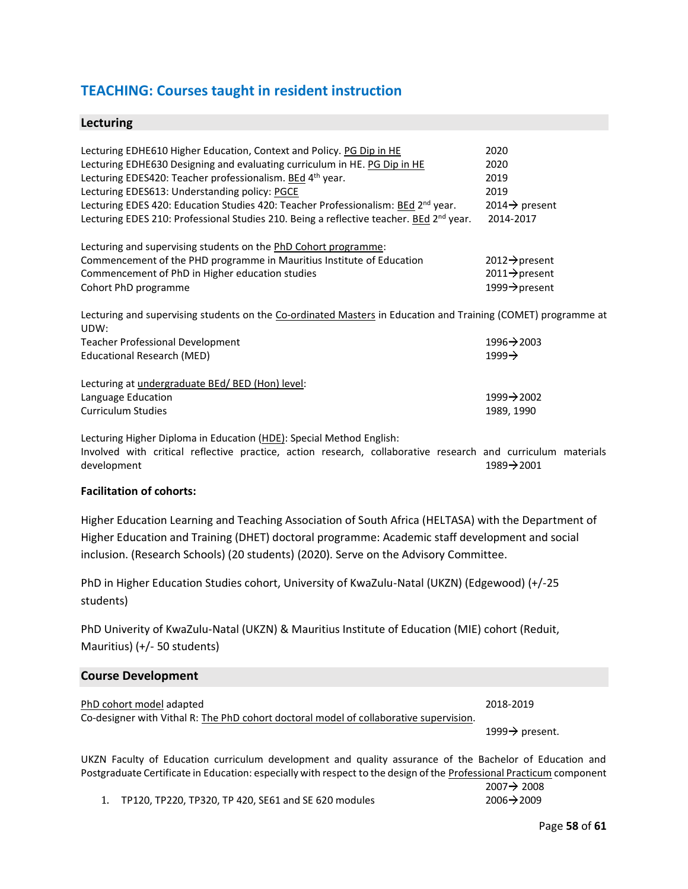## TEACHING: Courses taught in resident instruction

### Lecturing

| | |
|---|---|
| Lecturing EDHE610 Higher Education, Context and Policy. PG Dip in HE | 2020 |
| Lecturing EDHE630 Designing and evaluating curriculum in HE. PG Dip in HE | 2020 |
| Lecturing EDES420: Teacher professionalism. BEd 4th year. | 2019 |
| Lecturing EDES613: Understanding policy: PGCE | 2019 |
| Lecturing EDES 420: Education Studies 420: Teacher Professionalism: BEd 2nd year. | 2014→ present |
| Lecturing EDES 210: Professional Studies 210. Being a reflective teacher. BEd 2nd year. | 2014-2017 |

Lecturing and supervising students on the PhD Cohort programme:

| | |
|---|---|
| Commencement of the PHD programme in Mauritius Institute of Education | 2012→present |
| Commencement of PhD in Higher education studies | 2011→present |
| Cohort PhD programme | 1999→present |

Lecturing and supervising students on the Co-ordinated Masters in Education and Training (COMET) programme at UDW:

| | |
|---|---|
| Teacher Professional Development | 1996→2003 |
| Educational Research (MED) | 1999→ |

Lecturing at undergraduate BEd/ BED (Hon) level:

| | |
|---|---|
| Language Education | 1999→2002 |
| Curriculum Studies | 1989, 1990 |

Lecturing Higher Diploma in Education (HDE): Special Method English:
Involved with critical reflective practice, action research, collaborative research and curriculum materials development — 1989→2001

**Facilitation of cohorts:**

Higher Education Learning and Teaching Association of South Africa (HELTASA) with the Department of Higher Education and Training (DHET) doctoral programme: Academic staff development and social inclusion. (Research Schools) (20 students) (2020). Serve on the Advisory Committee.

PhD in Higher Education Studies cohort, University of KwaZulu-Natal (UKZN) (Edgewood) (+/-25 students)

PhD Univerity of KwaZulu-Natal (UKZN) & Mauritius Institute of Education (MIE) cohort (Reduit, Mauritius) (+/- 50 students)

### Course Development

| | |
|---|---|
| PhD cohort model adapted | 2018-2019 |
| Co-designer with Vithal R: The PhD cohort doctoral model of collaborative supervision. | 1999→ present. |

UKZN Faculty of Education curriculum development and quality assurance of the Bachelor of Education and Postgraduate Certificate in Education: especially with respect to the design of the Professional Practicum component — 2007→ 2008

1. TP120, TP220, TP320, TP 420, SE61 and SE 620 modules — 2006→2009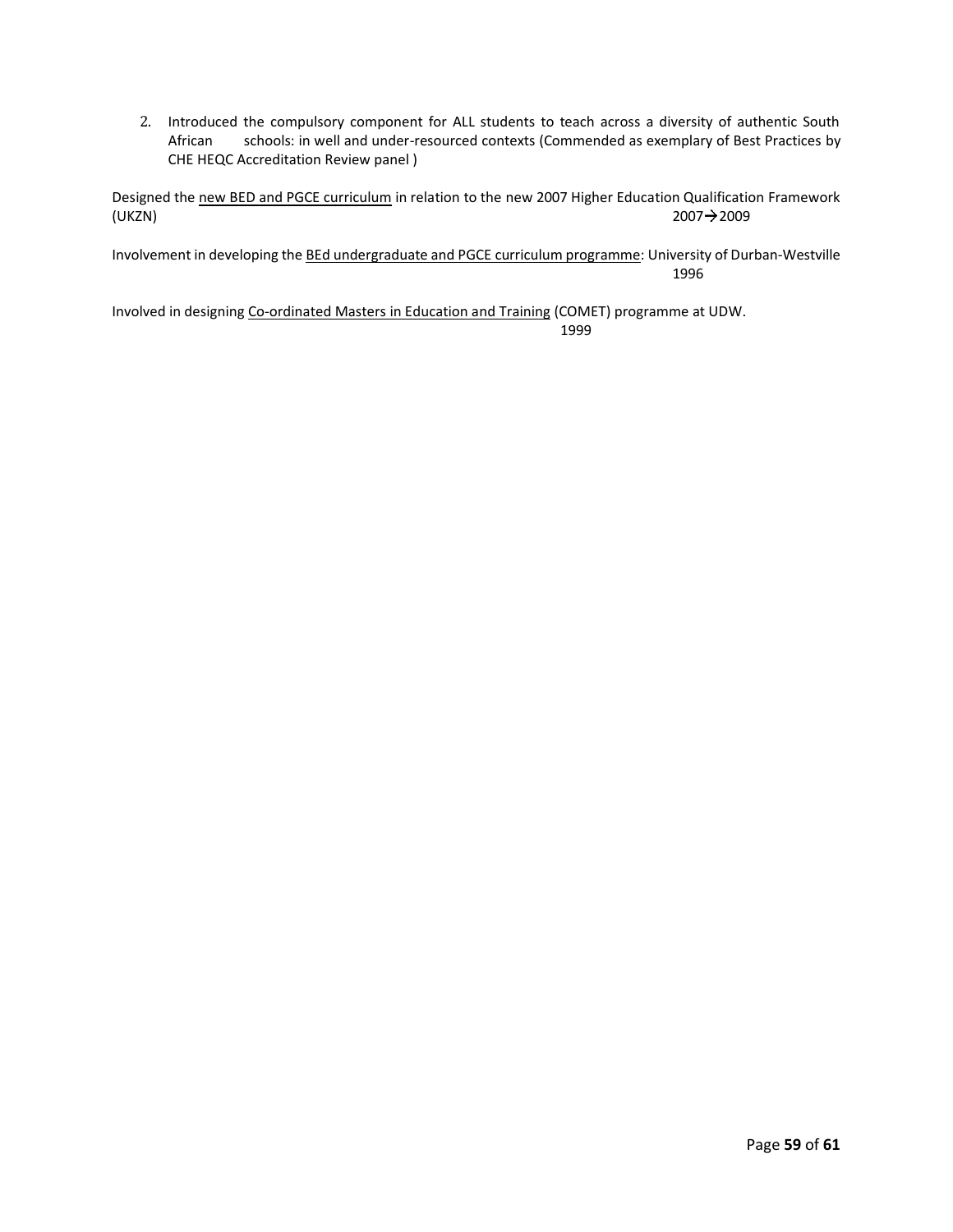2. Introduced the compulsory component for ALL students to teach across a diversity of authentic South African schools: in well and under-resourced contexts (Commended as exemplary of Best Practices by CHE HEQC Accreditation Review panel )

Designed the new BED and PGCE curriculum in relation to the new 2007 Higher Education Qualification Framework (UKZN) 2007→2009

Involvement in developing the BEd undergraduate and PGCE curriculum programme: University of Durban-Westville 1996

Involved in designing Co-ordinated Masters in Education and Training (COMET) programme at UDW. 1999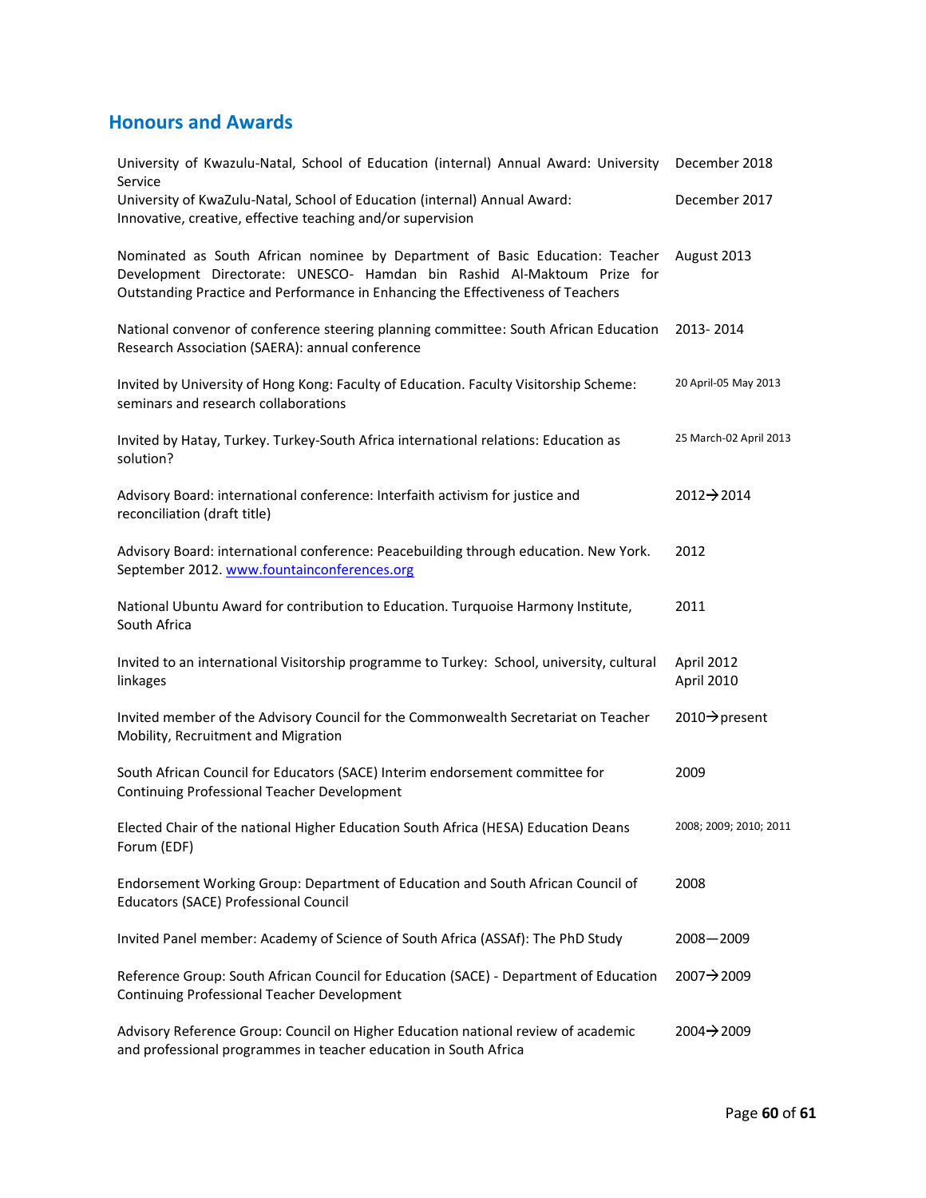## Honours and Awards

| | |
|---|---|
| University of Kwazulu-Natal, School of Education (internal) Annual Award: University Service | December 2018 |
| University of KwaZulu-Natal, School of Education (internal) Annual Award: Innovative, creative, effective teaching and/or supervision | December 2017 |
| Nominated as South African nominee by Department of Basic Education: Teacher Development Directorate: UNESCO- Hamdan bin Rashid Al-Maktoum Prize for Outstanding Practice and Performance in Enhancing the Effectiveness of Teachers | August 2013 |
| National convenor of conference steering planning committee: South African Education Research Association (SAERA): annual conference | 2013- 2014 |
| Invited by University of Hong Kong: Faculty of Education. Faculty Visitorship Scheme: seminars and research collaborations | 20 April-05 May 2013 |
| Invited by Hatay, Turkey. Turkey-South Africa international relations: Education as solution? | 25 March-02 April 2013 |
| Advisory Board: international conference: Interfaith activism for justice and reconciliation (draft title) | 2012→2014 |
| Advisory Board: international conference: Peacebuilding through education. New York. September 2012. www.fountainconferences.org | 2012 |
| National Ubuntu Award for contribution to Education. Turquoise Harmony Institute, South Africa | 2011 |
| Invited to an international Visitorship programme to Turkey: School, university, cultural linkages | April 2012<br>April 2010 |
| Invited member of the Advisory Council for the Commonwealth Secretariat on Teacher Mobility, Recruitment and Migration | 2010→present |
| South African Council for Educators (SACE) Interim endorsement committee for Continuing Professional Teacher Development | 2009 |
| Elected Chair of the national Higher Education South Africa (HESA) Education Deans Forum (EDF) | 2008; 2009; 2010; 2011 |
| Endorsement Working Group: Department of Education and South African Council of Educators (SACE) Professional Council | 2008 |
| Invited Panel member: Academy of Science of South Africa (ASSAf): The PhD Study | 2008—2009 |
| Reference Group: South African Council for Education (SACE) - Department of Education Continuing Professional Teacher Development | 2007→2009 |
| Advisory Reference Group: Council on Higher Education national review of academic and professional programmes in teacher education in South Africa | 2004→2009 |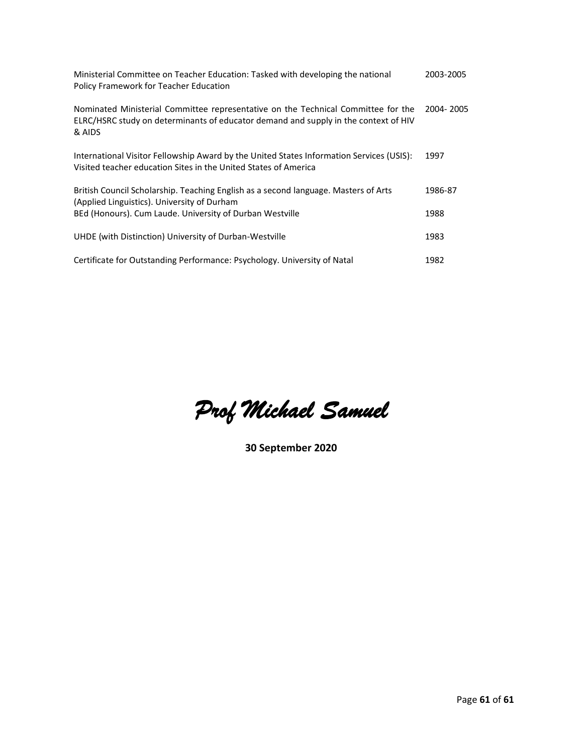| | |
|---|---|
| Ministerial Committee on Teacher Education: Tasked with developing the national Policy Framework for Teacher Education | 2003-2005 |
| Nominated Ministerial Committee representative on the Technical Committee for the ELRC/HSRC study on determinants of educator demand and supply in the context of HIV & AIDS | 2004- 2005 |
| International Visitor Fellowship Award by the United States Information Services (USIS): Visited teacher education Sites in the United States of America | 1997 |
| British Council Scholarship. Teaching English as a second language. Masters of Arts (Applied Linguistics). University of Durham | 1986-87 |
| BEd (Honours). Cum Laude. University of Durban Westville | 1988 |
| UHDE (with Distinction) University of Durban-Westville | 1983 |
| Certificate for Outstanding Performance: Psychology. University of Natal | 1982 |

*Prof Michael Samuel*

**30 September 2020**